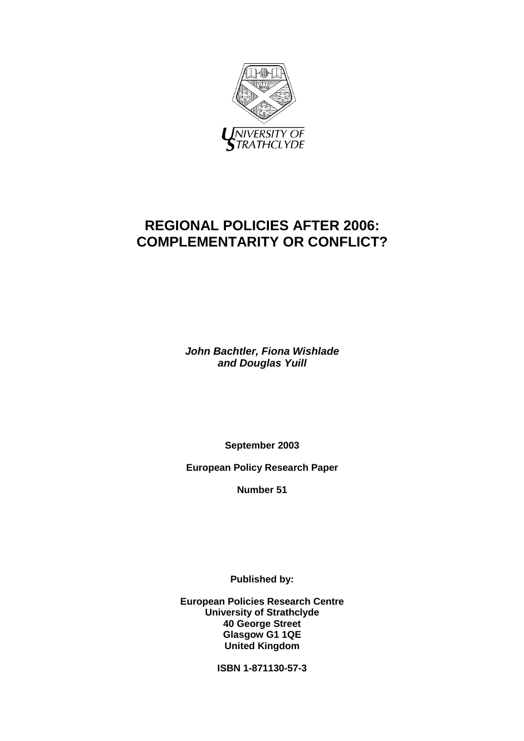UNIVERSITY OF STRATHCLYDE

# REGIONAL POLICIES AFTER 2006: COMPLEMENTARITY OR CONFLICT?

***John Bachtler, Fiona Wishlade and Douglas Yuill***

**September 2003**

**European Policy Research Paper**

**Number 51**

**Published by:**

**European Policies Research Centre**
**University of Strathclyde**
**40 George Street**
**Glasgow G1 1QE**
**United Kingdom**

**ISBN 1-871130-57-3**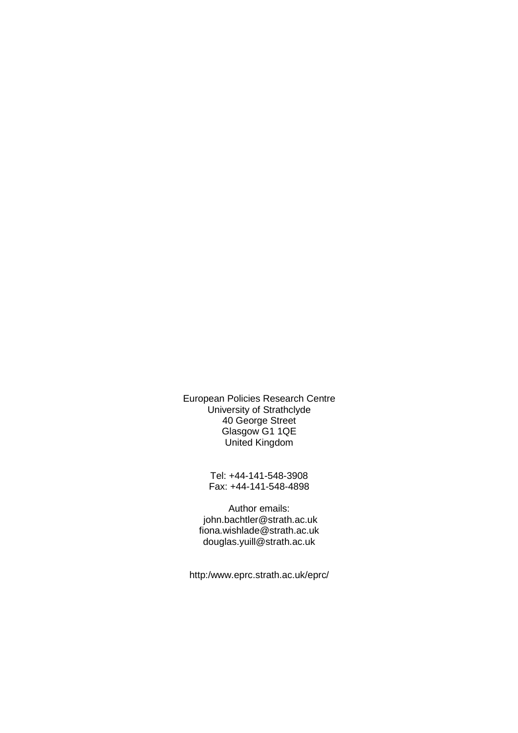European Policies Research Centre
University of Strathclyde
40 George Street
Glasgow G1 1QE
United Kingdom

Tel: +44-141-548-3908
Fax: +44-141-548-4898

Author emails:
john.bachtler@strath.ac.uk
fiona.wishlade@strath.ac.uk
douglas.yuill@strath.ac.uk

http:/www.eprc.strath.ac.uk/eprc/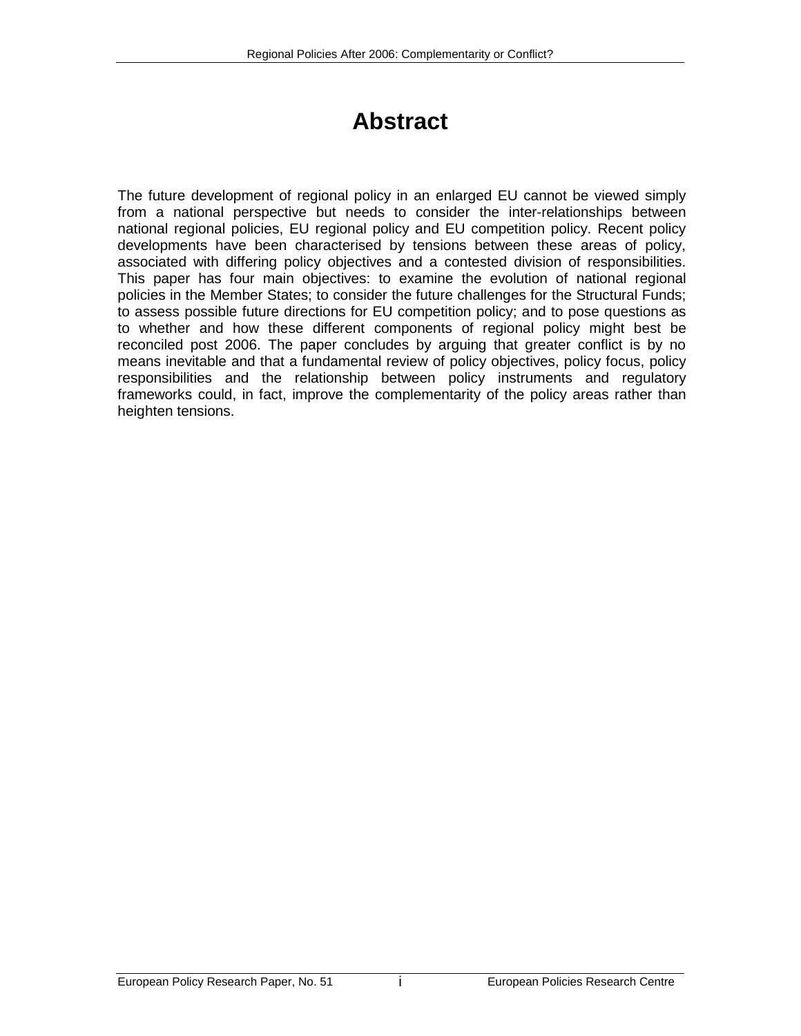# Abstract

The future development of regional policy in an enlarged EU cannot be viewed simply from a national perspective but needs to consider the inter-relationships between national regional policies, EU regional policy and EU competition policy. Recent policy developments have been characterised by tensions between these areas of policy, associated with differing policy objectives and a contested division of responsibilities. This paper has four main objectives: to examine the evolution of national regional policies in the Member States; to consider the future challenges for the Structural Funds; to assess possible future directions for EU competition policy; and to pose questions as to whether and how these different components of regional policy might best be reconciled post 2006. The paper concludes by arguing that greater conflict is by no means inevitable and that a fundamental review of policy objectives, policy focus, policy responsibilities and the relationship between policy instruments and regulatory frameworks could, in fact, improve the complementarity of the policy areas rather than heighten tensions.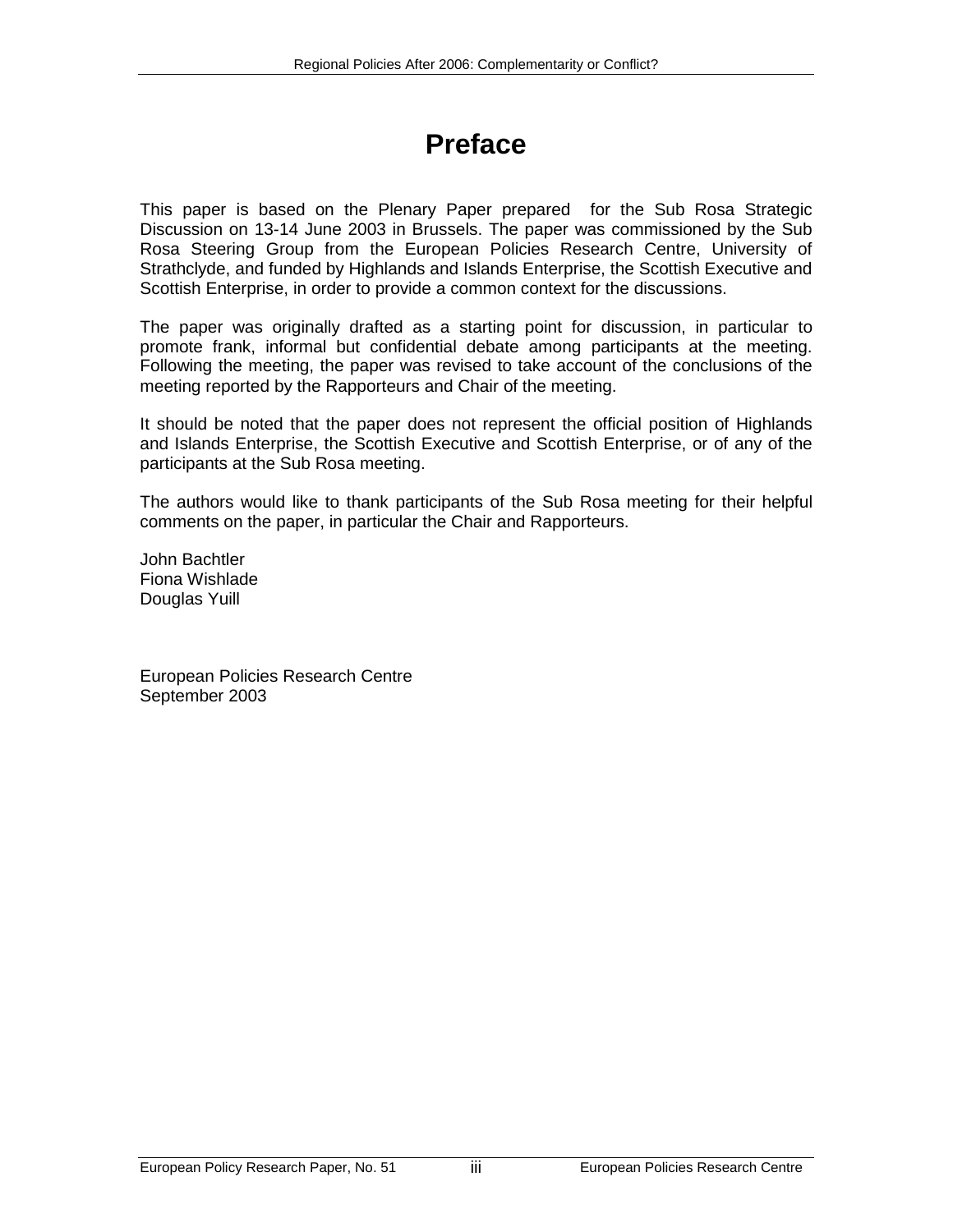# Preface

This paper is based on the Plenary Paper prepared for the Sub Rosa Strategic Discussion on 13-14 June 2003 in Brussels. The paper was commissioned by the Sub Rosa Steering Group from the European Policies Research Centre, University of Strathclyde, and funded by Highlands and Islands Enterprise, the Scottish Executive and Scottish Enterprise, in order to provide a common context for the discussions.

The paper was originally drafted as a starting point for discussion, in particular to promote frank, informal but confidential debate among participants at the meeting. Following the meeting, the paper was revised to take account of the conclusions of the meeting reported by the Rapporteurs and Chair of the meeting.

It should be noted that the paper does not represent the official position of Highlands and Islands Enterprise, the Scottish Executive and Scottish Enterprise, or of any of the participants at the Sub Rosa meeting.

The authors would like to thank participants of the Sub Rosa meeting for their helpful comments on the paper, in particular the Chair and Rapporteurs.

John Bachtler
Fiona Wishlade
Douglas Yuill

European Policies Research Centre
September 2003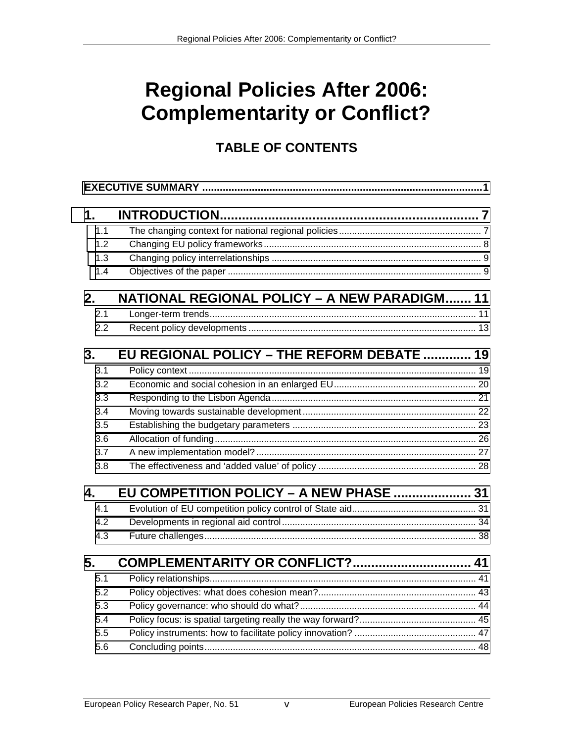# Regional Policies After 2006: Complementarity or Conflict?

## TABLE OF CONTENTS

**EXECUTIVE SUMMARY ................................................................................................1**

**1. INTRODUCTION..................................................................... 7**

- 1.1 The changing context for national regional policies ....................................................... 7
- 1.2 Changing EU policy frameworks.................................................................................... 8
- 1.3 Changing policy interrelationships ................................................................................. 9
- 1.4 Objectives of the paper .................................................................................................. 9

**2. NATIONAL REGIONAL POLICY – A NEW PARADIGM....... 11**

- 2.1 Longer-term trends....................................................................................................... 11
- 2.2 Recent policy developments ........................................................................................ 13

**3. EU REGIONAL POLICY – THE REFORM DEBATE ............. 19**

- 3.1 Policy context ............................................................................................................... 19
- 3.2 Economic and social cohesion in an enlarged EU....................................................... 20
- 3.3 Responding to the Lisbon Agenda ............................................................................... 21
- 3.4 Moving towards sustainable development ................................................................... 22
- 3.5 Establishing the budgetary parameters ....................................................................... 23
- 3.6 Allocation of funding..................................................................................................... 26
- 3.7 A new implementation model? ..................................................................................... 27
- 3.8 The effectiveness and 'added value' of policy ............................................................. 28

**4. EU COMPETITION POLICY – A NEW PHASE ..................... 31**

- 4.1 Evolution of EU competition policy control of State aid................................................ 31
- 4.2 Developments in regional aid control........................................................................... 34
- 4.3 Future challenges......................................................................................................... 38

**5. COMPLEMENTARITY OR CONFLICT?................................ 41**

- 5.1 Policy relationships....................................................................................................... 41
- 5.2 Policy objectives: what does cohesion mean?............................................................. 43
- 5.3 Policy governance: who should do what?.................................................................... 44
- 5.4 Policy focus: is spatial targeting really the way forward?............................................. 45
- 5.5 Policy instruments: how to facilitate policy innovation? ............................................... 47
- 5.6 Concluding points......................................................................................................... 48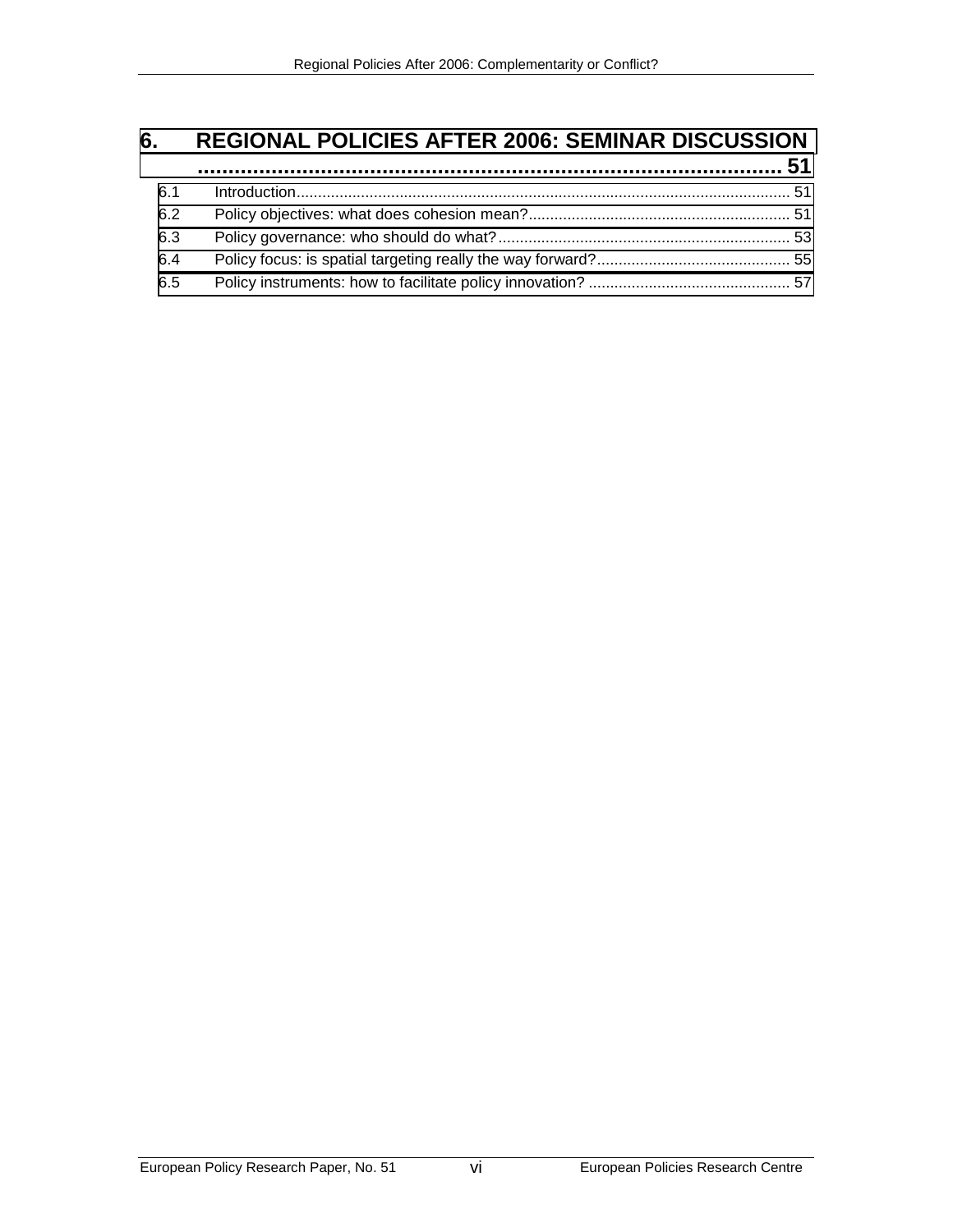**6. REGIONAL POLICIES AFTER 2006: SEMINAR DISCUSSION .......................................................................................... 51**

6.1 Introduction.................................................................................................................. 51

6.2 Policy objectives: what does cohesion mean?............................................................ 51

6.3 Policy governance: who should do what?................................................................... 53

6.4 Policy focus: is spatial targeting really the way forward?............................................ 55

6.5 Policy instruments: how to facilitate policy innovation? .............................................. 57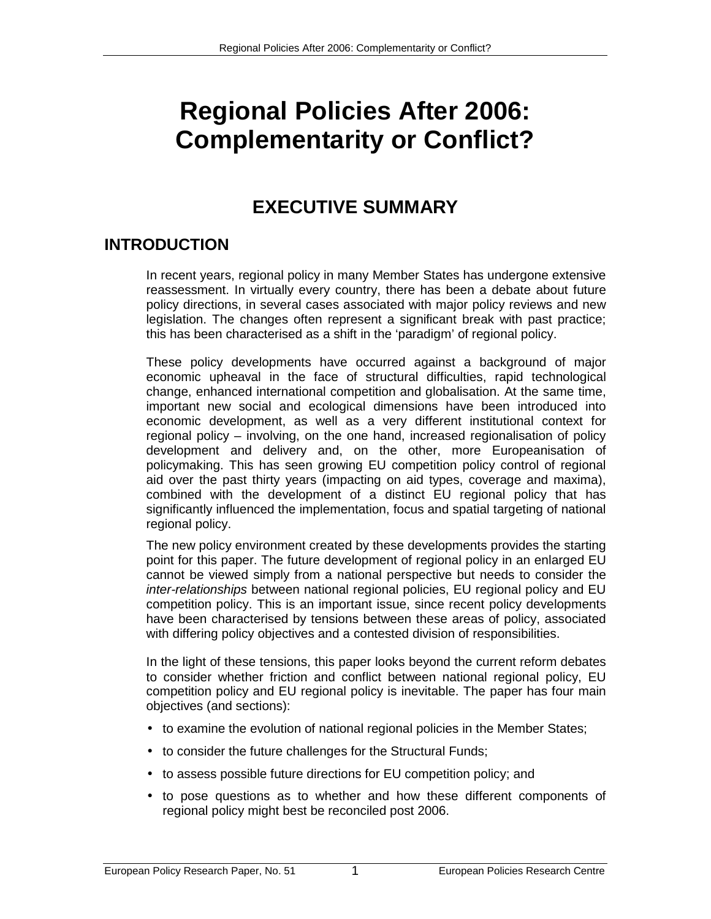# Regional Policies After 2006: Complementarity or Conflict?

## EXECUTIVE SUMMARY

### INTRODUCTION

In recent years, regional policy in many Member States has undergone extensive reassessment. In virtually every country, there has been a debate about future policy directions, in several cases associated with major policy reviews and new legislation. The changes often represent a significant break with past practice; this has been characterised as a shift in the 'paradigm' of regional policy.

These policy developments have occurred against a background of major economic upheaval in the face of structural difficulties, rapid technological change, enhanced international competition and globalisation. At the same time, important new social and ecological dimensions have been introduced into economic development, as well as a very different institutional context for regional policy – involving, on the one hand, increased regionalisation of policy development and delivery and, on the other, more Europeanisation of policymaking. This has seen growing EU competition policy control of regional aid over the past thirty years (impacting on aid types, coverage and maxima), combined with the development of a distinct EU regional policy that has significantly influenced the implementation, focus and spatial targeting of national regional policy.

The new policy environment created by these developments provides the starting point for this paper. The future development of regional policy in an enlarged EU cannot be viewed simply from a national perspective but needs to consider the *inter-relationships* between national regional policies, EU regional policy and EU competition policy. This is an important issue, since recent policy developments have been characterised by tensions between these areas of policy, associated with differing policy objectives and a contested division of responsibilities.

In the light of these tensions, this paper looks beyond the current reform debates to consider whether friction and conflict between national regional policy, EU competition policy and EU regional policy is inevitable. The paper has four main objectives (and sections):

- to examine the evolution of national regional policies in the Member States;
- to consider the future challenges for the Structural Funds;
- to assess possible future directions for EU competition policy; and
- to pose questions as to whether and how these different components of regional policy might best be reconciled post 2006.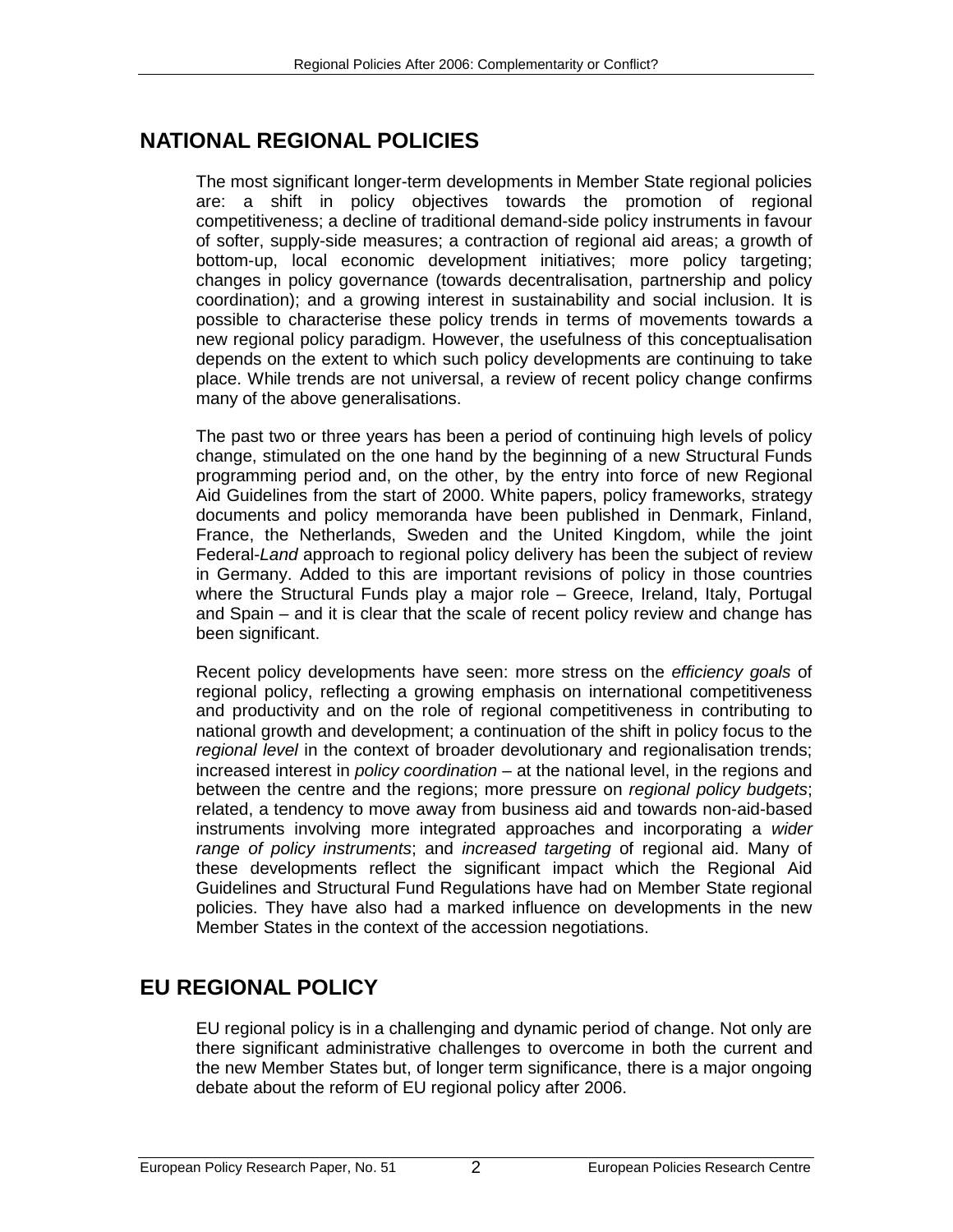## NATIONAL REGIONAL POLICIES

The most significant longer-term developments in Member State regional policies are: a shift in policy objectives towards the promotion of regional competitiveness; a decline of traditional demand-side policy instruments in favour of softer, supply-side measures; a contraction of regional aid areas; a growth of bottom-up, local economic development initiatives; more policy targeting; changes in policy governance (towards decentralisation, partnership and policy coordination); and a growing interest in sustainability and social inclusion. It is possible to characterise these policy trends in terms of movements towards a new regional policy paradigm. However, the usefulness of this conceptualisation depends on the extent to which such policy developments are continuing to take place. While trends are not universal, a review of recent policy change confirms many of the above generalisations.

The past two or three years has been a period of continuing high levels of policy change, stimulated on the one hand by the beginning of a new Structural Funds programming period and, on the other, by the entry into force of new Regional Aid Guidelines from the start of 2000. White papers, policy frameworks, strategy documents and policy memoranda have been published in Denmark, Finland, France, the Netherlands, Sweden and the United Kingdom, while the joint Federal-*Land* approach to regional policy delivery has been the subject of review in Germany. Added to this are important revisions of policy in those countries where the Structural Funds play a major role – Greece, Ireland, Italy, Portugal and Spain – and it is clear that the scale of recent policy review and change has been significant.

Recent policy developments have seen: more stress on the *efficiency goals* of regional policy, reflecting a growing emphasis on international competitiveness and productivity and on the role of regional competitiveness in contributing to national growth and development; a continuation of the shift in policy focus to the *regional level* in the context of broader devolutionary and regionalisation trends; increased interest in *policy coordination* – at the national level, in the regions and between the centre and the regions; more pressure on *regional policy budgets*; related, a tendency to move away from business aid and towards non-aid-based instruments involving more integrated approaches and incorporating a *wider range of policy instruments*; and *increased targeting* of regional aid. Many of these developments reflect the significant impact which the Regional Aid Guidelines and Structural Fund Regulations have had on Member State regional policies. They have also had a marked influence on developments in the new Member States in the context of the accession negotiations.

## EU REGIONAL POLICY

EU regional policy is in a challenging and dynamic period of change. Not only are there significant administrative challenges to overcome in both the current and the new Member States but, of longer term significance, there is a major ongoing debate about the reform of EU regional policy after 2006.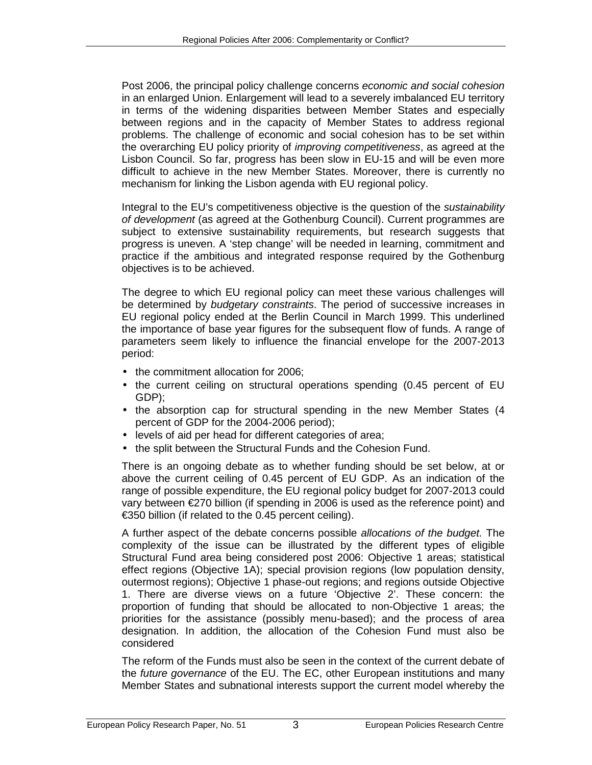Post 2006, the principal policy challenge concerns *economic and social cohesion* in an enlarged Union. Enlargement will lead to a severely imbalanced EU territory in terms of the widening disparities between Member States and especially between regions and in the capacity of Member States to address regional problems. The challenge of economic and social cohesion has to be set within the overarching EU policy priority of *improving competitiveness*, as agreed at the Lisbon Council. So far, progress has been slow in EU-15 and will be even more difficult to achieve in the new Member States. Moreover, there is currently no mechanism for linking the Lisbon agenda with EU regional policy.

Integral to the EU's competitiveness objective is the question of the *sustainability of development* (as agreed at the Gothenburg Council). Current programmes are subject to extensive sustainability requirements, but research suggests that progress is uneven. A 'step change' will be needed in learning, commitment and practice if the ambitious and integrated response required by the Gothenburg objectives is to be achieved.

The degree to which EU regional policy can meet these various challenges will be determined by *budgetary constraints*. The period of successive increases in EU regional policy ended at the Berlin Council in March 1999. This underlined the importance of base year figures for the subsequent flow of funds. A range of parameters seem likely to influence the financial envelope for the 2007-2013 period:

- the commitment allocation for 2006;
- the current ceiling on structural operations spending (0.45 percent of EU GDP);
- the absorption cap for structural spending in the new Member States (4 percent of GDP for the 2004-2006 period);
- levels of aid per head for different categories of area;
- the split between the Structural Funds and the Cohesion Fund.

There is an ongoing debate as to whether funding should be set below, at or above the current ceiling of 0.45 percent of EU GDP. As an indication of the range of possible expenditure, the EU regional policy budget for 2007-2013 could vary between €270 billion (if spending in 2006 is used as the reference point) and €350 billion (if related to the 0.45 percent ceiling).

A further aspect of the debate concerns possible *allocations of the budget.* The complexity of the issue can be illustrated by the different types of eligible Structural Fund area being considered post 2006: Objective 1 areas; statistical effect regions (Objective 1A); special provision regions (low population density, outermost regions); Objective 1 phase-out regions; and regions outside Objective 1. There are diverse views on a future 'Objective 2'. These concern: the proportion of funding that should be allocated to non-Objective 1 areas; the priorities for the assistance (possibly menu-based); and the process of area designation. In addition, the allocation of the Cohesion Fund must also be considered

The reform of the Funds must also be seen in the context of the current debate of the *future governance* of the EU. The EC, other European institutions and many Member States and subnational interests support the current model whereby the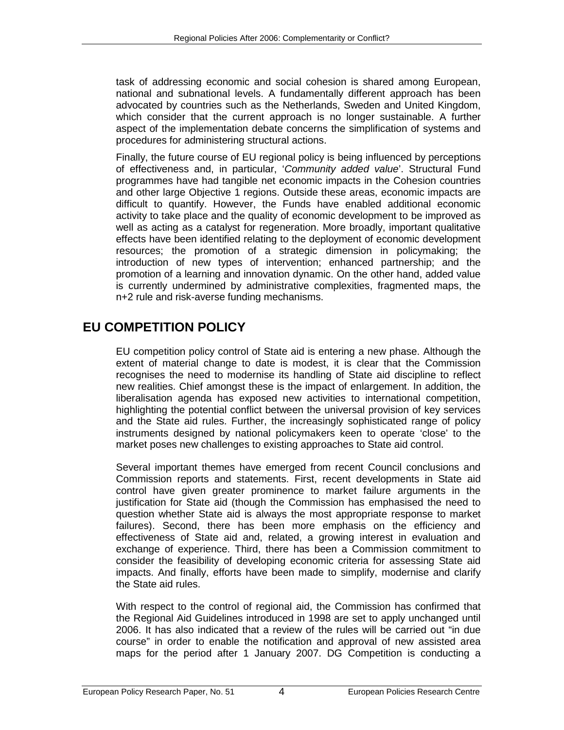task of addressing economic and social cohesion is shared among European, national and subnational levels. A fundamentally different approach has been advocated by countries such as the Netherlands, Sweden and United Kingdom, which consider that the current approach is no longer sustainable. A further aspect of the implementation debate concerns the simplification of systems and procedures for administering structural actions.

Finally, the future course of EU regional policy is being influenced by perceptions of effectiveness and, in particular, '*Community added value*'. Structural Fund programmes have had tangible net economic impacts in the Cohesion countries and other large Objective 1 regions. Outside these areas, economic impacts are difficult to quantify. However, the Funds have enabled additional economic activity to take place and the quality of economic development to be improved as well as acting as a catalyst for regeneration. More broadly, important qualitative effects have been identified relating to the deployment of economic development resources; the promotion of a strategic dimension in policymaking; the introduction of new types of intervention; enhanced partnership; and the promotion of a learning and innovation dynamic. On the other hand, added value is currently undermined by administrative complexities, fragmented maps, the n+2 rule and risk-averse funding mechanisms.

## EU COMPETITION POLICY

EU competition policy control of State aid is entering a new phase. Although the extent of material change to date is modest, it is clear that the Commission recognises the need to modernise its handling of State aid discipline to reflect new realities. Chief amongst these is the impact of enlargement. In addition, the liberalisation agenda has exposed new activities to international competition, highlighting the potential conflict between the universal provision of key services and the State aid rules. Further, the increasingly sophisticated range of policy instruments designed by national policymakers keen to operate 'close' to the market poses new challenges to existing approaches to State aid control.

Several important themes have emerged from recent Council conclusions and Commission reports and statements. First, recent developments in State aid control have given greater prominence to market failure arguments in the justification for State aid (though the Commission has emphasised the need to question whether State aid is always the most appropriate response to market failures). Second, there has been more emphasis on the efficiency and effectiveness of State aid and, related, a growing interest in evaluation and exchange of experience. Third, there has been a Commission commitment to consider the feasibility of developing economic criteria for assessing State aid impacts. And finally, efforts have been made to simplify, modernise and clarify the State aid rules.

With respect to the control of regional aid, the Commission has confirmed that the Regional Aid Guidelines introduced in 1998 are set to apply unchanged until 2006. It has also indicated that a review of the rules will be carried out "in due course" in order to enable the notification and approval of new assisted area maps for the period after 1 January 2007. DG Competition is conducting a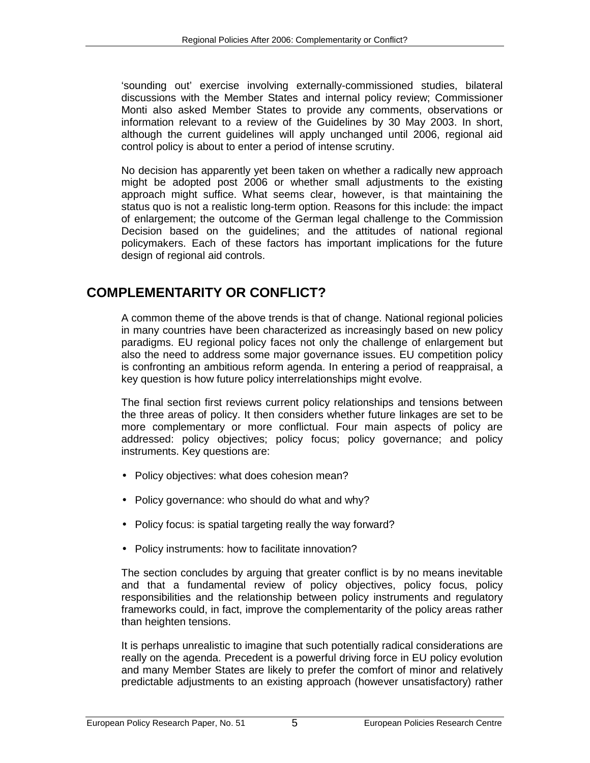'sounding out' exercise involving externally-commissioned studies, bilateral discussions with the Member States and internal policy review; Commissioner Monti also asked Member States to provide any comments, observations or information relevant to a review of the Guidelines by 30 May 2003. In short, although the current guidelines will apply unchanged until 2006, regional aid control policy is about to enter a period of intense scrutiny.

No decision has apparently yet been taken on whether a radically new approach might be adopted post 2006 or whether small adjustments to the existing approach might suffice. What seems clear, however, is that maintaining the status quo is not a realistic long-term option. Reasons for this include: the impact of enlargement; the outcome of the German legal challenge to the Commission Decision based on the guidelines; and the attitudes of national regional policymakers. Each of these factors has important implications for the future design of regional aid controls.

# COMPLEMENTARITY OR CONFLICT?

A common theme of the above trends is that of change. National regional policies in many countries have been characterized as increasingly based on new policy paradigms. EU regional policy faces not only the challenge of enlargement but also the need to address some major governance issues. EU competition policy is confronting an ambitious reform agenda. In entering a period of reappraisal, a key question is how future policy interrelationships might evolve.

The final section first reviews current policy relationships and tensions between the three areas of policy. It then considers whether future linkages are set to be more complementary or more conflictual. Four main aspects of policy are addressed: policy objectives; policy focus; policy governance; and policy instruments. Key questions are:

- Policy objectives: what does cohesion mean?
- Policy governance: who should do what and why?
- Policy focus: is spatial targeting really the way forward?
- Policy instruments: how to facilitate innovation?

The section concludes by arguing that greater conflict is by no means inevitable and that a fundamental review of policy objectives, policy focus, policy responsibilities and the relationship between policy instruments and regulatory frameworks could, in fact, improve the complementarity of the policy areas rather than heighten tensions.

It is perhaps unrealistic to imagine that such potentially radical considerations are really on the agenda. Precedent is a powerful driving force in EU policy evolution and many Member States are likely to prefer the comfort of minor and relatively predictable adjustments to an existing approach (however unsatisfactory) rather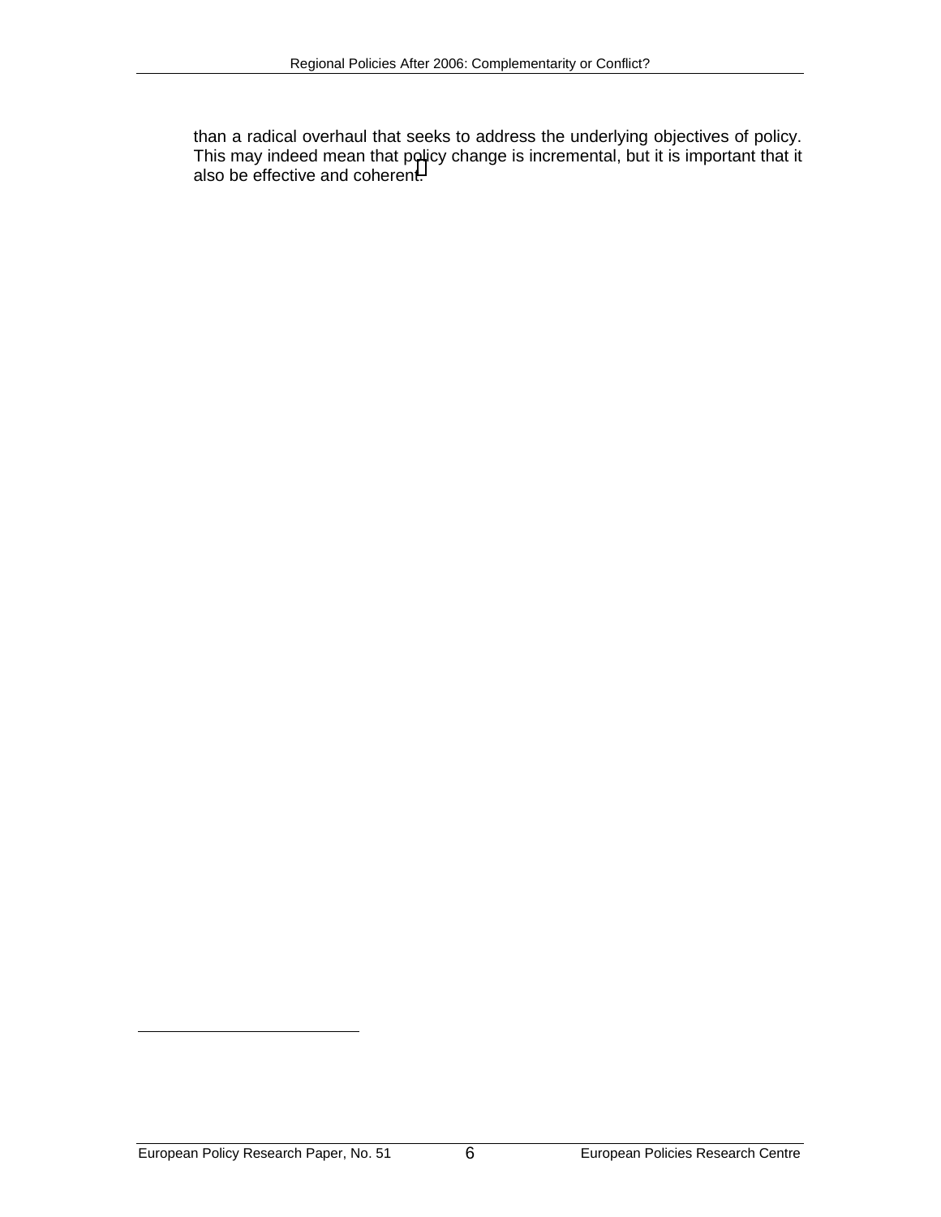than a radical overhaul that seeks to address the underlying objectives of policy. This may indeed mean that policy change is incremental, but it is important that it also be effective and coherent.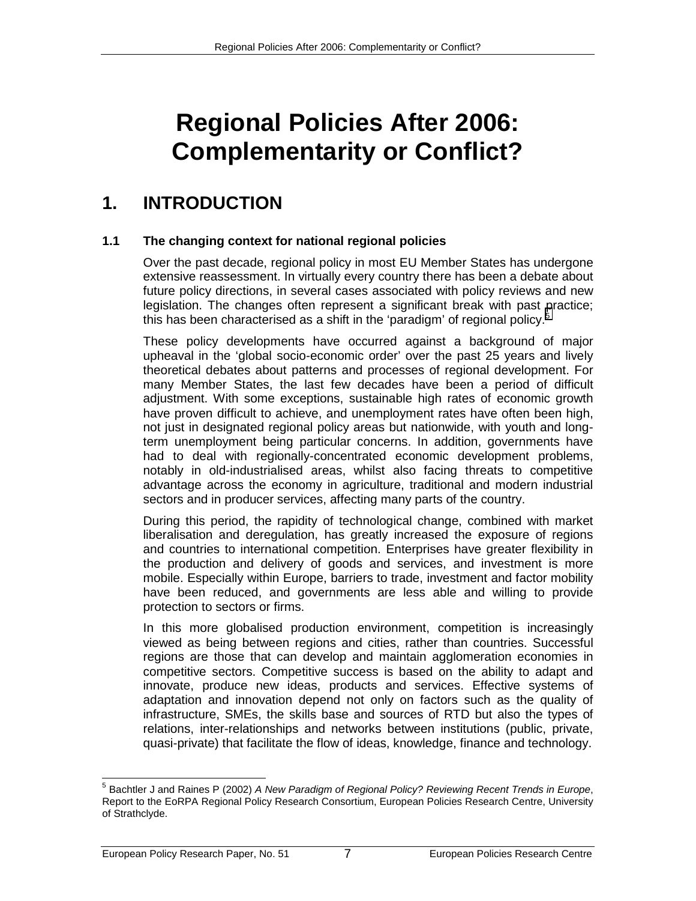# Regional Policies After 2006: Complementarity or Conflict?

## 1. INTRODUCTION

### 1.1 The changing context for national regional policies

Over the past decade, regional policy in most EU Member States has undergone extensive reassessment. In virtually every country there has been a debate about future policy directions, in several cases associated with policy reviews and new legislation. The changes often represent a significant break with past practice; this has been characterised as a shift in the 'paradigm' of regional policy.[5]

These policy developments have occurred against a background of major upheaval in the 'global socio-economic order' over the past 25 years and lively theoretical debates about patterns and processes of regional development. For many Member States, the last few decades have been a period of difficult adjustment. With some exceptions, sustainable high rates of economic growth have proven difficult to achieve, and unemployment rates have often been high, not just in designated regional policy areas but nationwide, with youth and long-term unemployment being particular concerns. In addition, governments have had to deal with regionally-concentrated economic development problems, notably in old-industrialised areas, whilst also facing threats to competitive advantage across the economy in agriculture, traditional and modern industrial sectors and in producer services, affecting many parts of the country.

During this period, the rapidity of technological change, combined with market liberalisation and deregulation, has greatly increased the exposure of regions and countries to international competition. Enterprises have greater flexibility in the production and delivery of goods and services, and investment is more mobile. Especially within Europe, barriers to trade, investment and factor mobility have been reduced, and governments are less able and willing to provide protection to sectors or firms.

In this more globalised production environment, competition is increasingly viewed as being between regions and cities, rather than countries. Successful regions are those that can develop and maintain agglomeration economies in competitive sectors. Competitive success is based on the ability to adapt and innovate, produce new ideas, products and services. Effective systems of adaptation and innovation depend not only on factors such as the quality of infrastructure, SMEs, the skills base and sources of RTD but also the types of relations, inter-relationships and networks between institutions (public, private, quasi-private) that facilitate the flow of ideas, knowledge, finance and technology.

---

[5] Bachtler J and Raines P (2002) *A New Paradigm of Regional Policy? Reviewing Recent Trends in Europe*, Report to the EoRPA Regional Policy Research Consortium, European Policies Research Centre, University of Strathclyde.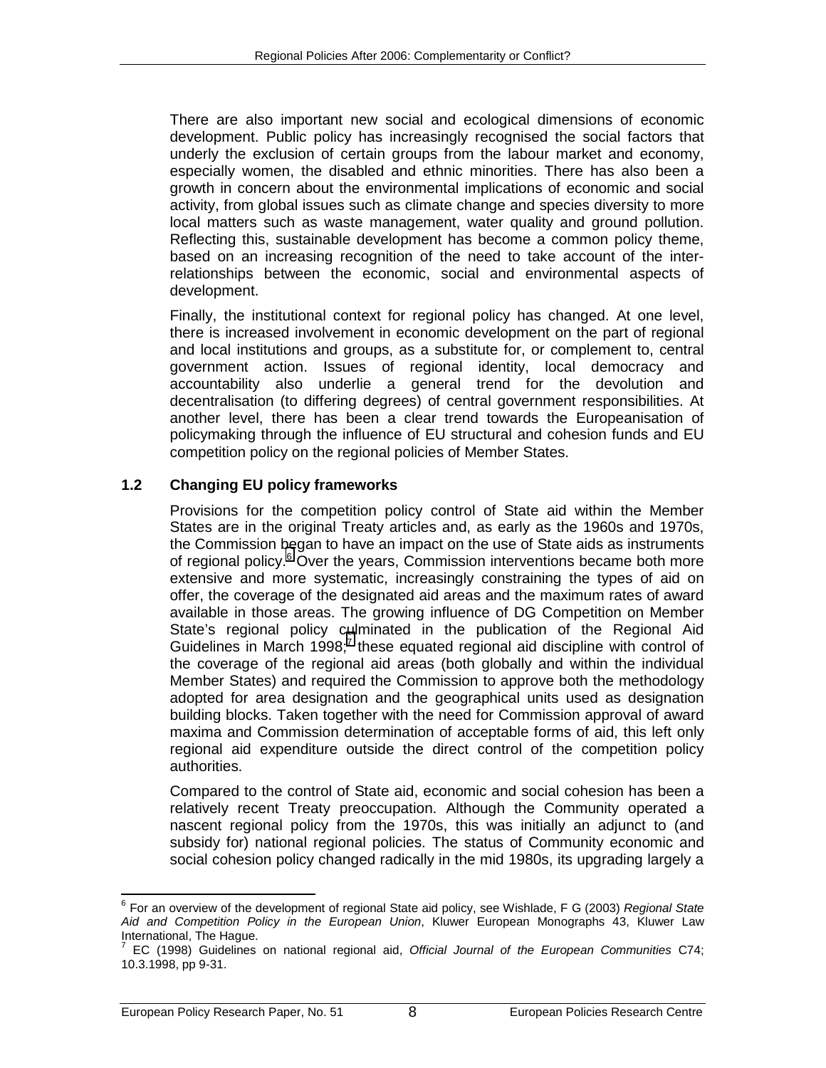There are also important new social and ecological dimensions of economic development. Public policy has increasingly recognised the social factors that underly the exclusion of certain groups from the labour market and economy, especially women, the disabled and ethnic minorities. There has also been a growth in concern about the environmental implications of economic and social activity, from global issues such as climate change and species diversity to more local matters such as waste management, water quality and ground pollution. Reflecting this, sustainable development has become a common policy theme, based on an increasing recognition of the need to take account of the inter-relationships between the economic, social and environmental aspects of development.

Finally, the institutional context for regional policy has changed. At one level, there is increased involvement in economic development on the part of regional and local institutions and groups, as a substitute for, or complement to, central government action. Issues of regional identity, local democracy and accountability also underlie a general trend for the devolution and decentralisation (to differing degrees) of central government responsibilities. At another level, there has been a clear trend towards the Europeanisation of policymaking through the influence of EU structural and cohesion funds and EU competition policy on the regional policies of Member States.

## 1.2 Changing EU policy frameworks

Provisions for the competition policy control of State aid within the Member States are in the original Treaty articles and, as early as the 1960s and 1970s, the Commission began to have an impact on the use of State aids as instruments of regional policy.[6] Over the years, Commission interventions became both more extensive and more systematic, increasingly constraining the types of aid on offer, the coverage of the designated aid areas and the maximum rates of award available in those areas. The growing influence of DG Competition on Member State's regional policy culminated in the publication of the Regional Aid Guidelines in March 1998;[7] these equated regional aid discipline with control of the coverage of the regional aid areas (both globally and within the individual Member States) and required the Commission to approve both the methodology adopted for area designation and the geographical units used as designation building blocks. Taken together with the need for Commission approval of award maxima and Commission determination of acceptable forms of aid, this left only regional aid expenditure outside the direct control of the competition policy authorities.

Compared to the control of State aid, economic and social cohesion has been a relatively recent Treaty preoccupation. Although the Community operated a nascent regional policy from the 1970s, this was initially an adjunct to (and subsidy for) national regional policies. The status of Community economic and social cohesion policy changed radically in the mid 1980s, its upgrading largely a

---

[6] For an overview of the development of regional State aid policy, see Wishlade, F G (2003) *Regional State Aid and Competition Policy in the European Union*, Kluwer European Monographs 43, Kluwer Law International, The Hague.

[7] EC (1998) Guidelines on national regional aid, *Official Journal of the European Communities* C74; 10.3.1998, pp 9-31.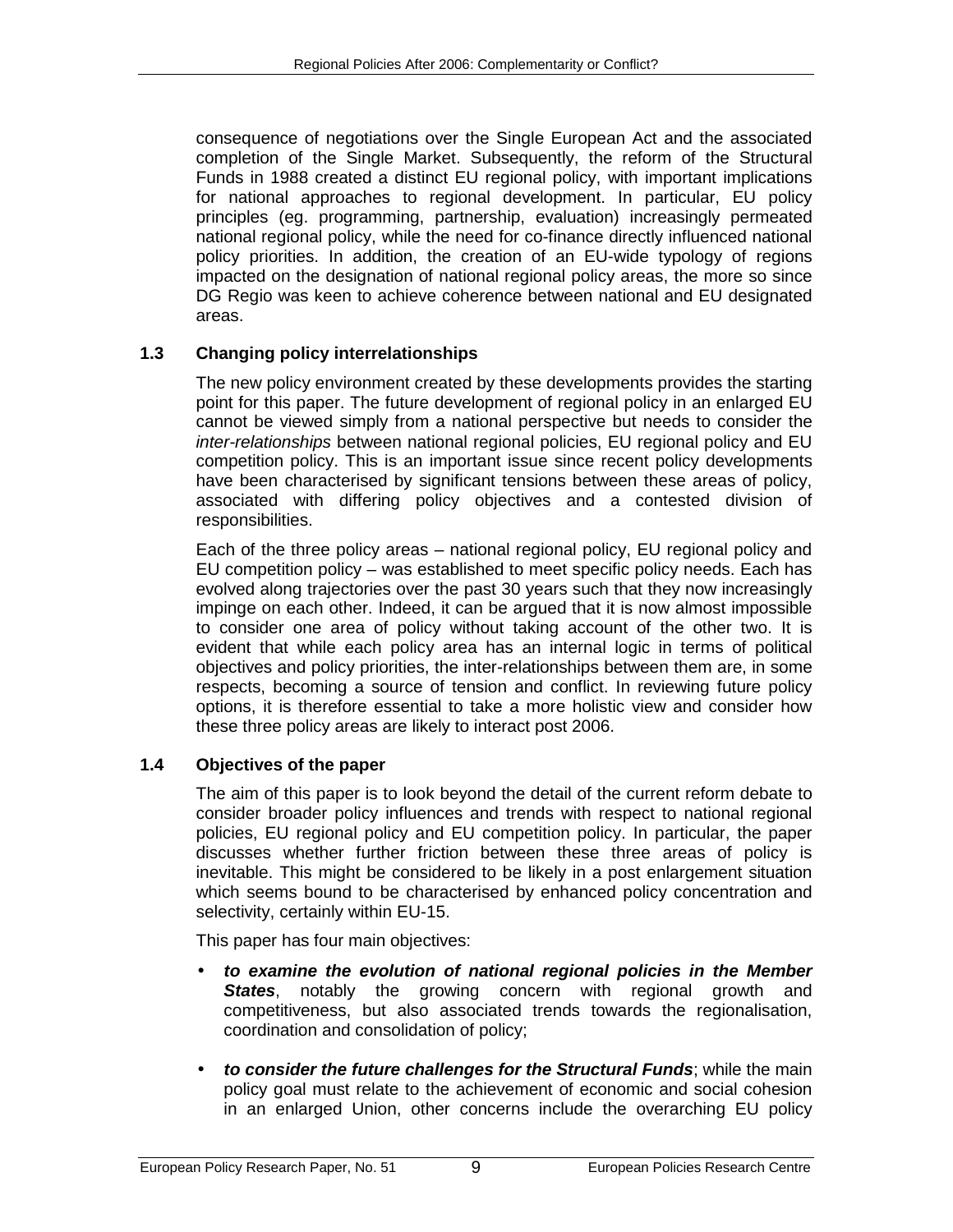consequence of negotiations over the Single European Act and the associated completion of the Single Market. Subsequently, the reform of the Structural Funds in 1988 created a distinct EU regional policy, with important implications for national approaches to regional development. In particular, EU policy principles (eg. programming, partnership, evaluation) increasingly permeated national regional policy, while the need for co-finance directly influenced national policy priorities. In addition, the creation of an EU-wide typology of regions impacted on the designation of national regional policy areas, the more so since DG Regio was keen to achieve coherence between national and EU designated areas.

### 1.3 Changing policy interrelationships

The new policy environment created by these developments provides the starting point for this paper. The future development of regional policy in an enlarged EU cannot be viewed simply from a national perspective but needs to consider the *inter-relationships* between national regional policies, EU regional policy and EU competition policy. This is an important issue since recent policy developments have been characterised by significant tensions between these areas of policy, associated with differing policy objectives and a contested division of responsibilities.

Each of the three policy areas – national regional policy, EU regional policy and EU competition policy – was established to meet specific policy needs. Each has evolved along trajectories over the past 30 years such that they now increasingly impinge on each other. Indeed, it can be argued that it is now almost impossible to consider one area of policy without taking account of the other two. It is evident that while each policy area has an internal logic in terms of political objectives and policy priorities, the inter-relationships between them are, in some respects, becoming a source of tension and conflict. In reviewing future policy options, it is therefore essential to take a more holistic view and consider how these three policy areas are likely to interact post 2006.

### 1.4 Objectives of the paper

The aim of this paper is to look beyond the detail of the current reform debate to consider broader policy influences and trends with respect to national regional policies, EU regional policy and EU competition policy. In particular, the paper discusses whether further friction between these three areas of policy is inevitable. This might be considered to be likely in a post enlargement situation which seems bound to be characterised by enhanced policy concentration and selectivity, certainly within EU-15.

This paper has four main objectives:

- ***to examine the evolution of national regional policies in the Member States***, notably the growing concern with regional growth and competitiveness, but also associated trends towards the regionalisation, coordination and consolidation of policy;
- ***to consider the future challenges for the Structural Funds***; while the main policy goal must relate to the achievement of economic and social cohesion in an enlarged Union, other concerns include the overarching EU policy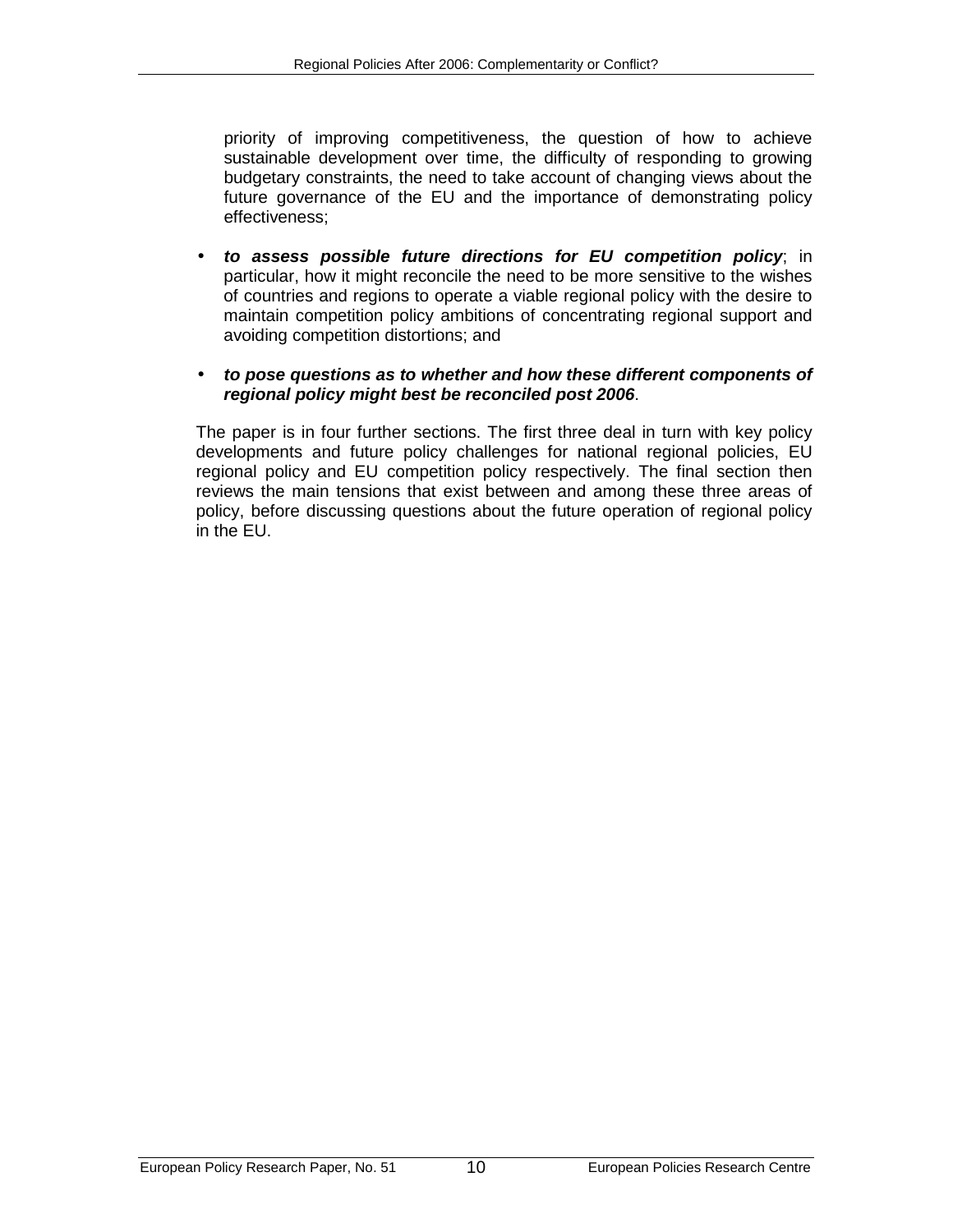priority of improving competitiveness, the question of how to achieve sustainable development over time, the difficulty of responding to growing budgetary constraints, the need to take account of changing views about the future governance of the EU and the importance of demonstrating policy effectiveness;

- ***to assess possible future directions for EU competition policy***; in particular, how it might reconcile the need to be more sensitive to the wishes of countries and regions to operate a viable regional policy with the desire to maintain competition policy ambitions of concentrating regional support and avoiding competition distortions; and
- ***to pose questions as to whether and how these different components of regional policy might best be reconciled post 2006***.

The paper is in four further sections. The first three deal in turn with key policy developments and future policy challenges for national regional policies, EU regional policy and EU competition policy respectively. The final section then reviews the main tensions that exist between and among these three areas of policy, before discussing questions about the future operation of regional policy in the EU.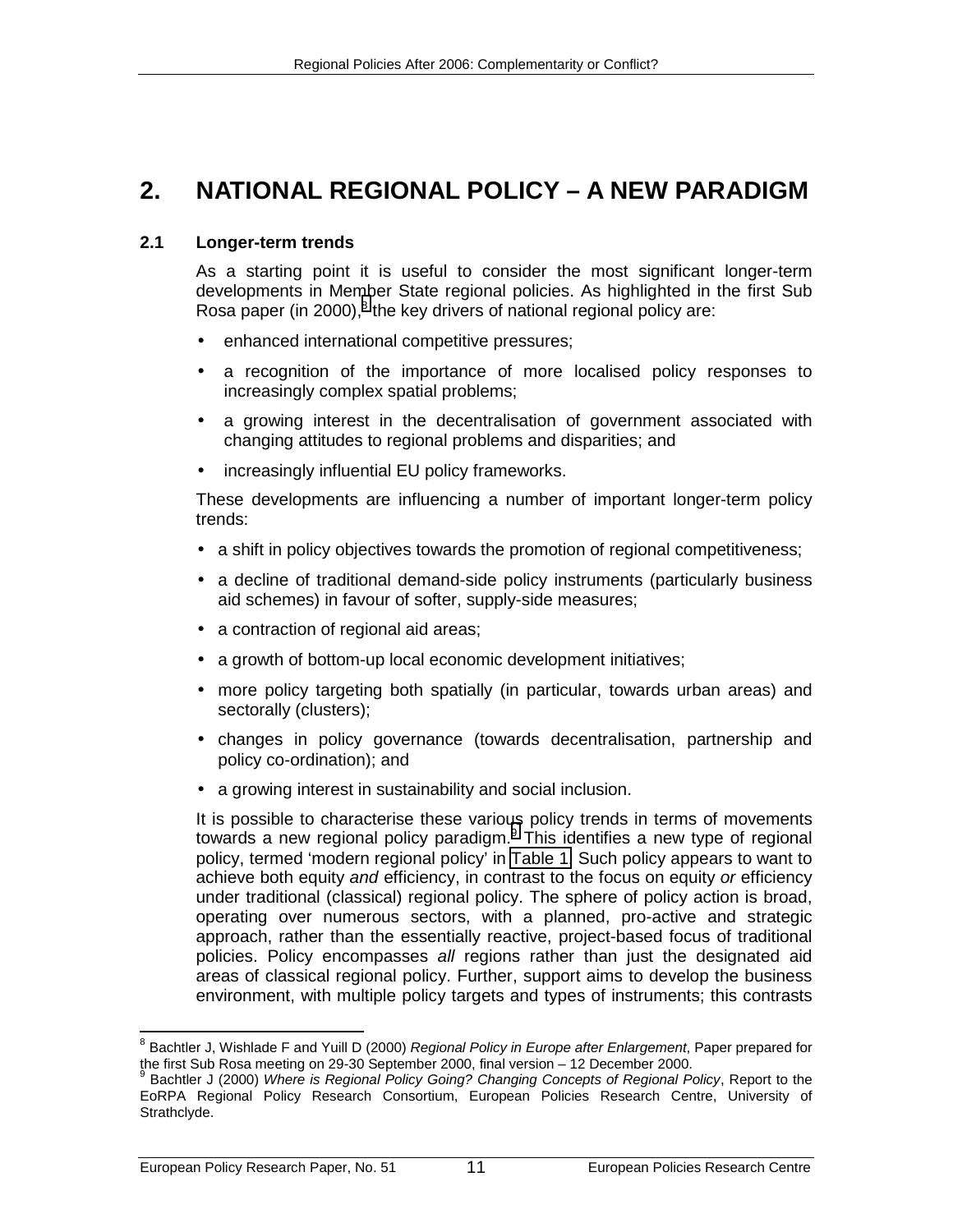# 2. NATIONAL REGIONAL POLICY – A NEW PARADIGM

## 2.1 Longer-term trends

As a starting point it is useful to consider the most significant longer-term developments in Member State regional policies. As highlighted in the first Sub Rosa paper (in 2000),[8] the key drivers of national regional policy are:

- enhanced international competitive pressures;
- a recognition of the importance of more localised policy responses to increasingly complex spatial problems;
- a growing interest in the decentralisation of government associated with changing attitudes to regional problems and disparities; and
- increasingly influential EU policy frameworks.

These developments are influencing a number of important longer-term policy trends:

- a shift in policy objectives towards the promotion of regional competitiveness;
- a decline of traditional demand-side policy instruments (particularly business aid schemes) in favour of softer, supply-side measures;
- a contraction of regional aid areas;
- a growth of bottom-up local economic development initiatives;
- more policy targeting both spatially (in particular, towards urban areas) and sectorally (clusters);
- changes in policy governance (towards decentralisation, partnership and policy co-ordination); and
- a growing interest in sustainability and social inclusion.

It is possible to characterise these various policy trends in terms of movements towards a new regional policy paradigm.[9] This identifies a new type of regional policy, termed 'modern regional policy' in Table 1. Such policy appears to want to achieve both equity *and* efficiency, in contrast to the focus on equity *or* efficiency under traditional (classical) regional policy. The sphere of policy action is broad, operating over numerous sectors, with a planned, pro-active and strategic approach, rather than the essentially reactive, project-based focus of traditional policies. Policy encompasses *all* regions rather than just the designated aid areas of classical regional policy. Further, support aims to develop the business environment, with multiple policy targets and types of instruments; this contrasts

---

[8] Bachtler J, Wishlade F and Yuill D (2000) *Regional Policy in Europe after Enlargement*, Paper prepared for the first Sub Rosa meeting on 29-30 September 2000, final version – 12 December 2000.

[9] Bachtler J (2000) *Where is Regional Policy Going? Changing Concepts of Regional Policy*, Report to the EoRPA Regional Policy Research Consortium, European Policies Research Centre, University of Strathclyde.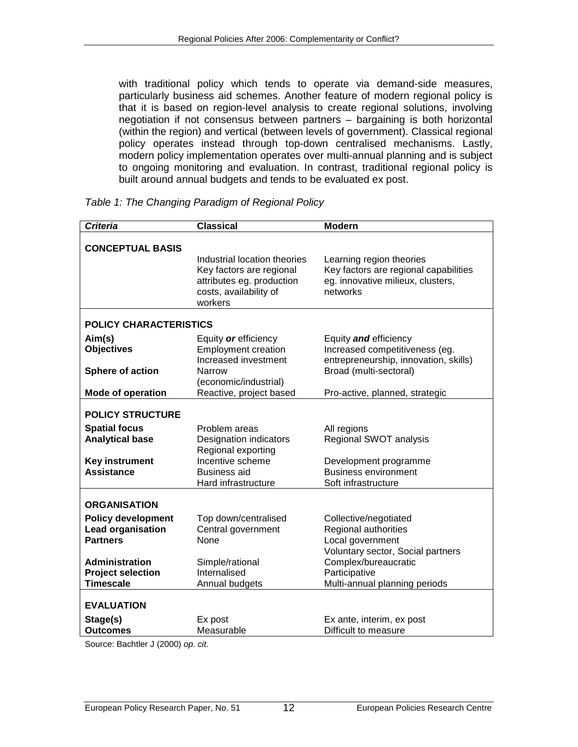with traditional policy which tends to operate via demand-side measures, particularly business aid schemes. Another feature of modern regional policy is that it is based on region-level analysis to create regional solutions, involving negotiation if not consensus between partners – bargaining is both horizontal (within the region) and vertical (between levels of government). Classical regional policy operates instead through top-down centralised mechanisms. Lastly, modern policy implementation operates over multi-annual planning and is subject to ongoing monitoring and evaluation. In contrast, traditional regional policy is built around annual budgets and tends to be evaluated ex post.

*Table 1: The Changing Paradigm of Regional Policy*

| ***Criteria*** | **Classical** | **Modern** |
|---|---|---|
| **CONCEPTUAL BASIS** | | |
| | Industrial location theories<br>Key factors are regional attributes eg. production costs, availability of workers | Learning region theories<br>Key factors are regional capabilities eg. innovative milieux, clusters, networks |
| **POLICY CHARACTERISTICS** | | |
| **Aim(s)** | Equity ***or*** efficiency | Equity ***and*** efficiency |
| **Objectives** | Employment creation<br>Increased investment | Increased competitiveness (eg. entrepreneurship, innovation, skills) |
| **Sphere of action** | Narrow (economic/industrial) | Broad (multi-sectoral) |
| **Mode of operation** | Reactive, project based | Pro-active, planned, strategic |
| **POLICY STRUCTURE** | | |
| **Spatial focus** | Problem areas | All regions |
| **Analytical base** | Designation indicators<br>Regional exporting | Regional SWOT analysis |
| **Key instrument** | Incentive scheme | Development programme |
| **Assistance** | Business aid<br>Hard infrastructure | Business environment<br>Soft infrastructure |
| **ORGANISATION** | | |
| **Policy development** | Top down/centralised | Collective/negotiated |
| **Lead organisation** | Central government | Regional authorities |
| **Partners** | None | Local government<br>Voluntary sector, Social partners |
| **Administration** | Simple/rational | Complex/bureaucratic |
| **Project selection** | Internalised | Participative |
| **Timescale** | Annual budgets | Multi-annual planning periods |
| **EVALUATION** | | |
| **Stage(s)** | Ex post | Ex ante, interim, ex post |
| **Outcomes** | Measurable | Difficult to measure |

Source: Bachtler J (2000) *op. cit*.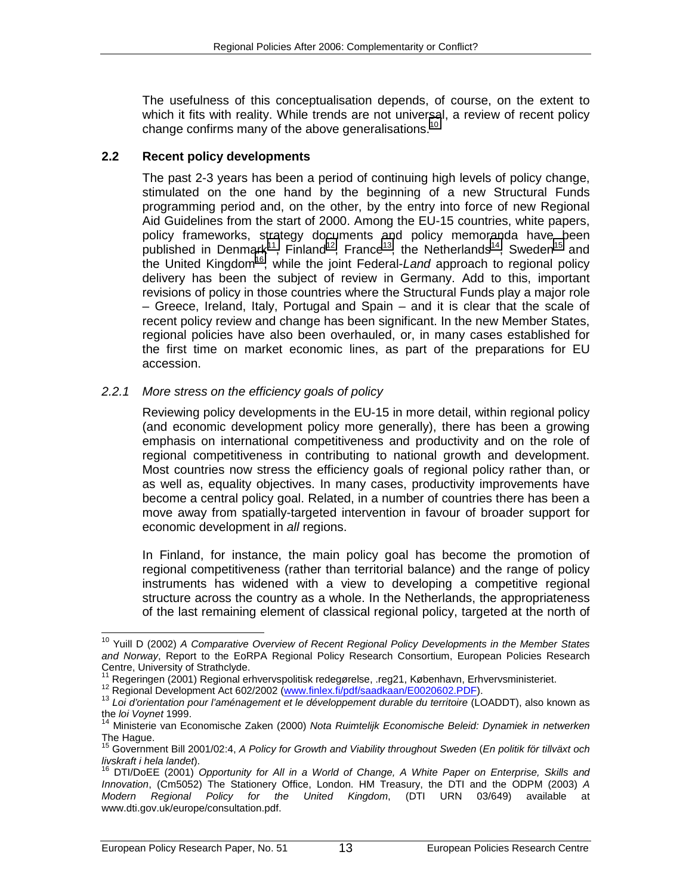The usefulness of this conceptualisation depends, of course, on the extent to which it fits with reality. While trends are not universal, a review of recent policy change confirms many of the above generalisations.[10]

## 2.2 Recent policy developments

The past 2-3 years has been a period of continuing high levels of policy change, stimulated on the one hand by the beginning of a new Structural Funds programming period and, on the other, by the entry into force of new Regional Aid Guidelines from the start of 2000. Among the EU-15 countries, white papers, policy frameworks, strategy documents and policy memoranda have been published in Denmark[11], Finland[12], France[13], the Netherlands[14], Sweden[15] and the United Kingdom[16], while the joint Federal-*Land* approach to regional policy delivery has been the subject of review in Germany. Add to this, important revisions of policy in those countries where the Structural Funds play a major role – Greece, Ireland, Italy, Portugal and Spain – and it is clear that the scale of recent policy review and change has been significant. In the new Member States, regional policies have also been overhauled, or, in many cases established for the first time on market economic lines, as part of the preparations for EU accession.

### *2.2.1 More stress on the efficiency goals of policy*

Reviewing policy developments in the EU-15 in more detail, within regional policy (and economic development policy more generally), there has been a growing emphasis on international competitiveness and productivity and on the role of regional competitiveness in contributing to national growth and development. Most countries now stress the efficiency goals of regional policy rather than, or as well as, equality objectives. In many cases, productivity improvements have become a central policy goal. Related, in a number of countries there has been a move away from spatially-targeted intervention in favour of broader support for economic development in *all* regions.

In Finland, for instance, the main policy goal has become the promotion of regional competitiveness (rather than territorial balance) and the range of policy instruments has widened with a view to developing a competitive regional structure across the country as a whole. In the Netherlands, the appropriateness of the last remaining element of classical regional policy, targeted at the north of

---

[10] Yuill D (2002) *A Comparative Overview of Recent Regional Policy Developments in the Member States and Norway*, Report to the EoRPA Regional Policy Research Consortium, European Policies Research Centre, University of Strathclyde.

[11] Regeringen (2001) Regional erhvervspolitisk redegørelse, .reg21, København, Erhvervsministeriet.

[12] Regional Development Act 602/2002 (www.finlex.fi/pdf/saadkaan/E0020602.PDF).

[13] *Loi d'orientation pour l'aménagement et le développement durable du territoire* (LOADDT), also known as the *loi Voynet* 1999.

[14] Ministerie van Economische Zaken (2000) *Nota Ruimtelijk Economische Beleid: Dynamiek in netwerken* The Hague.

[15] Government Bill 2001/02:4, *A Policy for Growth and Viability throughout Sweden* (*En politik för tillväxt och livskraft i hela landet*).

[16] DTI/DoEE (2001) *Opportunity for All in a World of Change, A White Paper on Enterprise, Skills and Innovation*, (Cm5052) The Stationery Office, London. HM Treasury, the DTI and the ODPM (2003) *A Modern Regional Policy for the United Kingdom*, (DTI URN 03/649) available at www.dti.gov.uk/europe/consultation.pdf.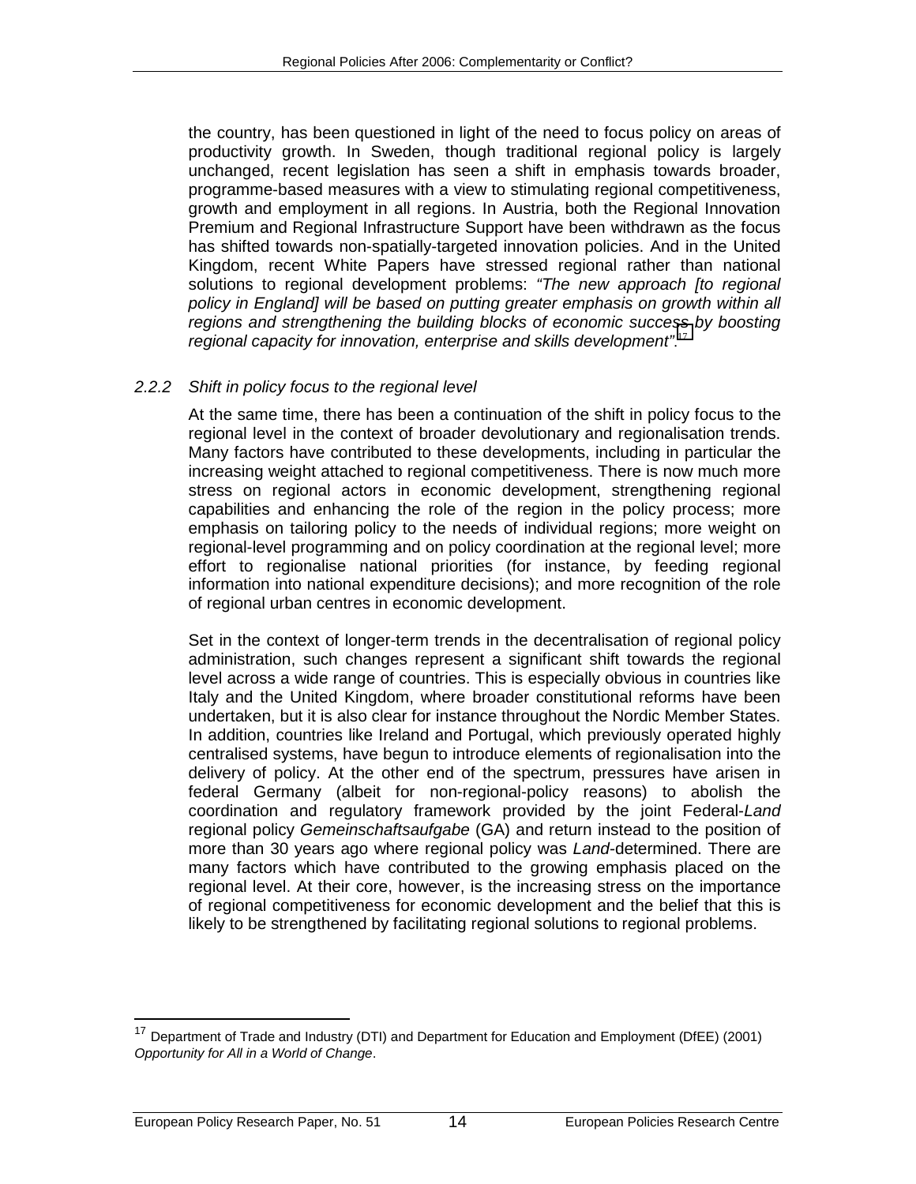the country, has been questioned in light of the need to focus policy on areas of productivity growth. In Sweden, though traditional regional policy is largely unchanged, recent legislation has seen a shift in emphasis towards broader, programme-based measures with a view to stimulating regional competitiveness, growth and employment in all regions. In Austria, both the Regional Innovation Premium and Regional Infrastructure Support have been withdrawn as the focus has shifted towards non-spatially-targeted innovation policies. And in the United Kingdom, recent White Papers have stressed regional rather than national solutions to regional development problems: *"The new approach [to regional policy in England] will be based on putting greater emphasis on growth within all regions and strengthening the building blocks of economic success by boosting regional capacity for innovation, enterprise and skills development"*.[17]

### *2.2.2 Shift in policy focus to the regional level*

At the same time, there has been a continuation of the shift in policy focus to the regional level in the context of broader devolutionary and regionalisation trends. Many factors have contributed to these developments, including in particular the increasing weight attached to regional competitiveness. There is now much more stress on regional actors in economic development, strengthening regional capabilities and enhancing the role of the region in the policy process; more emphasis on tailoring policy to the needs of individual regions; more weight on regional-level programming and on policy coordination at the regional level; more effort to regionalise national priorities (for instance, by feeding regional information into national expenditure decisions); and more recognition of the role of regional urban centres in economic development.

Set in the context of longer-term trends in the decentralisation of regional policy administration, such changes represent a significant shift towards the regional level across a wide range of countries. This is especially obvious in countries like Italy and the United Kingdom, where broader constitutional reforms have been undertaken, but it is also clear for instance throughout the Nordic Member States. In addition, countries like Ireland and Portugal, which previously operated highly centralised systems, have begun to introduce elements of regionalisation into the delivery of policy. At the other end of the spectrum, pressures have arisen in federal Germany (albeit for non-regional-policy reasons) to abolish the coordination and regulatory framework provided by the joint Federal-*Land* regional policy *Gemeinschaftsaufgabe* (GA) and return instead to the position of more than 30 years ago where regional policy was *Land*-determined. There are many factors which have contributed to the growing emphasis placed on the regional level. At their core, however, is the increasing stress on the importance of regional competitiveness for economic development and the belief that this is likely to be strengthened by facilitating regional solutions to regional problems.

---

[17] Department of Trade and Industry (DTI) and Department for Education and Employment (DfEE) (2001) *Opportunity for All in a World of Change*.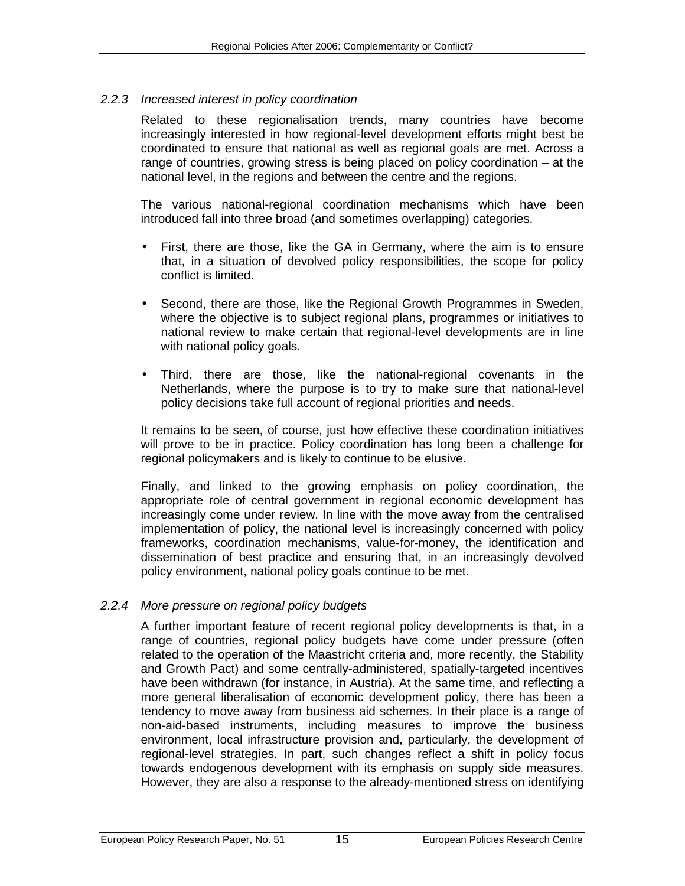### *2.2.3 Increased interest in policy coordination*

Related to these regionalisation trends, many countries have become increasingly interested in how regional-level development efforts might best be coordinated to ensure that national as well as regional goals are met. Across a range of countries, growing stress is being placed on policy coordination – at the national level, in the regions and between the centre and the regions.

The various national-regional coordination mechanisms which have been introduced fall into three broad (and sometimes overlapping) categories.

- First, there are those, like the GA in Germany, where the aim is to ensure that, in a situation of devolved policy responsibilities, the scope for policy conflict is limited.
- Second, there are those, like the Regional Growth Programmes in Sweden, where the objective is to subject regional plans, programmes or initiatives to national review to make certain that regional-level developments are in line with national policy goals.
- Third, there are those, like the national-regional covenants in the Netherlands, where the purpose is to try to make sure that national-level policy decisions take full account of regional priorities and needs.

It remains to be seen, of course, just how effective these coordination initiatives will prove to be in practice. Policy coordination has long been a challenge for regional policymakers and is likely to continue to be elusive.

Finally, and linked to the growing emphasis on policy coordination, the appropriate role of central government in regional economic development has increasingly come under review. In line with the move away from the centralised implementation of policy, the national level is increasingly concerned with policy frameworks, coordination mechanisms, value-for-money, the identification and dissemination of best practice and ensuring that, in an increasingly devolved policy environment, national policy goals continue to be met.

### *2.2.4 More pressure on regional policy budgets*

A further important feature of recent regional policy developments is that, in a range of countries, regional policy budgets have come under pressure (often related to the operation of the Maastricht criteria and, more recently, the Stability and Growth Pact) and some centrally-administered, spatially-targeted incentives have been withdrawn (for instance, in Austria). At the same time, and reflecting a more general liberalisation of economic development policy, there has been a tendency to move away from business aid schemes. In their place is a range of non-aid-based instruments, including measures to improve the business environment, local infrastructure provision and, particularly, the development of regional-level strategies. In part, such changes reflect a shift in policy focus towards endogenous development with its emphasis on supply side measures. However, they are also a response to the already-mentioned stress on identifying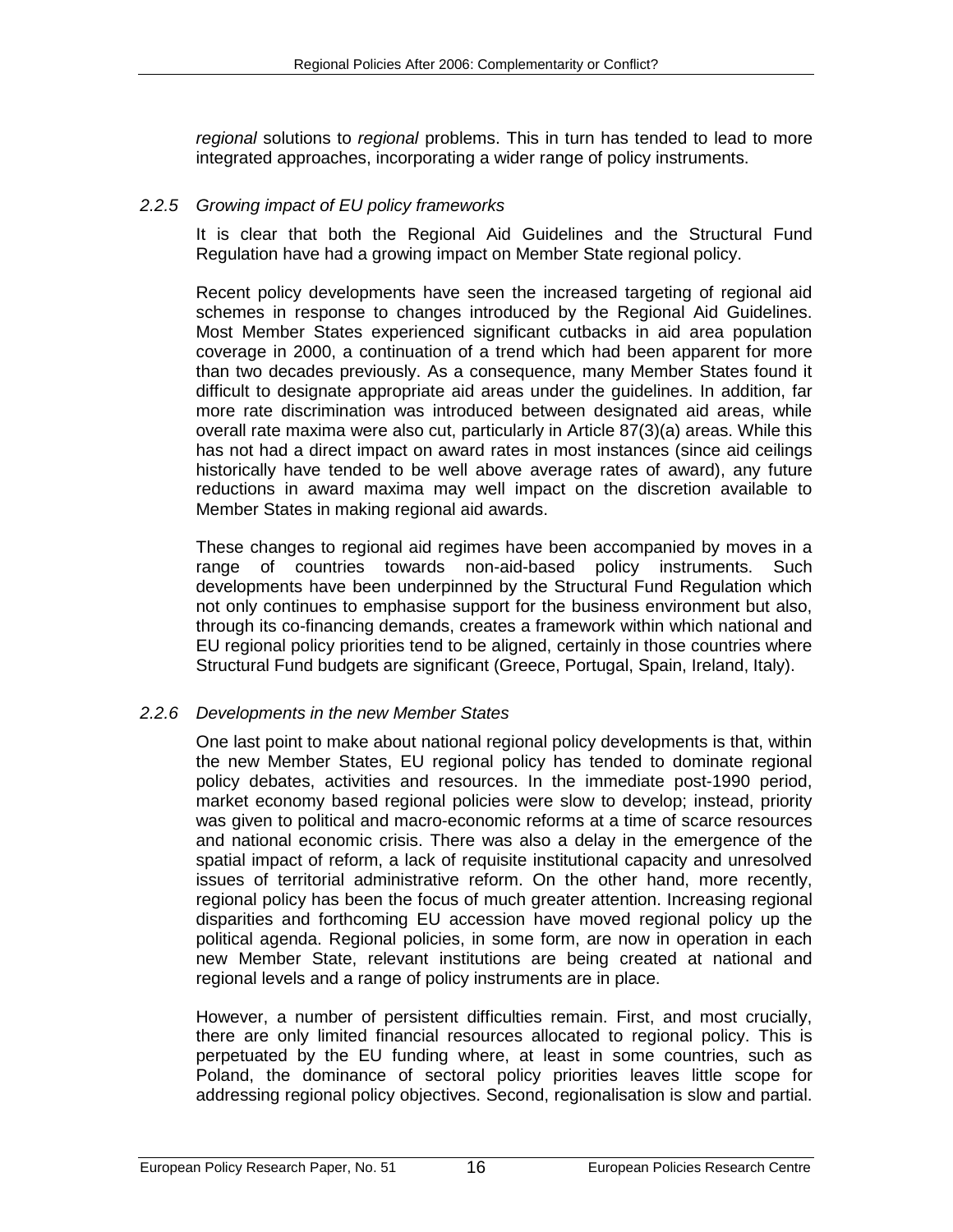*regional* solutions to *regional* problems. This in turn has tended to lead to more integrated approaches, incorporating a wider range of policy instruments.

### *2.2.5 Growing impact of EU policy frameworks*

It is clear that both the Regional Aid Guidelines and the Structural Fund Regulation have had a growing impact on Member State regional policy.

Recent policy developments have seen the increased targeting of regional aid schemes in response to changes introduced by the Regional Aid Guidelines. Most Member States experienced significant cutbacks in aid area population coverage in 2000, a continuation of a trend which had been apparent for more than two decades previously. As a consequence, many Member States found it difficult to designate appropriate aid areas under the guidelines. In addition, far more rate discrimination was introduced between designated aid areas, while overall rate maxima were also cut, particularly in Article 87(3)(a) areas. While this has not had a direct impact on award rates in most instances (since aid ceilings historically have tended to be well above average rates of award), any future reductions in award maxima may well impact on the discretion available to Member States in making regional aid awards.

These changes to regional aid regimes have been accompanied by moves in a range of countries towards non-aid-based policy instruments. Such developments have been underpinned by the Structural Fund Regulation which not only continues to emphasise support for the business environment but also, through its co-financing demands, creates a framework within which national and EU regional policy priorities tend to be aligned, certainly in those countries where Structural Fund budgets are significant (Greece, Portugal, Spain, Ireland, Italy).

### *2.2.6 Developments in the new Member States*

One last point to make about national regional policy developments is that, within the new Member States, EU regional policy has tended to dominate regional policy debates, activities and resources. In the immediate post-1990 period, market economy based regional policies were slow to develop; instead, priority was given to political and macro-economic reforms at a time of scarce resources and national economic crisis. There was also a delay in the emergence of the spatial impact of reform, a lack of requisite institutional capacity and unresolved issues of territorial administrative reform. On the other hand, more recently, regional policy has been the focus of much greater attention. Increasing regional disparities and forthcoming EU accession have moved regional policy up the political agenda. Regional policies, in some form, are now in operation in each new Member State, relevant institutions are being created at national and regional levels and a range of policy instruments are in place.

However, a number of persistent difficulties remain. First, and most crucially, there are only limited financial resources allocated to regional policy. This is perpetuated by the EU funding where, at least in some countries, such as Poland, the dominance of sectoral policy priorities leaves little scope for addressing regional policy objectives. Second, regionalisation is slow and partial.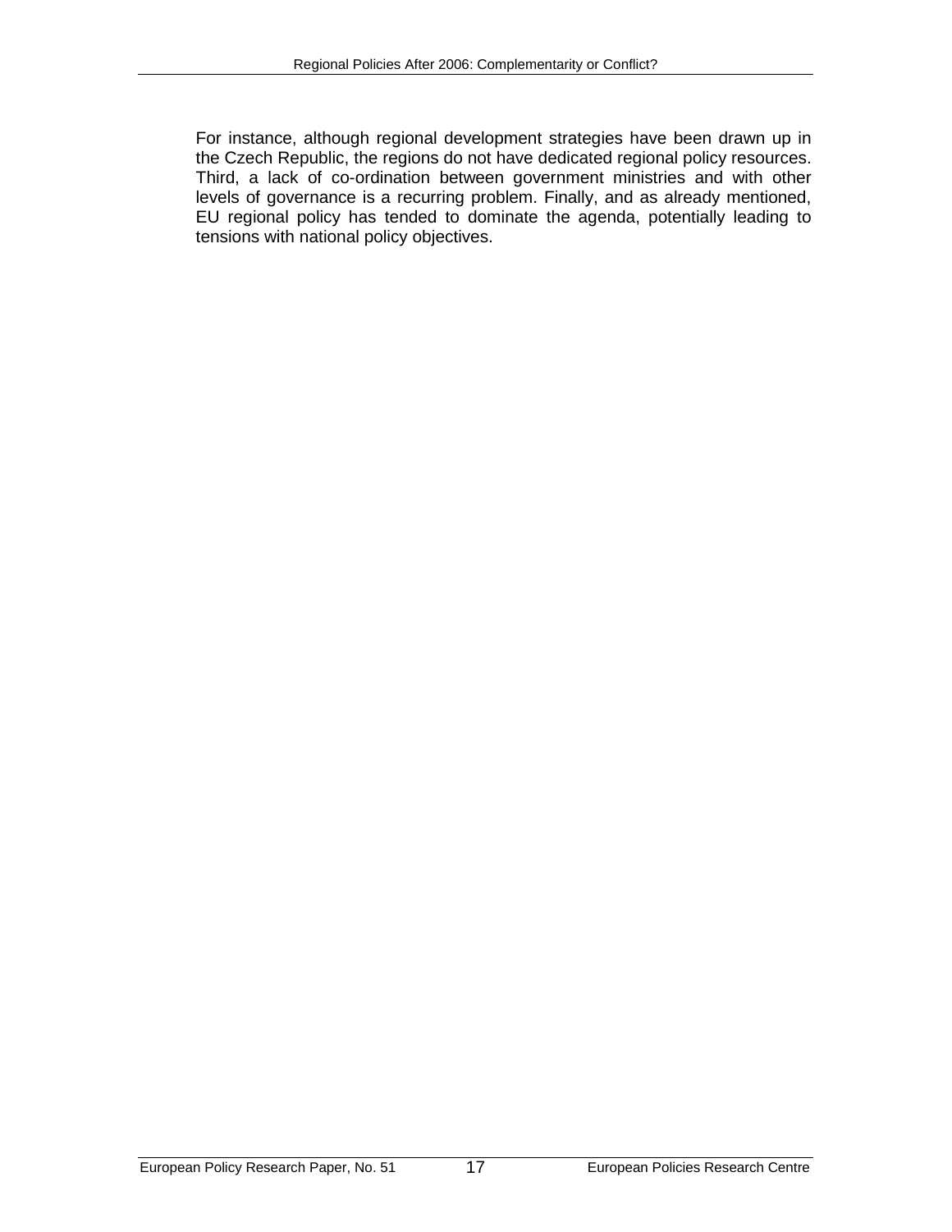For instance, although regional development strategies have been drawn up in the Czech Republic, the regions do not have dedicated regional policy resources. Third, a lack of co-ordination between government ministries and with other levels of governance is a recurring problem. Finally, and as already mentioned, EU regional policy has tended to dominate the agenda, potentially leading to tensions with national policy objectives.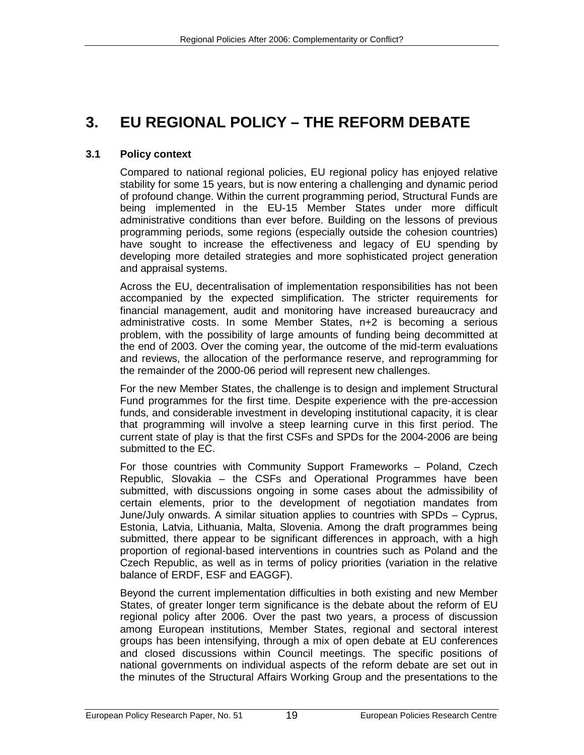# 3. EU REGIONAL POLICY – THE REFORM DEBATE

## 3.1 Policy context

Compared to national regional policies, EU regional policy has enjoyed relative stability for some 15 years, but is now entering a challenging and dynamic period of profound change. Within the current programming period, Structural Funds are being implemented in the EU-15 Member States under more difficult administrative conditions than ever before. Building on the lessons of previous programming periods, some regions (especially outside the cohesion countries) have sought to increase the effectiveness and legacy of EU spending by developing more detailed strategies and more sophisticated project generation and appraisal systems.

Across the EU, decentralisation of implementation responsibilities has not been accompanied by the expected simplification. The stricter requirements for financial management, audit and monitoring have increased bureaucracy and administrative costs. In some Member States, n+2 is becoming a serious problem, with the possibility of large amounts of funding being decommitted at the end of 2003. Over the coming year, the outcome of the mid-term evaluations and reviews, the allocation of the performance reserve, and reprogramming for the remainder of the 2000-06 period will represent new challenges.

For the new Member States, the challenge is to design and implement Structural Fund programmes for the first time. Despite experience with the pre-accession funds, and considerable investment in developing institutional capacity, it is clear that programming will involve a steep learning curve in this first period. The current state of play is that the first CSFs and SPDs for the 2004-2006 are being submitted to the EC.

For those countries with Community Support Frameworks – Poland, Czech Republic, Slovakia – the CSFs and Operational Programmes have been submitted, with discussions ongoing in some cases about the admissibility of certain elements, prior to the development of negotiation mandates from June/July onwards. A similar situation applies to countries with SPDs – Cyprus, Estonia, Latvia, Lithuania, Malta, Slovenia. Among the draft programmes being submitted, there appear to be significant differences in approach, with a high proportion of regional-based interventions in countries such as Poland and the Czech Republic, as well as in terms of policy priorities (variation in the relative balance of ERDF, ESF and EAGGF).

Beyond the current implementation difficulties in both existing and new Member States, of greater longer term significance is the debate about the reform of EU regional policy after 2006. Over the past two years, a process of discussion among European institutions, Member States, regional and sectoral interest groups has been intensifying, through a mix of open debate at EU conferences and closed discussions within Council meetings. The specific positions of national governments on individual aspects of the reform debate are set out in the minutes of the Structural Affairs Working Group and the presentations to the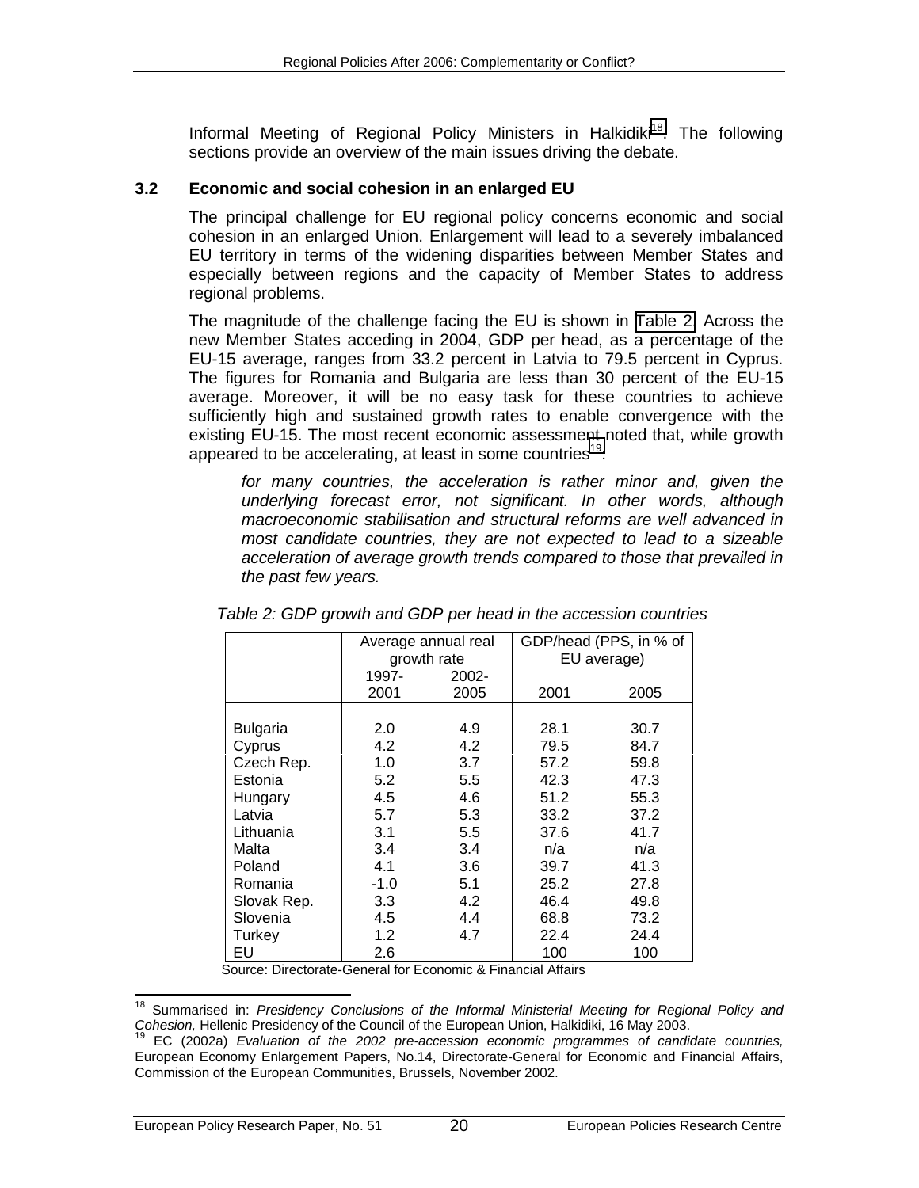Informal Meeting of Regional Policy Ministers in Halkidiki[18]. The following sections provide an overview of the main issues driving the debate.

### 3.2 Economic and social cohesion in an enlarged EU

The principal challenge for EU regional policy concerns economic and social cohesion in an enlarged Union. Enlargement will lead to a severely imbalanced EU territory in terms of the widening disparities between Member States and especially between regions and the capacity of Member States to address regional problems.

The magnitude of the challenge facing the EU is shown in Table 2. Across the new Member States acceding in 2004, GDP per head, as a percentage of the EU-15 average, ranges from 33.2 percent in Latvia to 79.5 percent in Cyprus. The figures for Romania and Bulgaria are less than 30 percent of the EU-15 average. Moreover, it will be no easy task for these countries to achieve sufficiently high and sustained growth rates to enable convergence with the existing EU-15. The most recent economic assessment noted that, while growth appeared to be accelerating, at least in some countries[19]:

> *for many countries, the acceleration is rather minor and, given the underlying forecast error, not significant. In other words, although macroeconomic stabilisation and structural reforms are well advanced in most candidate countries, they are not expected to lead to a sizeable acceleration of average growth trends compared to those that prevailed in the past few years.*

*Table 2: GDP growth and GDP per head in the accession countries*

| | Average annual real growth rate | | GDP/head (PPS, in % of EU average) | |
|---|---|---|---|---|
| | 1997-2001 | 2002-2005 | 2001 | 2005 |
| Bulgaria | 2.0 | 4.9 | 28.1 | 30.7 |
| Cyprus | 4.2 | 4.2 | 79.5 | 84.7 |
| Czech Rep. | 1.0 | 3.7 | 57.2 | 59.8 |
| Estonia | 5.2 | 5.5 | 42.3 | 47.3 |
| Hungary | 4.5 | 4.6 | 51.2 | 55.3 |
| Latvia | 5.7 | 5.3 | 33.2 | 37.2 |
| Lithuania | 3.1 | 5.5 | 37.6 | 41.7 |
| Malta | 3.4 | 3.4 | n/a | n/a |
| Poland | 4.1 | 3.6 | 39.7 | 41.3 |
| Romania | -1.0 | 5.1 | 25.2 | 27.8 |
| Slovak Rep. | 3.3 | 4.2 | 46.4 | 49.8 |
| Slovenia | 4.5 | 4.4 | 68.8 | 73.2 |
| Turkey | 1.2 | 4.7 | 22.4 | 24.4 |
| EU | 2.6 | | 100 | 100 |

Source: Directorate-General for Economic & Financial Affairs

[18] Summarised in: *Presidency Conclusions of the Informal Ministerial Meeting for Regional Policy and Cohesion,* Hellenic Presidency of the Council of the European Union, Halkidiki, 16 May 2003.

[19] EC (2002a) *Evaluation of the 2002 pre-accession economic programmes of candidate countries,* European Economy Enlargement Papers, No.14, Directorate-General for Economic and Financial Affairs, Commission of the European Communities, Brussels, November 2002.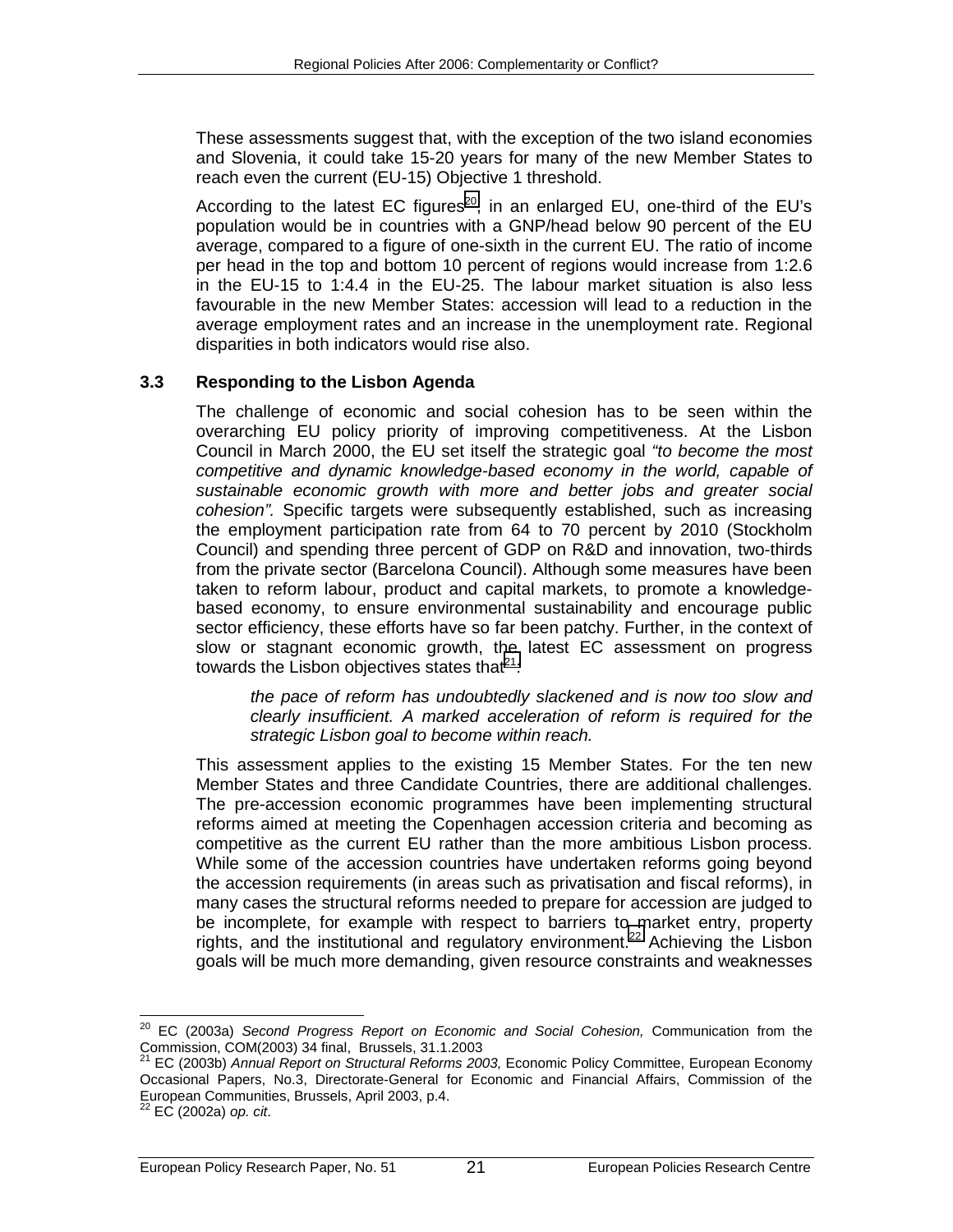These assessments suggest that, with the exception of the two island economies and Slovenia, it could take 15-20 years for many of the new Member States to reach even the current (EU-15) Objective 1 threshold.

According to the latest EC figures[20], in an enlarged EU, one-third of the EU's population would be in countries with a GNP/head below 90 percent of the EU average, compared to a figure of one-sixth in the current EU. The ratio of income per head in the top and bottom 10 percent of regions would increase from 1:2.6 in the EU-15 to 1:4.4 in the EU-25. The labour market situation is also less favourable in the new Member States: accession will lead to a reduction in the average employment rates and an increase in the unemployment rate. Regional disparities in both indicators would rise also.

### 3.3 Responding to the Lisbon Agenda

The challenge of economic and social cohesion has to be seen within the overarching EU policy priority of improving competitiveness. At the Lisbon Council in March 2000, the EU set itself the strategic goal *"to become the most competitive and dynamic knowledge-based economy in the world, capable of sustainable economic growth with more and better jobs and greater social cohesion".* Specific targets were subsequently established, such as increasing the employment participation rate from 64 to 70 percent by 2010 (Stockholm Council) and spending three percent of GDP on R&D and innovation, two-thirds from the private sector (Barcelona Council). Although some measures have been taken to reform labour, product and capital markets, to promote a knowledge-based economy, to ensure environmental sustainability and encourage public sector efficiency, these efforts have so far been patchy. Further, in the context of slow or stagnant economic growth, the latest EC assessment on progress towards the Lisbon objectives states that[21]:

> *the pace of reform has undoubtedly slackened and is now too slow and clearly insufficient. A marked acceleration of reform is required for the strategic Lisbon goal to become within reach.*

This assessment applies to the existing 15 Member States. For the ten new Member States and three Candidate Countries, there are additional challenges. The pre-accession economic programmes have been implementing structural reforms aimed at meeting the Copenhagen accession criteria and becoming as competitive as the current EU rather than the more ambitious Lisbon process. While some of the accession countries have undertaken reforms going beyond the accession requirements (in areas such as privatisation and fiscal reforms), in many cases the structural reforms needed to prepare for accession are judged to be incomplete, for example with respect to barriers to market entry, property rights, and the institutional and regulatory environment.[22] Achieving the Lisbon goals will be much more demanding, given resource constraints and weaknesses

---

[20] EC (2003a) *Second Progress Report on Economic and Social Cohesion,* Communication from the Commission, COM(2003) 34 final, Brussels, 31.1.2003

[21] EC (2003b) *Annual Report on Structural Reforms 2003,* Economic Policy Committee, European Economy Occasional Papers, No.3, Directorate-General for Economic and Financial Affairs, Commission of the European Communities, Brussels, April 2003, p.4.

[22] EC (2002a) *op. cit*.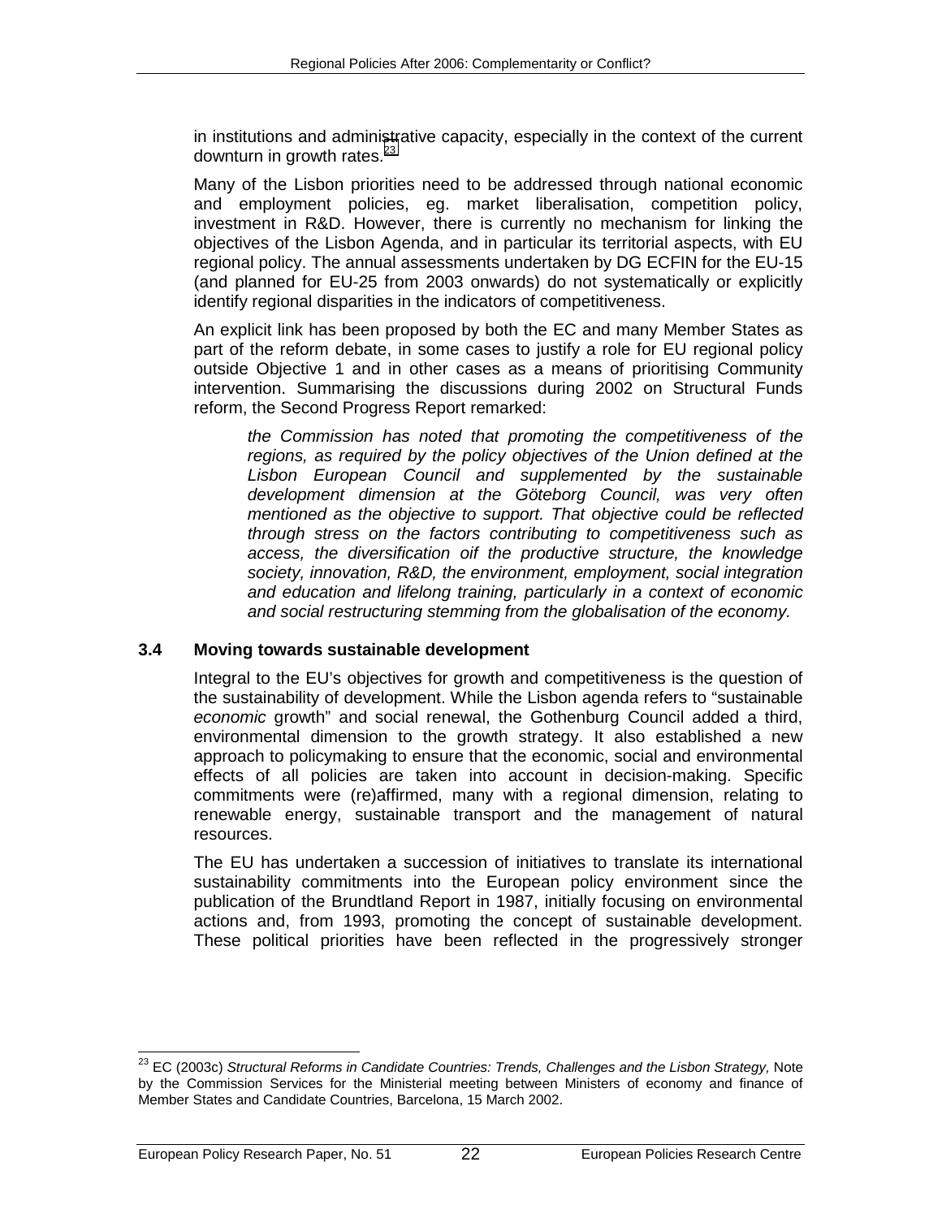in institutions and administrative capacity, especially in the context of the current downturn in growth rates.[23]

Many of the Lisbon priorities need to be addressed through national economic and employment policies, eg. market liberalisation, competition policy, investment in R&D. However, there is currently no mechanism for linking the objectives of the Lisbon Agenda, and in particular its territorial aspects, with EU regional policy. The annual assessments undertaken by DG ECFIN for the EU-15 (and planned for EU-25 from 2003 onwards) do not systematically or explicitly identify regional disparities in the indicators of competitiveness.

An explicit link has been proposed by both the EC and many Member States as part of the reform debate, in some cases to justify a role for EU regional policy outside Objective 1 and in other cases as a means of prioritising Community intervention. Summarising the discussions during 2002 on Structural Funds reform, the Second Progress Report remarked:

> *the Commission has noted that promoting the competitiveness of the regions, as required by the policy objectives of the Union defined at the Lisbon European Council and supplemented by the sustainable development dimension at the Göteborg Council, was very often mentioned as the objective to support. That objective could be reflected through stress on the factors contributing to competitiveness such as access, the diversification oif the productive structure, the knowledge society, innovation, R&D, the environment, employment, social integration and education and lifelong training, particularly in a context of economic and social restructuring stemming from the globalisation of the economy.*

### 3.4 Moving towards sustainable development

Integral to the EU's objectives for growth and competitiveness is the question of the sustainability of development. While the Lisbon agenda refers to "sustainable *economic* growth" and social renewal, the Gothenburg Council added a third, environmental dimension to the growth strategy. It also established a new approach to policymaking to ensure that the economic, social and environmental effects of all policies are taken into account in decision-making. Specific commitments were (re)affirmed, many with a regional dimension, relating to renewable energy, sustainable transport and the management of natural resources.

The EU has undertaken a succession of initiatives to translate its international sustainability commitments into the European policy environment since the publication of the Brundtland Report in 1987, initially focusing on environmental actions and, from 1993, promoting the concept of sustainable development. These political priorities have been reflected in the progressively stronger

---

[23] EC (2003c) *Structural Reforms in Candidate Countries: Trends, Challenges and the Lisbon Strategy,* Note by the Commission Services for the Ministerial meeting between Ministers of economy and finance of Member States and Candidate Countries, Barcelona, 15 March 2002.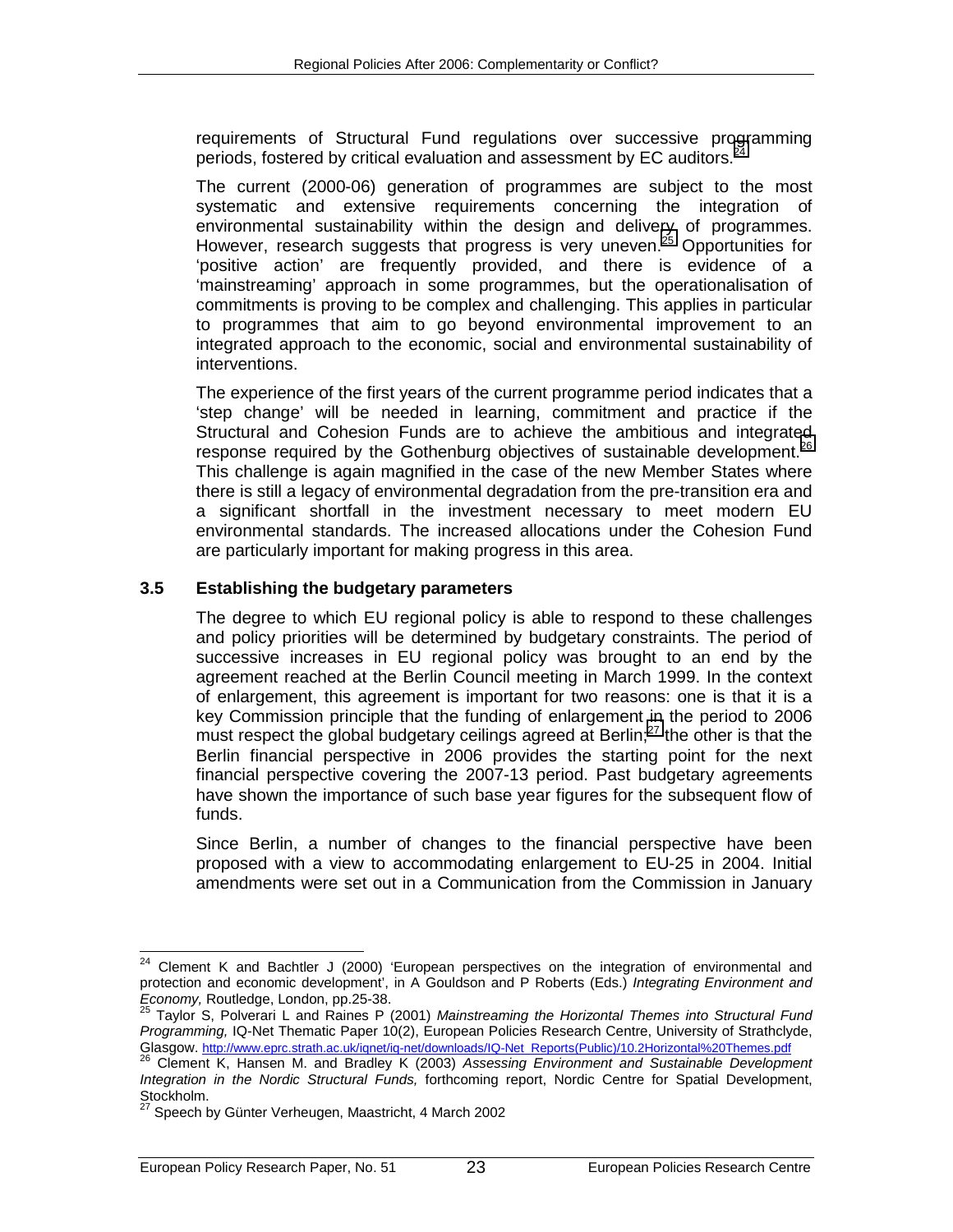requirements of Structural Fund regulations over successive programming periods, fostered by critical evaluation and assessment by EC auditors.[24]

The current (2000-06) generation of programmes are subject to the most systematic and extensive requirements concerning the integration of environmental sustainability within the design and delivery of programmes. However, research suggests that progress is very uneven.[25] Opportunities for 'positive action' are frequently provided, and there is evidence of a 'mainstreaming' approach in some programmes, but the operationalisation of commitments is proving to be complex and challenging. This applies in particular to programmes that aim to go beyond environmental improvement to an integrated approach to the economic, social and environmental sustainability of interventions.

The experience of the first years of the current programme period indicates that a 'step change' will be needed in learning, commitment and practice if the Structural and Cohesion Funds are to achieve the ambitious and integrated response required by the Gothenburg objectives of sustainable development.[26] This challenge is again magnified in the case of the new Member States where there is still a legacy of environmental degradation from the pre-transition era and a significant shortfall in the investment necessary to meet modern EU environmental standards. The increased allocations under the Cohesion Fund are particularly important for making progress in this area.

### 3.5 Establishing the budgetary parameters

The degree to which EU regional policy is able to respond to these challenges and policy priorities will be determined by budgetary constraints. The period of successive increases in EU regional policy was brought to an end by the agreement reached at the Berlin Council meeting in March 1999. In the context of enlargement, this agreement is important for two reasons: one is that it is a key Commission principle that the funding of enlargement in the period to 2006 must respect the global budgetary ceilings agreed at Berlin;[27] the other is that the Berlin financial perspective in 2006 provides the starting point for the next financial perspective covering the 2007-13 period. Past budgetary agreements have shown the importance of such base year figures for the subsequent flow of funds.

Since Berlin, a number of changes to the financial perspective have been proposed with a view to accommodating enlargement to EU-25 in 2004. Initial amendments were set out in a Communication from the Commission in January

---

[24] Clement K and Bachtler J (2000) 'European perspectives on the integration of environmental and protection and economic development', in A Gouldson and P Roberts (Eds.) *Integrating Environment and Economy,* Routledge, London, pp.25-38.

[25] Taylor S, Polverari L and Raines P (2001) *Mainstreaming the Horizontal Themes into Structural Fund Programming,* IQ-Net Thematic Paper 10(2), European Policies Research Centre, University of Strathclyde, Glasgow. http://www.eprc.strath.ac.uk/iqnet/iq-net/downloads/IQ-Net_Reports(Public)/10.2Horizontal%20Themes.pdf

[26] Clement K, Hansen M. and Bradley K (2003) *Assessing Environment and Sustainable Development Integration in the Nordic Structural Funds,* forthcoming report, Nordic Centre for Spatial Development, Stockholm.

[27] Speech by Günter Verheugen, Maastricht, 4 March 2002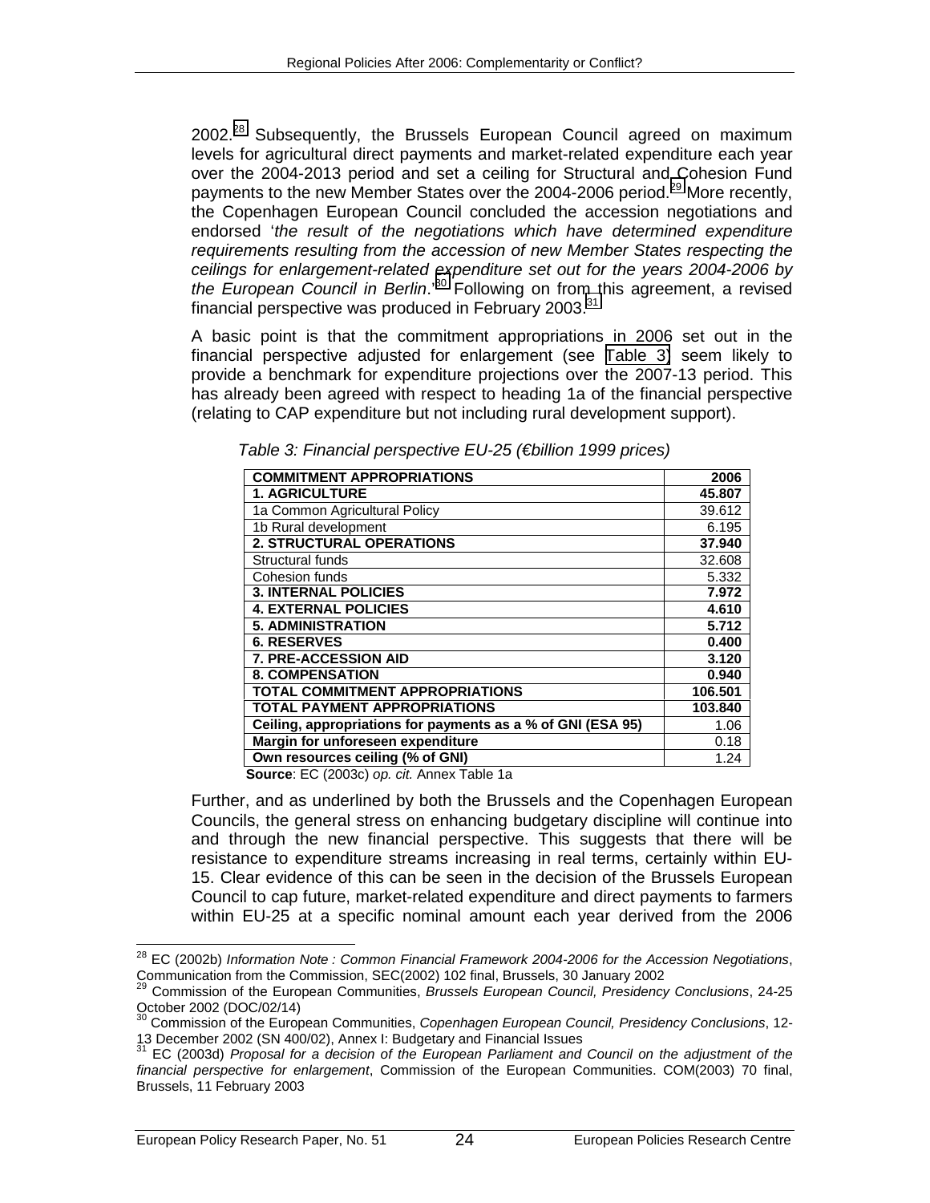2002.[28] Subsequently, the Brussels European Council agreed on maximum levels for agricultural direct payments and market-related expenditure each year over the 2004-2013 period and set a ceiling for Structural and Cohesion Fund payments to the new Member States over the 2004-2006 period.[29] More recently, the Copenhagen European Council concluded the accession negotiations and endorsed '*the result of the negotiations which have determined expenditure requirements resulting from the accession of new Member States respecting the ceilings for enlargement-related expenditure set out for the years 2004-2006 by the European Council in Berlin*.'[30] Following on from this agreement, a revised financial perspective was produced in February 2003.[31]

A basic point is that the commitment appropriations in 2006 set out in the financial perspective adjusted for enlargement (see Table 3) seem likely to provide a benchmark for expenditure projections over the 2007-13 period. This has already been agreed with respect to heading 1a of the financial perspective (relating to CAP expenditure but not including rural development support).

*Table 3: Financial perspective EU-25 (€billion 1999 prices)*

| **COMMITMENT APPROPRIATIONS** | **2006** |
|---|---|
| **1. AGRICULTURE** | **45.807** |
| 1a Common Agricultural Policy | 39.612 |
| 1b Rural development | 6.195 |
| **2. STRUCTURAL OPERATIONS** | **37.940** |
| Structural funds | 32.608 |
| Cohesion funds | 5.332 |
| **3. INTERNAL POLICIES** | **7.972** |
| **4. EXTERNAL POLICIES** | **4.610** |
| **5. ADMINISTRATION** | **5.712** |
| **6. RESERVES** | **0.400** |
| **7. PRE-ACCESSION AID** | **3.120** |
| **8. COMPENSATION** | **0.940** |
| **TOTAL COMMITMENT APPROPRIATIONS** | **106.501** |
| **TOTAL PAYMENT APPROPRIATIONS** | **103.840** |
| **Ceiling, appropriations for payments as a % of GNI (ESA 95)** | 1.06 |
| **Margin for unforeseen expenditure** | 0.18 |
| **Own resources ceiling (% of GNI)** | 1.24 |

**Source**: EC (2003c) *op. cit.* Annex Table 1a

Further, and as underlined by both the Brussels and the Copenhagen European Councils, the general stress on enhancing budgetary discipline will continue into and through the new financial perspective. This suggests that there will be resistance to expenditure streams increasing in real terms, certainly within EU-15. Clear evidence of this can be seen in the decision of the Brussels European Council to cap future, market-related expenditure and direct payments to farmers within EU-25 at a specific nominal amount each year derived from the 2006

---

[28] EC (2002b) *Information Note : Common Financial Framework 2004-2006 for the Accession Negotiations*, Communication from the Commission, SEC(2002) 102 final, Brussels, 30 January 2002

[29] Commission of the European Communities, *Brussels European Council, Presidency Conclusions*, 24-25 October 2002 (DOC/02/14)

[30] Commission of the European Communities, *Copenhagen European Council, Presidency Conclusions*, 12-13 December 2002 (SN 400/02), Annex I: Budgetary and Financial Issues

[31] EC (2003d) *Proposal for a decision of the European Parliament and Council on the adjustment of the financial perspective for enlargement*, Commission of the European Communities. COM(2003) 70 final, Brussels, 11 February 2003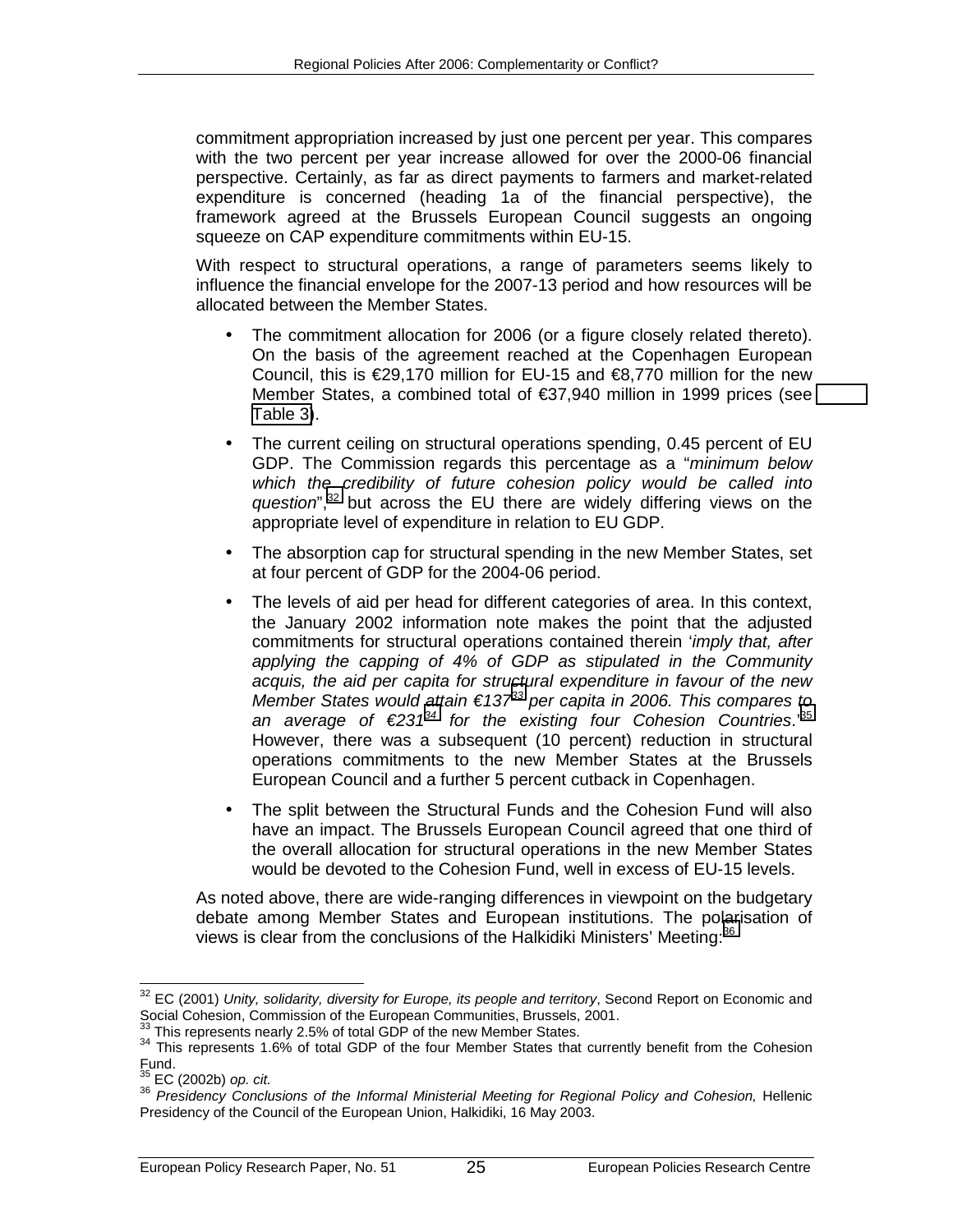commitment appropriation increased by just one percent per year. This compares with the two percent per year increase allowed for over the 2000-06 financial perspective. Certainly, as far as direct payments to farmers and market-related expenditure is concerned (heading 1a of the financial perspective), the framework agreed at the Brussels European Council suggests an ongoing squeeze on CAP expenditure commitments within EU-15.

With respect to structural operations, a range of parameters seems likely to influence the financial envelope for the 2007-13 period and how resources will be allocated between the Member States.

- The commitment allocation for 2006 (or a figure closely related thereto). On the basis of the agreement reached at the Copenhagen European Council, this is €29,170 million for EU-15 and €8,770 million for the new Member States, a combined total of €37,940 million in 1999 prices (see Table 3).
- The current ceiling on structural operations spending, 0.45 percent of EU GDP. The Commission regards this percentage as a "*minimum below which the credibility of future cohesion policy would be called into question*",[32] but across the EU there are widely differing views on the appropriate level of expenditure in relation to EU GDP.
- The absorption cap for structural spending in the new Member States, set at four percent of GDP for the 2004-06 period.
- The levels of aid per head for different categories of area. In this context, the January 2002 information note makes the point that the adjusted commitments for structural operations contained therein '*imply that, after applying the capping of 4% of GDP as stipulated in the Community acquis, the aid per capita for structural expenditure in favour of the new Member States would attain €137*[33] *per capita in 2006. This compares to an average of €231*[34] *for the existing four Cohesion Countries*.'[35] However, there was a subsequent (10 percent) reduction in structural operations commitments to the new Member States at the Brussels European Council and a further 5 percent cutback in Copenhagen.
- The split between the Structural Funds and the Cohesion Fund will also have an impact. The Brussels European Council agreed that one third of the overall allocation for structural operations in the new Member States would be devoted to the Cohesion Fund, well in excess of EU-15 levels.

As noted above, there are wide-ranging differences in viewpoint on the budgetary debate among Member States and European institutions. The polarisation of views is clear from the conclusions of the Halkidiki Ministers' Meeting:[36]

---

[32] EC (2001) *Unity, solidarity, diversity for Europe, its people and territory*, Second Report on Economic and Social Cohesion, Commission of the European Communities, Brussels, 2001.

[33] This represents nearly 2.5% of total GDP of the new Member States.

[34] This represents 1.6% of total GDP of the four Member States that currently benefit from the Cohesion Fund.

[35] EC (2002b) *op. cit.*

[36] *Presidency Conclusions of the Informal Ministerial Meeting for Regional Policy and Cohesion,* Hellenic Presidency of the Council of the European Union, Halkidiki, 16 May 2003.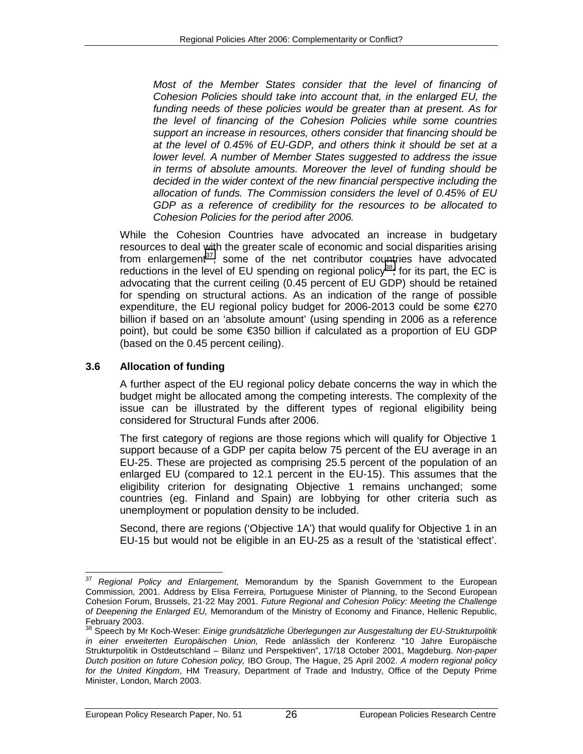*Most of the Member States consider that the level of financing of Cohesion Policies should take into account that, in the enlarged EU, the funding needs of these policies would be greater than at present. As for the level of financing of the Cohesion Policies while some countries support an increase in resources, others consider that financing should be at the level of 0.45% of EU-GDP, and others think it should be set at a lower level. A number of Member States suggested to address the issue in terms of absolute amounts. Moreover the level of funding should be decided in the wider context of the new financial perspective including the allocation of funds. The Commission considers the level of 0.45% of EU GDP as a reference of credibility for the resources to be allocated to Cohesion Policies for the period after 2006.*

While the Cohesion Countries have advocated an increase in budgetary resources to deal with the greater scale of economic and social disparities arising from enlargement[37], some of the net contributor countries have advocated reductions in the level of EU spending on regional policy[38]; for its part, the EC is advocating that the current ceiling (0.45 percent of EU GDP) should be retained for spending on structural actions. As an indication of the range of possible expenditure, the EU regional policy budget for 2006-2013 could be some €270 billion if based on an 'absolute amount' (using spending in 2006 as a reference point), but could be some €350 billion if calculated as a proportion of EU GDP (based on the 0.45 percent ceiling).

### 3.6 Allocation of funding

A further aspect of the EU regional policy debate concerns the way in which the budget might be allocated among the competing interests. The complexity of the issue can be illustrated by the different types of regional eligibility being considered for Structural Funds after 2006.

The first category of regions are those regions which will qualify for Objective 1 support because of a GDP per capita below 75 percent of the EU average in an EU-25. These are projected as comprising 25.5 percent of the population of an enlarged EU (compared to 12.1 percent in the EU-15). This assumes that the eligibility criterion for designating Objective 1 remains unchanged; some countries (eg. Finland and Spain) are lobbying for other criteria such as unemployment or population density to be included.

Second, there are regions ('Objective 1A') that would qualify for Objective 1 in an EU-15 but would not be eligible in an EU-25 as a result of the 'statistical effect'.

---

[37] *Regional Policy and Enlargement,* Memorandum by the Spanish Government to the European Commission, 2001. Address by Elisa Ferreira, Portuguese Minister of Planning, to the Second European Cohesion Forum, Brussels, 21-22 May 2001. *Future Regional and Cohesion Policy: Meeting the Challenge of Deepening the Enlarged EU,* Memorandum of the Ministry of Economy and Finance, Hellenic Republic, February 2003.

[38] Speech by Mr Koch-Weser: *Einige grundsätzliche Überlegungen zur Ausgestaltung der EU-Strukturpolitik in einer erweiterten Europäischen Union,* Rede anlässlich der Konferenz "10 Jahre Europäische Strukturpolitik in Ostdeutschland – Bilanz und Perspektiven", 17/18 October 2001, Magdeburg. *Non-paper Dutch position on future Cohesion policy,* IBO Group, The Hague, 25 April 2002. *A modern regional policy for the United Kingdom*, HM Treasury, Department of Trade and Industry, Office of the Deputy Prime Minister, London, March 2003.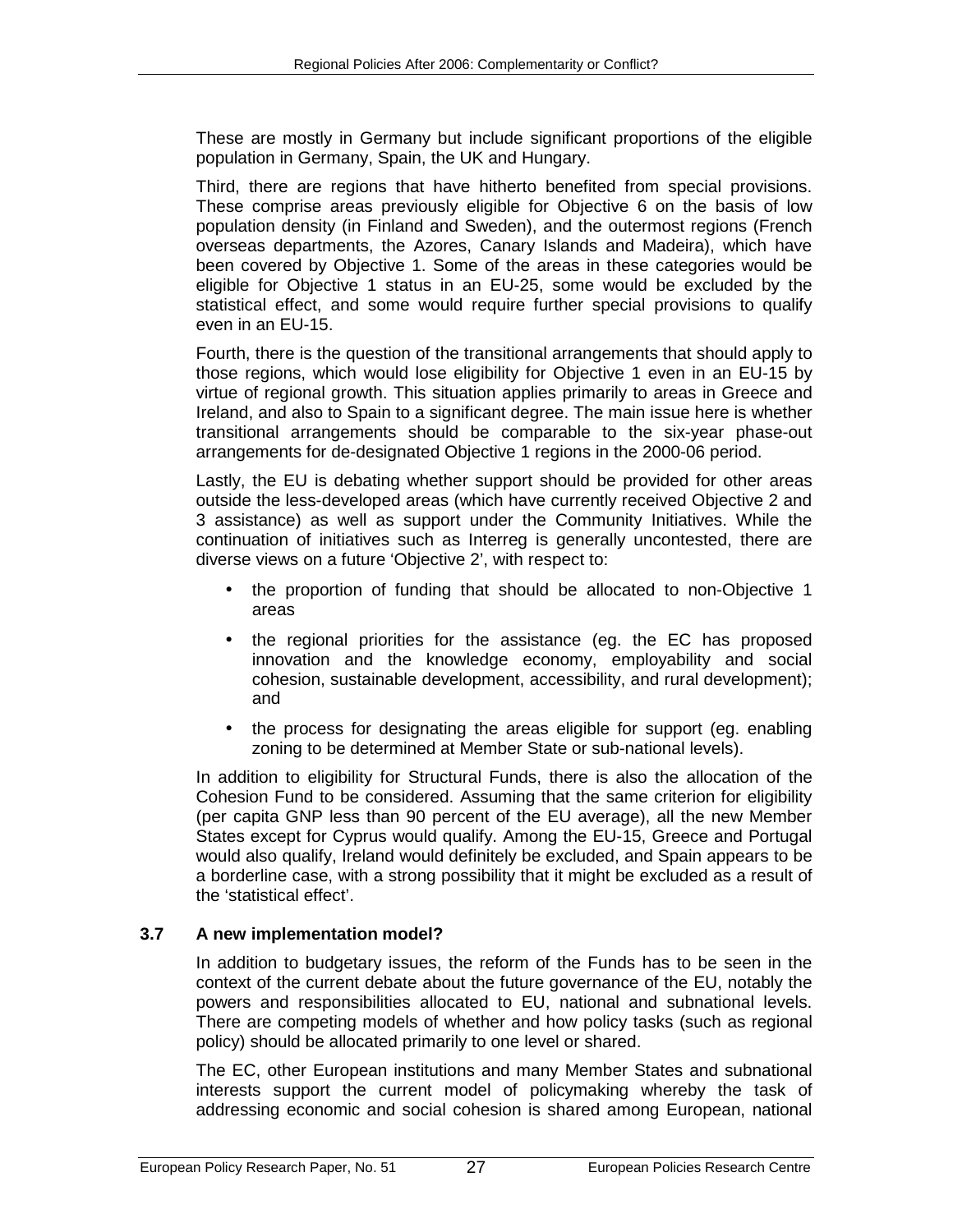These are mostly in Germany but include significant proportions of the eligible population in Germany, Spain, the UK and Hungary.

Third, there are regions that have hitherto benefited from special provisions. These comprise areas previously eligible for Objective 6 on the basis of low population density (in Finland and Sweden), and the outermost regions (French overseas departments, the Azores, Canary Islands and Madeira), which have been covered by Objective 1. Some of the areas in these categories would be eligible for Objective 1 status in an EU-25, some would be excluded by the statistical effect, and some would require further special provisions to qualify even in an EU-15.

Fourth, there is the question of the transitional arrangements that should apply to those regions, which would lose eligibility for Objective 1 even in an EU-15 by virtue of regional growth. This situation applies primarily to areas in Greece and Ireland, and also to Spain to a significant degree. The main issue here is whether transitional arrangements should be comparable to the six-year phase-out arrangements for de-designated Objective 1 regions in the 2000-06 period.

Lastly, the EU is debating whether support should be provided for other areas outside the less-developed areas (which have currently received Objective 2 and 3 assistance) as well as support under the Community Initiatives. While the continuation of initiatives such as Interreg is generally uncontested, there are diverse views on a future 'Objective 2', with respect to:

- the proportion of funding that should be allocated to non-Objective 1 areas
- the regional priorities for the assistance (eg. the EC has proposed innovation and the knowledge economy, employability and social cohesion, sustainable development, accessibility, and rural development); and
- the process for designating the areas eligible for support (eg. enabling zoning to be determined at Member State or sub-national levels).

In addition to eligibility for Structural Funds, there is also the allocation of the Cohesion Fund to be considered. Assuming that the same criterion for eligibility (per capita GNP less than 90 percent of the EU average), all the new Member States except for Cyprus would qualify. Among the EU-15, Greece and Portugal would also qualify, Ireland would definitely be excluded, and Spain appears to be a borderline case, with a strong possibility that it might be excluded as a result of the 'statistical effect'.

### 3.7 A new implementation model?

In addition to budgetary issues, the reform of the Funds has to be seen in the context of the current debate about the future governance of the EU, notably the powers and responsibilities allocated to EU, national and subnational levels. There are competing models of whether and how policy tasks (such as regional policy) should be allocated primarily to one level or shared.

The EC, other European institutions and many Member States and subnational interests support the current model of policymaking whereby the task of addressing economic and social cohesion is shared among European, national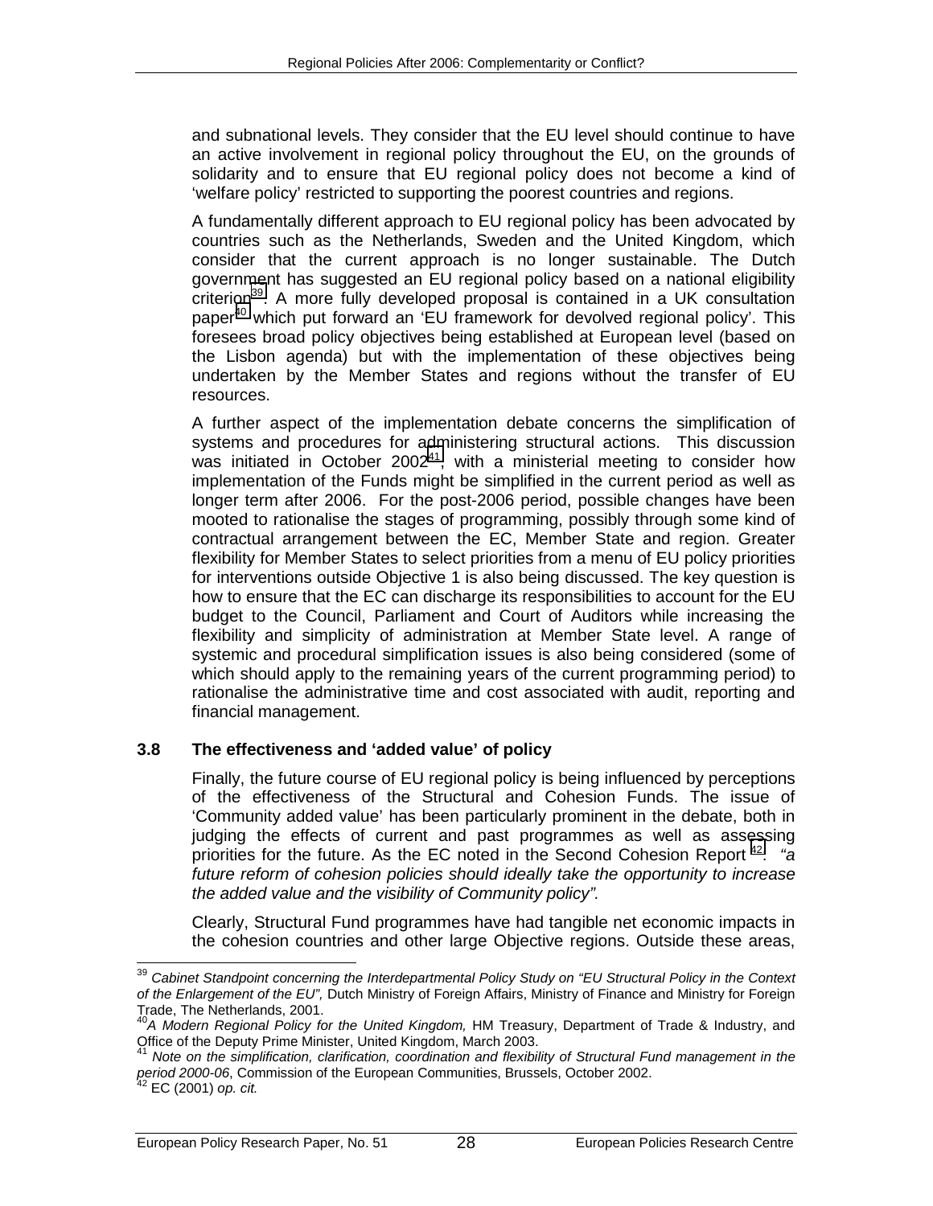and subnational levels. They consider that the EU level should continue to have an active involvement in regional policy throughout the EU, on the grounds of solidarity and to ensure that EU regional policy does not become a kind of 'welfare policy' restricted to supporting the poorest countries and regions.

A fundamentally different approach to EU regional policy has been advocated by countries such as the Netherlands, Sweden and the United Kingdom, which consider that the current approach is no longer sustainable. The Dutch government has suggested an EU regional policy based on a national eligibility criterion[39]. A more fully developed proposal is contained in a UK consultation paper[40] which put forward an 'EU framework for devolved regional policy'. This foresees broad policy objectives being established at European level (based on the Lisbon agenda) but with the implementation of these objectives being undertaken by the Member States and regions without the transfer of EU resources.

A further aspect of the implementation debate concerns the simplification of systems and procedures for administering structural actions. This discussion was initiated in October 2002[41], with a ministerial meeting to consider how implementation of the Funds might be simplified in the current period as well as longer term after 2006. For the post-2006 period, possible changes have been mooted to rationalise the stages of programming, possibly through some kind of contractual arrangement between the EC, Member State and region. Greater flexibility for Member States to select priorities from a menu of EU policy priorities for interventions outside Objective 1 is also being discussed. The key question is how to ensure that the EC can discharge its responsibilities to account for the EU budget to the Council, Parliament and Court of Auditors while increasing the flexibility and simplicity of administration at Member State level. A range of systemic and procedural simplification issues is also being considered (some of which should apply to the remaining years of the current programming period) to rationalise the administrative time and cost associated with audit, reporting and financial management.

### 3.8 The effectiveness and 'added value' of policy

Finally, the future course of EU regional policy is being influenced by perceptions of the effectiveness of the Structural and Cohesion Funds. The issue of 'Community added value' has been particularly prominent in the debate, both in judging the effects of current and past programmes as well as assessing priorities for the future. As the EC noted in the Second Cohesion Report[42]: *"a future reform of cohesion policies should ideally take the opportunity to increase the added value and the visibility of Community policy".*

Clearly, Structural Fund programmes have had tangible net economic impacts in the cohesion countries and other large Objective regions. Outside these areas,

---

[39] *Cabinet Standpoint concerning the Interdepartmental Policy Study on "EU Structural Policy in the Context of the Enlargement of the EU",* Dutch Ministry of Foreign Affairs, Ministry of Finance and Ministry for Foreign Trade, The Netherlands, 2001.

[40] *A Modern Regional Policy for the United Kingdom,* HM Treasury, Department of Trade & Industry, and Office of the Deputy Prime Minister, United Kingdom, March 2003.

[41] *Note on the simplification, clarification, coordination and flexibility of Structural Fund management in the period 2000-06*, Commission of the European Communities, Brussels, October 2002.

[42] EC (2001) *op. cit.*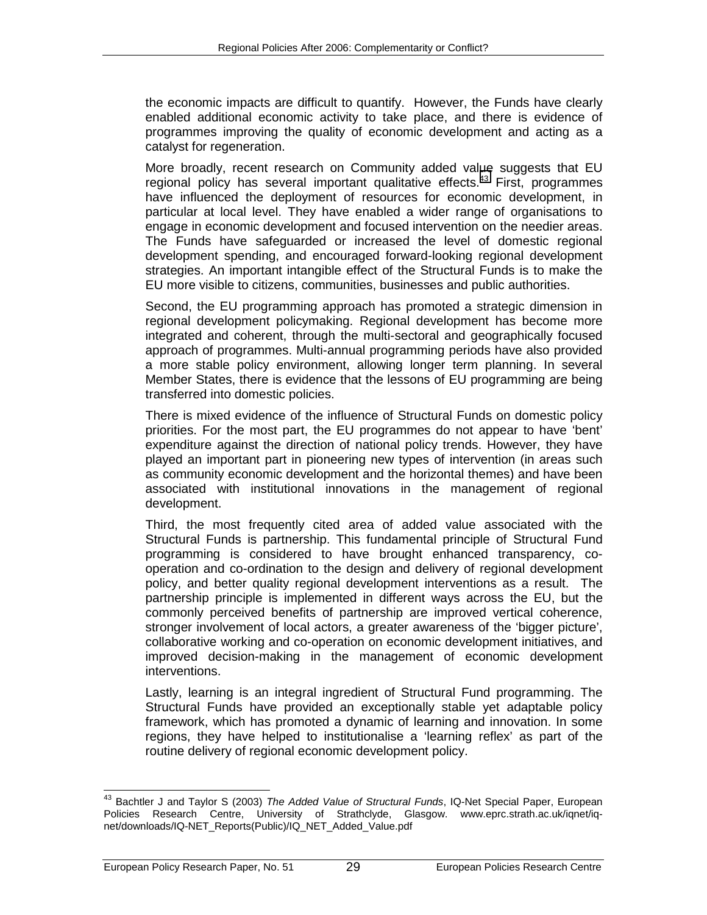the economic impacts are difficult to quantify. However, the Funds have clearly enabled additional economic activity to take place, and there is evidence of programmes improving the quality of economic development and acting as a catalyst for regeneration.

More broadly, recent research on Community added value suggests that EU regional policy has several important qualitative effects.[43] First, programmes have influenced the deployment of resources for economic development, in particular at local level. They have enabled a wider range of organisations to engage in economic development and focused intervention on the needier areas. The Funds have safeguarded or increased the level of domestic regional development spending, and encouraged forward-looking regional development strategies. An important intangible effect of the Structural Funds is to make the EU more visible to citizens, communities, businesses and public authorities.

Second, the EU programming approach has promoted a strategic dimension in regional development policymaking. Regional development has become more integrated and coherent, through the multi-sectoral and geographically focused approach of programmes. Multi-annual programming periods have also provided a more stable policy environment, allowing longer term planning. In several Member States, there is evidence that the lessons of EU programming are being transferred into domestic policies.

There is mixed evidence of the influence of Structural Funds on domestic policy priorities. For the most part, the EU programmes do not appear to have 'bent' expenditure against the direction of national policy trends. However, they have played an important part in pioneering new types of intervention (in areas such as community economic development and the horizontal themes) and have been associated with institutional innovations in the management of regional development.

Third, the most frequently cited area of added value associated with the Structural Funds is partnership. This fundamental principle of Structural Fund programming is considered to have brought enhanced transparency, co-operation and co-ordination to the design and delivery of regional development policy, and better quality regional development interventions as a result. The partnership principle is implemented in different ways across the EU, but the commonly perceived benefits of partnership are improved vertical coherence, stronger involvement of local actors, a greater awareness of the 'bigger picture', collaborative working and co-operation on economic development initiatives, and improved decision-making in the management of economic development interventions.

Lastly, learning is an integral ingredient of Structural Fund programming. The Structural Funds have provided an exceptionally stable yet adaptable policy framework, which has promoted a dynamic of learning and innovation. In some regions, they have helped to institutionalise a 'learning reflex' as part of the routine delivery of regional economic development policy.

---

[43] Bachtler J and Taylor S (2003) *The Added Value of Structural Funds*, IQ-Net Special Paper, European Policies Research Centre, University of Strathclyde, Glasgow. www.eprc.strath.ac.uk/iqnet/iq-net/downloads/IQ-NET_Reports(Public)/IQ_NET_Added_Value.pdf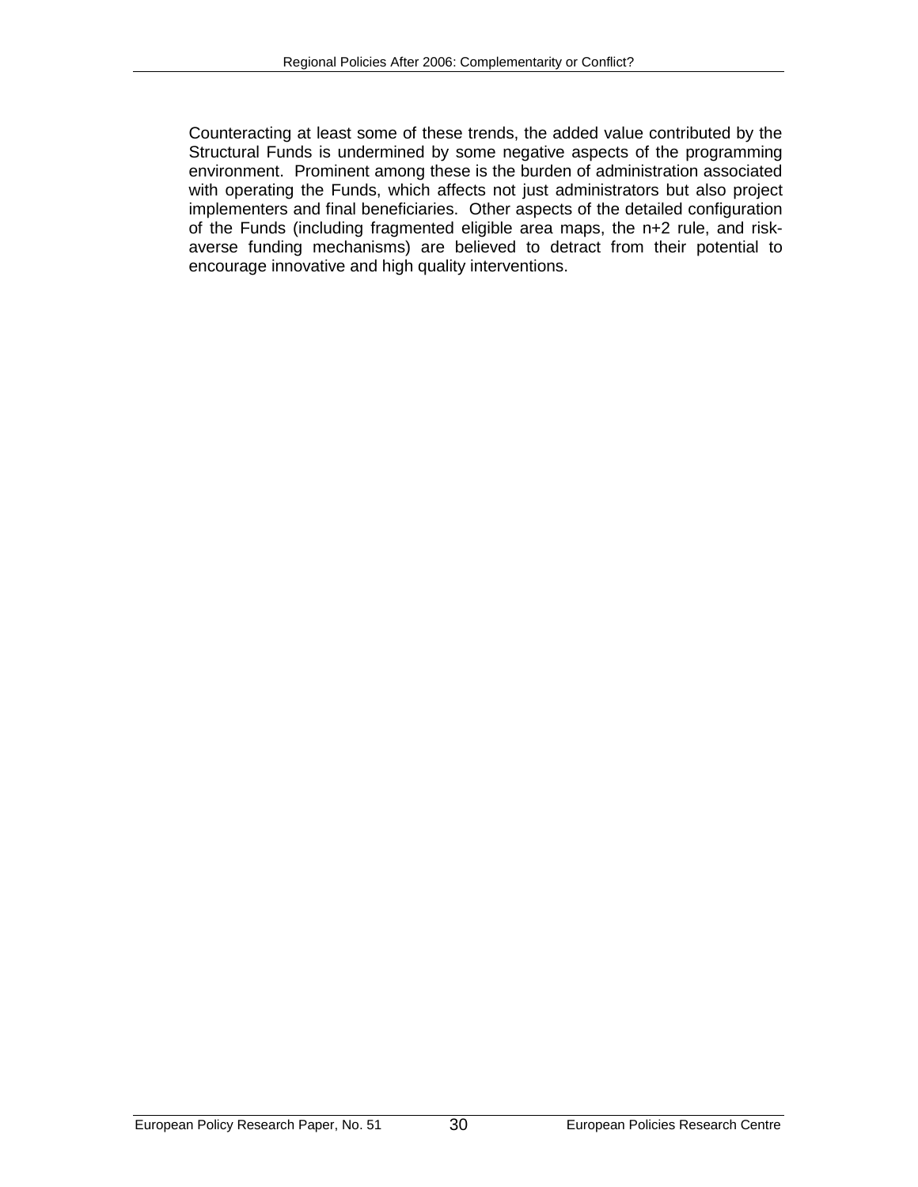Counteracting at least some of these trends, the added value contributed by the Structural Funds is undermined by some negative aspects of the programming environment. Prominent among these is the burden of administration associated with operating the Funds, which affects not just administrators but also project implementers and final beneficiaries. Other aspects of the detailed configuration of the Funds (including fragmented eligible area maps, the n+2 rule, and risk-averse funding mechanisms) are believed to detract from their potential to encourage innovative and high quality interventions.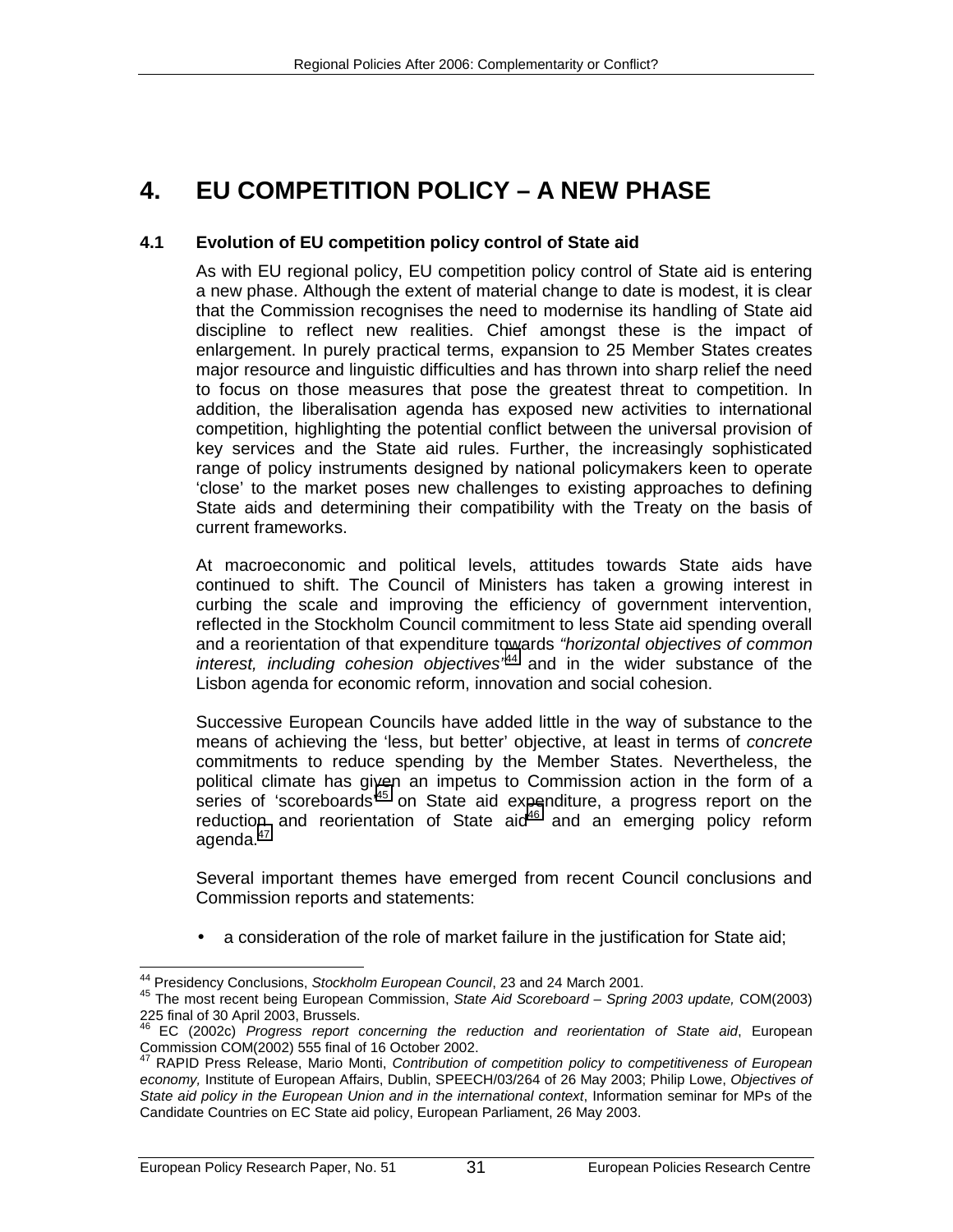# 4. EU COMPETITION POLICY – A NEW PHASE

## 4.1 Evolution of EU competition policy control of State aid

As with EU regional policy, EU competition policy control of State aid is entering a new phase. Although the extent of material change to date is modest, it is clear that the Commission recognises the need to modernise its handling of State aid discipline to reflect new realities. Chief amongst these is the impact of enlargement. In purely practical terms, expansion to 25 Member States creates major resource and linguistic difficulties and has thrown into sharp relief the need to focus on those measures that pose the greatest threat to competition. In addition, the liberalisation agenda has exposed new activities to international competition, highlighting the potential conflict between the universal provision of key services and the State aid rules. Further, the increasingly sophisticated range of policy instruments designed by national policymakers keen to operate 'close' to the market poses new challenges to existing approaches to defining State aids and determining their compatibility with the Treaty on the basis of current frameworks.

At macroeconomic and political levels, attitudes towards State aids have continued to shift. The Council of Ministers has taken a growing interest in curbing the scale and improving the efficiency of government intervention, reflected in the Stockholm Council commitment to less State aid spending overall and a reorientation of that expenditure towards *"horizontal objectives of common interest, including cohesion objectives"*[44] and in the wider substance of the Lisbon agenda for economic reform, innovation and social cohesion.

Successive European Councils have added little in the way of substance to the means of achieving the 'less, but better' objective, at least in terms of *concrete* commitments to reduce spending by the Member States. Nevertheless, the political climate has given an impetus to Commission action in the form of a series of 'scoreboards'[45] on State aid expenditure, a progress report on the reduction and reorientation of State aid[46] and an emerging policy reform agenda.[47]

Several important themes have emerged from recent Council conclusions and Commission reports and statements:

- a consideration of the role of market failure in the justification for State aid;

---

[44] Presidency Conclusions, *Stockholm European Council*, 23 and 24 March 2001.

[45] The most recent being European Commission, *State Aid Scoreboard – Spring 2003 update,* COM(2003) 225 final of 30 April 2003, Brussels.

[46] EC (2002c) *Progress report concerning the reduction and reorientation of State aid*, European Commission COM(2002) 555 final of 16 October 2002.

[47] RAPID Press Release, Mario Monti, *Contribution of competition policy to competitiveness of European economy,* Institute of European Affairs, Dublin, SPEECH/03/264 of 26 May 2003; Philip Lowe, *Objectives of State aid policy in the European Union and in the international context*, Information seminar for MPs of the Candidate Countries on EC State aid policy, European Parliament, 26 May 2003.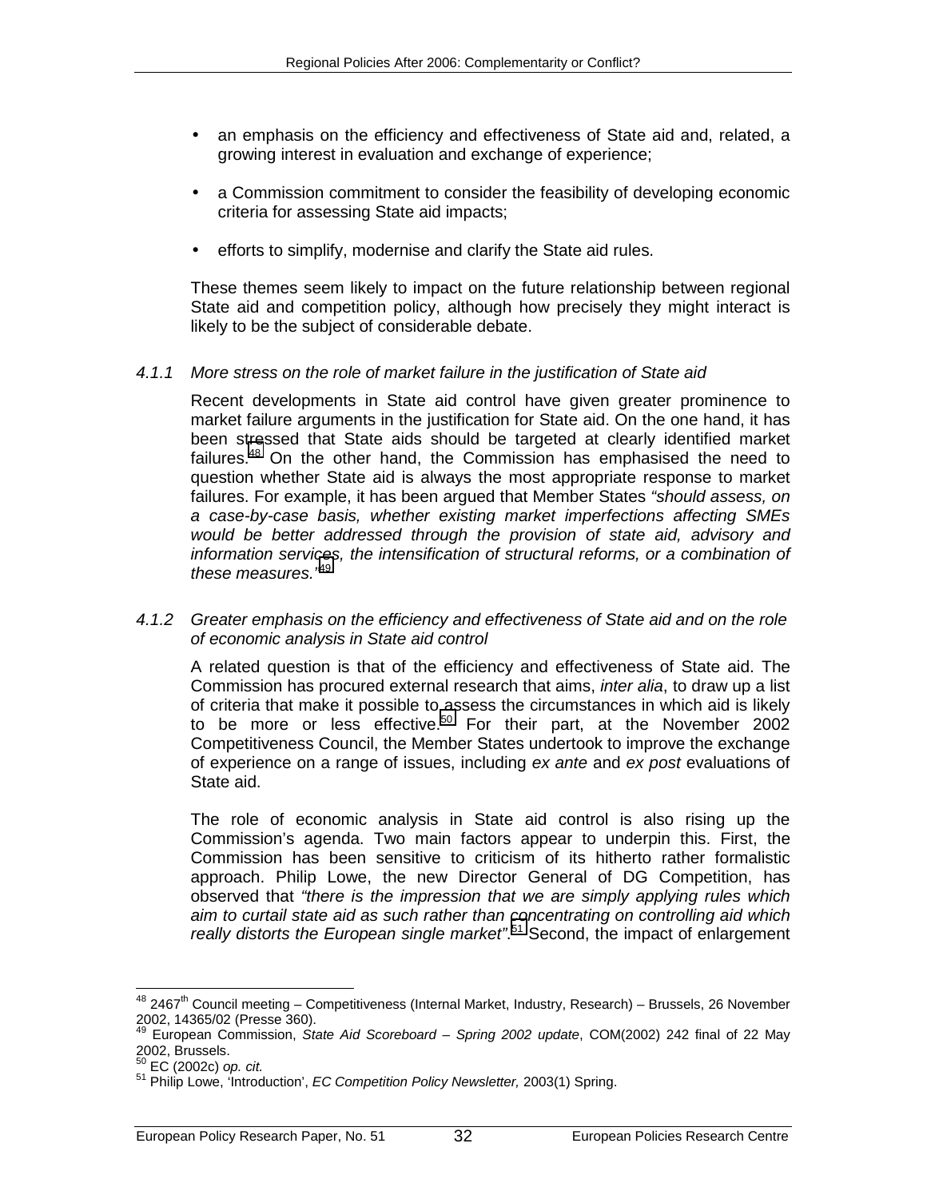- an emphasis on the efficiency and effectiveness of State aid and, related, a growing interest in evaluation and exchange of experience;
- a Commission commitment to consider the feasibility of developing economic criteria for assessing State aid impacts;
- efforts to simplify, modernise and clarify the State aid rules.

These themes seem likely to impact on the future relationship between regional State aid and competition policy, although how precisely they might interact is likely to be the subject of considerable debate.

### 4.1.1 *More stress on the role of market failure in the justification of State aid*

Recent developments in State aid control have given greater prominence to market failure arguments in the justification for State aid. On the one hand, it has been stressed that State aids should be targeted at clearly identified market failures.[48] On the other hand, the Commission has emphasised the need to question whether State aid is always the most appropriate response to market failures. For example, it has been argued that Member States *"should assess, on a case-by-case basis, whether existing market imperfections affecting SMEs would be better addressed through the provision of state aid, advisory and information services, the intensification of structural reforms, or a combination of these measures."*[49]

### 4.1.2 *Greater emphasis on the efficiency and effectiveness of State aid and on the role of economic analysis in State aid control*

A related question is that of the efficiency and effectiveness of State aid. The Commission has procured external research that aims, *inter alia*, to draw up a list of criteria that make it possible to assess the circumstances in which aid is likely to be more or less effective.[50] For their part, at the November 2002 Competitiveness Council, the Member States undertook to improve the exchange of experience on a range of issues, including *ex ante* and *ex post* evaluations of State aid.

The role of economic analysis in State aid control is also rising up the Commission's agenda. Two main factors appear to underpin this. First, the Commission has been sensitive to criticism of its hitherto rather formalistic approach. Philip Lowe, the new Director General of DG Competition, has observed that *"there is the impression that we are simply applying rules which aim to curtail state aid as such rather than concentrating on controlling aid which really distorts the European single market"*.[51] Second, the impact of enlargement

---

[48] 2467th Council meeting – Competitiveness (Internal Market, Industry, Research) – Brussels, 26 November 2002, 14365/02 (Presse 360).

[49] European Commission, *State Aid Scoreboard – Spring 2002 update*, COM(2002) 242 final of 22 May 2002, Brussels.

[50] EC (2002c) *op. cit.*

[51] Philip Lowe, 'Introduction', *EC Competition Policy Newsletter,* 2003(1) Spring.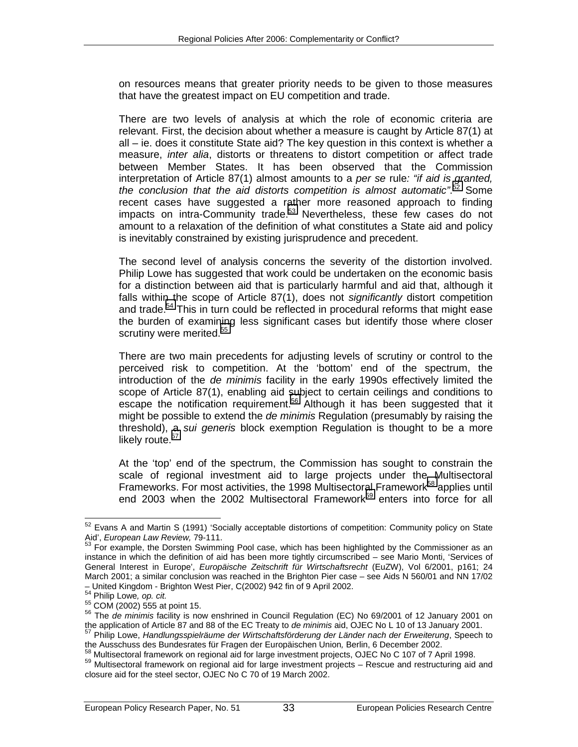on resources means that greater priority needs to be given to those measures that have the greatest impact on EU competition and trade.

There are two levels of analysis at which the role of economic criteria are relevant. First, the decision about whether a measure is caught by Article 87(1) at all – ie. does it constitute State aid? The key question in this context is whether a measure, *inter alia*, distorts or threatens to distort competition or affect trade between Member States. It has been observed that the Commission interpretation of Article 87(1) almost amounts to a *per se* rule*: "if aid is granted, the conclusion that the aid distorts competition is almost automatic"*.[52] Some recent cases have suggested a rather more reasoned approach to finding impacts on intra-Community trade.[53] Nevertheless, these few cases do not amount to a relaxation of the definition of what constitutes a State aid and policy is inevitably constrained by existing jurisprudence and precedent.

The second level of analysis concerns the severity of the distortion involved. Philip Lowe has suggested that work could be undertaken on the economic basis for a distinction between aid that is particularly harmful and aid that, although it falls within the scope of Article 87(1), does not *significantly* distort competition and trade.[54] This in turn could be reflected in procedural reforms that might ease the burden of examining less significant cases but identify those where closer scrutiny were merited.[55]

There are two main precedents for adjusting levels of scrutiny or control to the perceived risk to competition. At the 'bottom' end of the spectrum, the introduction of the *de minimis* facility in the early 1990s effectively limited the scope of Article 87(1), enabling aid subject to certain ceilings and conditions to escape the notification requirement.[56] Although it has been suggested that it might be possible to extend the *de minimis* Regulation (presumably by raising the threshold), a *sui generis* block exemption Regulation is thought to be a more likely route.[57]

At the 'top' end of the spectrum, the Commission has sought to constrain the scale of regional investment aid to large projects under the Multisectoral Frameworks. For most activities, the 1998 Multisectoral Framework[58] applies until end 2003 when the 2002 Multisectoral Framework[59] enters into force for all

---

[52] Evans A and Martin S (1991) 'Socially acceptable distortions of competition: Community policy on State Aid', *European Law Review,* 79-111.

[53] For example, the Dorsten Swimming Pool case, which has been highlighted by the Commissioner as an instance in which the definition of aid has been more tightly circumscribed – see Mario Monti, 'Services of General Interest in Europe', *Europäische Zeitschrift für Wirtschaftsrecht* (EuZW), Vol 6/2001, p161; 24 March 2001; a similar conclusion was reached in the Brighton Pier case – see Aids N 560/01 and NN 17/02 – United Kingdom - Brighton West Pier, C(2002) 942 fin of 9 April 2002.

[54] Philip Lowe*, op. cit.*

[55] COM (2002) 555 at point 15.

[56] The *de minimis* facility is now enshrined in Council Regulation (EC) No 69/2001 of 12 January 2001 on the application of Article 87 and 88 of the EC Treaty to *de minimis* aid, OJEC No L 10 of 13 January 2001.

[57] Philip Lowe, *Handlungsspielräume der Wirtschaftsförderung der Länder nach der Erweiterung*, Speech to the Ausschuss des Bundesrates für Fragen der Europäischen Union*,* Berlin, 6 December 2002.

[58] Multisectoral framework on regional aid for large investment projects, OJEC No C 107 of 7 April 1998.

[59] Multisectoral framework on regional aid for large investment projects – Rescue and restructuring aid and closure aid for the steel sector, OJEC No C 70 of 19 March 2002.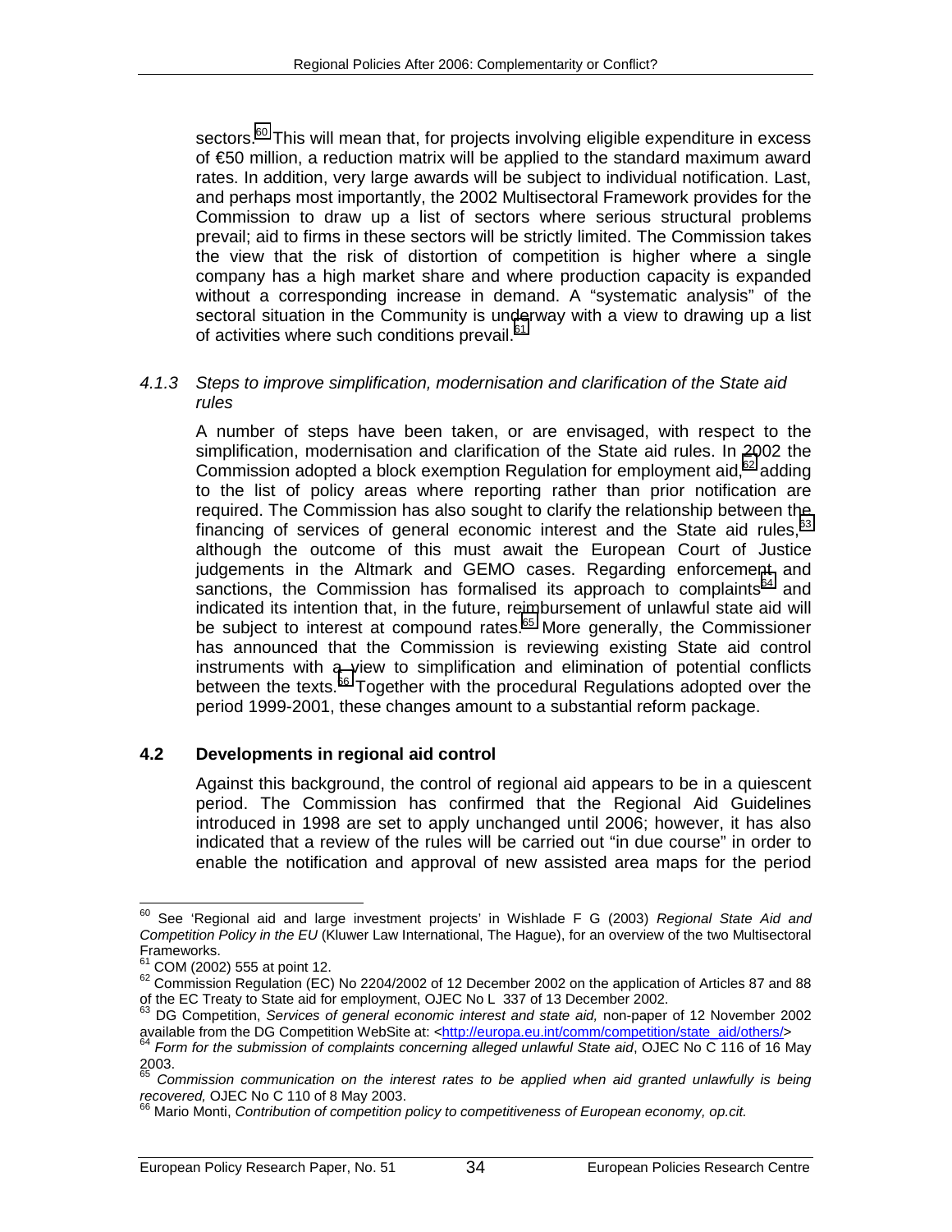sectors.[60] This will mean that, for projects involving eligible expenditure in excess of €50 million, a reduction matrix will be applied to the standard maximum award rates. In addition, very large awards will be subject to individual notification. Last, and perhaps most importantly, the 2002 Multisectoral Framework provides for the Commission to draw up a list of sectors where serious structural problems prevail; aid to firms in these sectors will be strictly limited. The Commission takes the view that the risk of distortion of competition is higher where a single company has a high market share and where production capacity is expanded without a corresponding increase in demand. A "systematic analysis" of the sectoral situation in the Community is underway with a view to drawing up a list of activities where such conditions prevail.[61]

#### 4.1.3 *Steps to improve simplification, modernisation and clarification of the State aid rules*

A number of steps have been taken, or are envisaged, with respect to the simplification, modernisation and clarification of the State aid rules. In 2002 the Commission adopted a block exemption Regulation for employment aid,[62] adding to the list of policy areas where reporting rather than prior notification are required. The Commission has also sought to clarify the relationship between the financing of services of general economic interest and the State aid rules,[63] although the outcome of this must await the European Court of Justice judgements in the Altmark and GEMO cases. Regarding enforcement and sanctions, the Commission has formalised its approach to complaints[64] and indicated its intention that, in the future, reimbursement of unlawful state aid will be subject to interest at compound rates.[65] More generally, the Commissioner has announced that the Commission is reviewing existing State aid control instruments with a view to simplification and elimination of potential conflicts between the texts.[66] Together with the procedural Regulations adopted over the period 1999-2001, these changes amount to a substantial reform package.

### 4.2 Developments in regional aid control

Against this background, the control of regional aid appears to be in a quiescent period. The Commission has confirmed that the Regional Aid Guidelines introduced in 1998 are set to apply unchanged until 2006; however, it has also indicated that a review of the rules will be carried out "in due course" in order to enable the notification and approval of new assisted area maps for the period

---

[60] See 'Regional aid and large investment projects' in Wishlade F G (2003) *Regional State Aid and Competition Policy in the EU* (Kluwer Law International, The Hague), for an overview of the two Multisectoral Frameworks.

[61] COM (2002) 555 at point 12.

[62] Commission Regulation (EC) No 2204/2002 of 12 December 2002 on the application of Articles 87 and 88 of the EC Treaty to State aid for employment, OJEC No L 337 of 13 December 2002.

[63] DG Competition, *Services of general economic interest and state aid,* non-paper of 12 November 2002 available from the DG Competition WebSite at: <http://europa.eu.int/comm/competition/state_aid/others/>

[64] *Form for the submission of complaints concerning alleged unlawful State aid*, OJEC No C 116 of 16 May 2003.

[65] *Commission communication on the interest rates to be applied when aid granted unlawfully is being recovered,* OJEC No C 110 of 8 May 2003.

[66] Mario Monti, *Contribution of competition policy to competitiveness of European economy, op.cit.*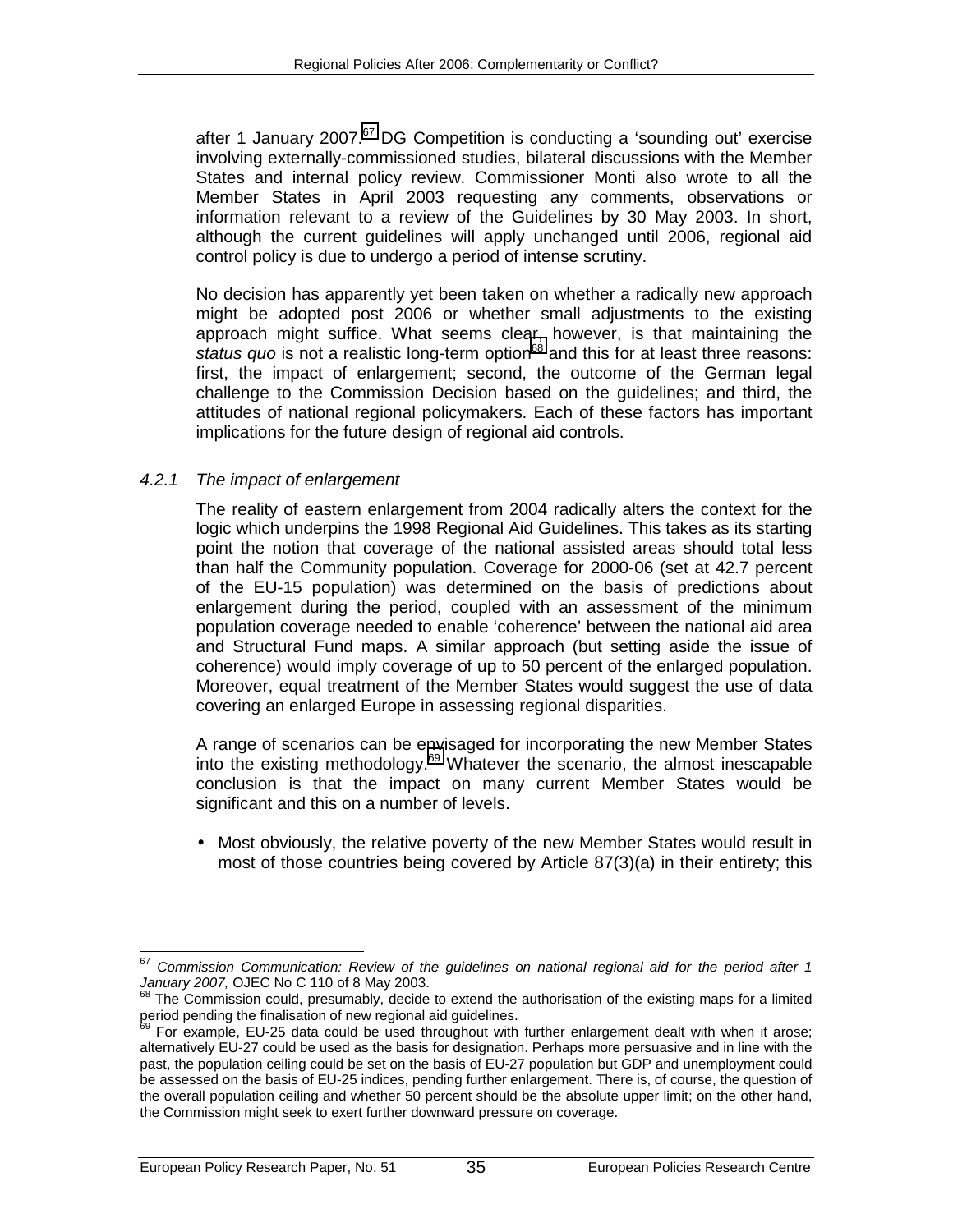after 1 January 2007.[67] DG Competition is conducting a 'sounding out' exercise involving externally-commissioned studies, bilateral discussions with the Member States and internal policy review. Commissioner Monti also wrote to all the Member States in April 2003 requesting any comments, observations or information relevant to a review of the Guidelines by 30 May 2003. In short, although the current guidelines will apply unchanged until 2006, regional aid control policy is due to undergo a period of intense scrutiny.

No decision has apparently yet been taken on whether a radically new approach might be adopted post 2006 or whether small adjustments to the existing approach might suffice. What seems clear, however, is that maintaining the *status quo* is not a realistic long-term option[68] and this for at least three reasons: first, the impact of enlargement; second, the outcome of the German legal challenge to the Commission Decision based on the guidelines; and third, the attitudes of national regional policymakers. Each of these factors has important implications for the future design of regional aid controls.

### *4.2.1 The impact of enlargement*

The reality of eastern enlargement from 2004 radically alters the context for the logic which underpins the 1998 Regional Aid Guidelines. This takes as its starting point the notion that coverage of the national assisted areas should total less than half the Community population. Coverage for 2000-06 (set at 42.7 percent of the EU-15 population) was determined on the basis of predictions about enlargement during the period, coupled with an assessment of the minimum population coverage needed to enable 'coherence' between the national aid area and Structural Fund maps. A similar approach (but setting aside the issue of coherence) would imply coverage of up to 50 percent of the enlarged population. Moreover, equal treatment of the Member States would suggest the use of data covering an enlarged Europe in assessing regional disparities.

A range of scenarios can be envisaged for incorporating the new Member States into the existing methodology.[69] Whatever the scenario, the almost inescapable conclusion is that the impact on many current Member States would be significant and this on a number of levels.

- Most obviously, the relative poverty of the new Member States would result in most of those countries being covered by Article 87(3)(a) in their entirety; this

---

[67] *Commission Communication: Review of the guidelines on national regional aid for the period after 1 January 2007,* OJEC No C 110 of 8 May 2003.

[68] The Commission could, presumably, decide to extend the authorisation of the existing maps for a limited period pending the finalisation of new regional aid guidelines.

[69] For example, EU-25 data could be used throughout with further enlargement dealt with when it arose; alternatively EU-27 could be used as the basis for designation. Perhaps more persuasive and in line with the past, the population ceiling could be set on the basis of EU-27 population but GDP and unemployment could be assessed on the basis of EU-25 indices, pending further enlargement. There is, of course, the question of the overall population ceiling and whether 50 percent should be the absolute upper limit; on the other hand, the Commission might seek to exert further downward pressure on coverage.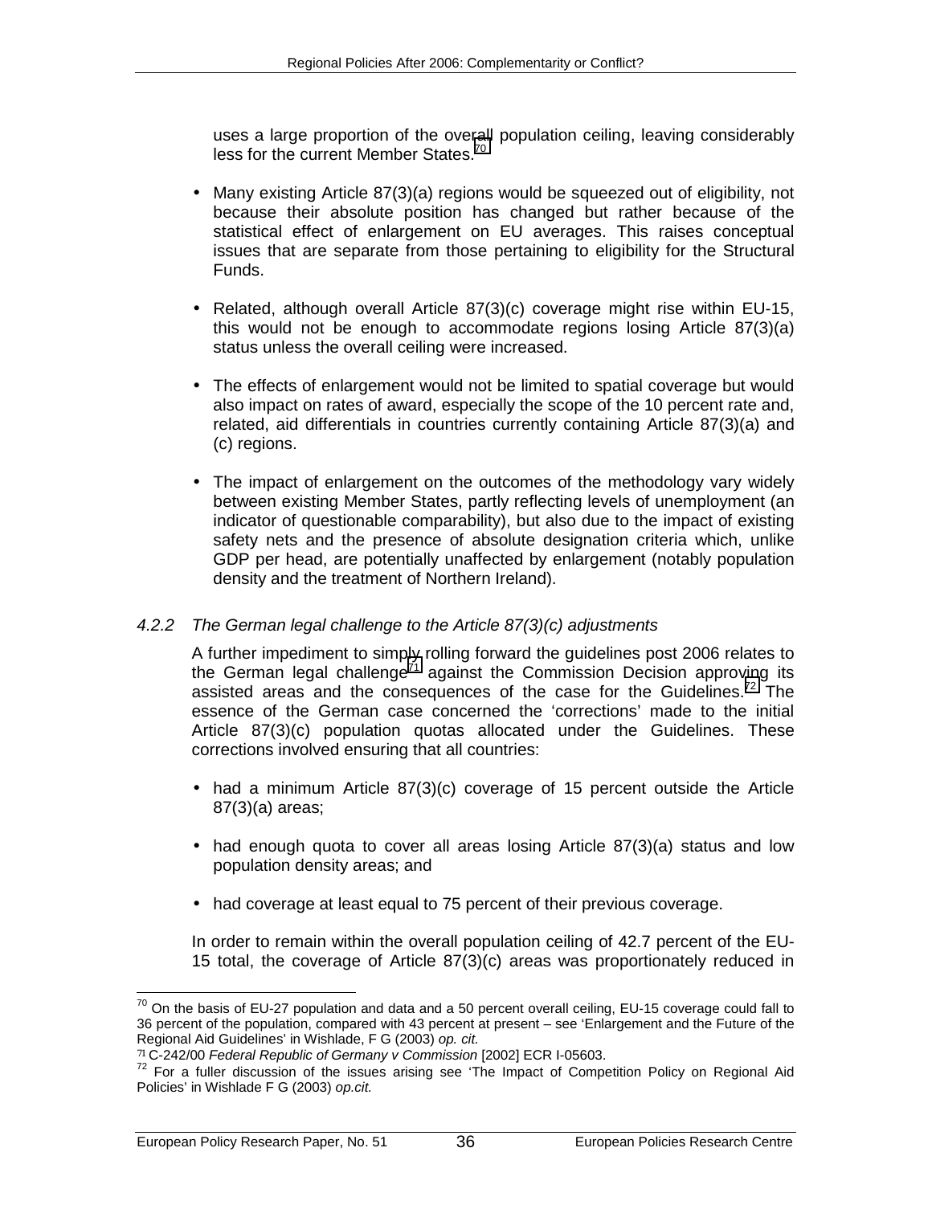uses a large proportion of the overall population ceiling, leaving considerably less for the current Member States.[70]

- Many existing Article 87(3)(a) regions would be squeezed out of eligibility, not because their absolute position has changed but rather because of the statistical effect of enlargement on EU averages. This raises conceptual issues that are separate from those pertaining to eligibility for the Structural Funds.

- Related, although overall Article 87(3)(c) coverage might rise within EU-15, this would not be enough to accommodate regions losing Article 87(3)(a) status unless the overall ceiling were increased.

- The effects of enlargement would not be limited to spatial coverage but would also impact on rates of award, especially the scope of the 10 percent rate and, related, aid differentials in countries currently containing Article 87(3)(a) and (c) regions.

- The impact of enlargement on the outcomes of the methodology vary widely between existing Member States, partly reflecting levels of unemployment (an indicator of questionable comparability), but also due to the impact of existing safety nets and the presence of absolute designation criteria which, unlike GDP per head, are potentially unaffected by enlargement (notably population density and the treatment of Northern Ireland).

### *4.2.2 The German legal challenge to the Article 87(3)(c) adjustments*

A further impediment to simply rolling forward the guidelines post 2006 relates to the German legal challenge[71] against the Commission Decision approving its assisted areas and the consequences of the case for the Guidelines.[72] The essence of the German case concerned the 'corrections' made to the initial Article 87(3)(c) population quotas allocated under the Guidelines. These corrections involved ensuring that all countries:

- had a minimum Article 87(3)(c) coverage of 15 percent outside the Article 87(3)(a) areas;

- had enough quota to cover all areas losing Article 87(3)(a) status and low population density areas; and

- had coverage at least equal to 75 percent of their previous coverage.

In order to remain within the overall population ceiling of 42.7 percent of the EU-15 total, the coverage of Article 87(3)(c) areas was proportionately reduced in

---

[70] On the basis of EU-27 population and data and a 50 percent overall ceiling, EU-15 coverage could fall to 36 percent of the population, compared with 43 percent at present – see 'Enlargement and the Future of the Regional Aid Guidelines' in Wishlade, F G (2003) *op. cit.*

[71] C-242/00 *Federal Republic of Germany v Commission* [2002] ECR I-05603.

[72] For a fuller discussion of the issues arising see 'The Impact of Competition Policy on Regional Aid Policies' in Wishlade F G (2003) *op.cit.*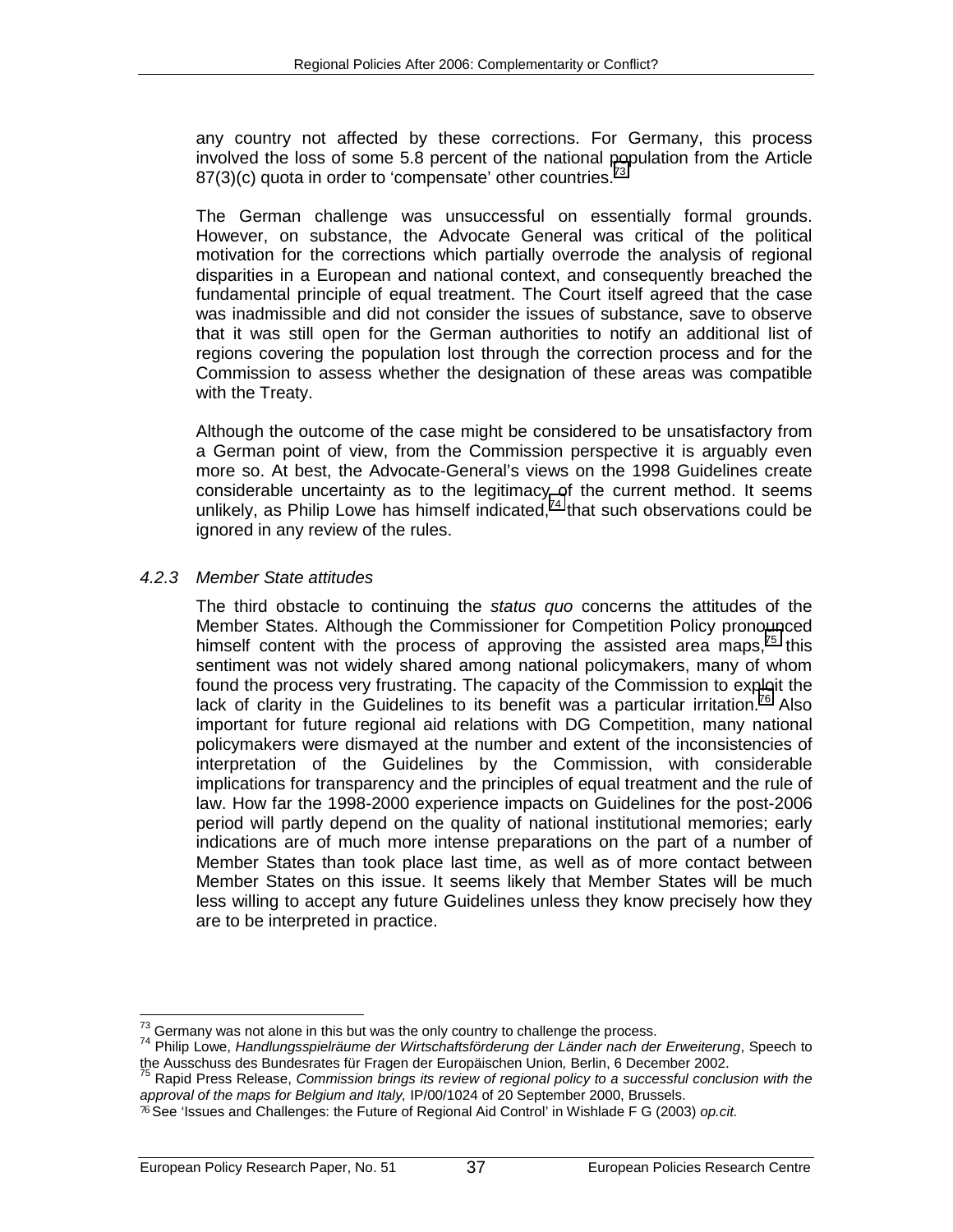any country not affected by these corrections. For Germany, this process involved the loss of some 5.8 percent of the national population from the Article 87(3)(c) quota in order to 'compensate' other countries.[73]

The German challenge was unsuccessful on essentially formal grounds. However, on substance, the Advocate General was critical of the political motivation for the corrections which partially overrode the analysis of regional disparities in a European and national context, and consequently breached the fundamental principle of equal treatment. The Court itself agreed that the case was inadmissible and did not consider the issues of substance, save to observe that it was still open for the German authorities to notify an additional list of regions covering the population lost through the correction process and for the Commission to assess whether the designation of these areas was compatible with the Treaty.

Although the outcome of the case might be considered to be unsatisfactory from a German point of view, from the Commission perspective it is arguably even more so. At best, the Advocate-General's views on the 1998 Guidelines create considerable uncertainty as to the legitimacy of the current method. It seems unlikely, as Philip Lowe has himself indicated,[74] that such observations could be ignored in any review of the rules.

### *4.2.3 Member State attitudes*

The third obstacle to continuing the *status quo* concerns the attitudes of the Member States. Although the Commissioner for Competition Policy pronounced himself content with the process of approving the assisted area maps,[75] this sentiment was not widely shared among national policymakers, many of whom found the process very frustrating. The capacity of the Commission to exploit the lack of clarity in the Guidelines to its benefit was a particular irritation.[76] Also important for future regional aid relations with DG Competition, many national policymakers were dismayed at the number and extent of the inconsistencies of interpretation of the Guidelines by the Commission, with considerable implications for transparency and the principles of equal treatment and the rule of law. How far the 1998-2000 experience impacts on Guidelines for the post-2006 period will partly depend on the quality of national institutional memories; early indications are of much more intense preparations on the part of a number of Member States than took place last time, as well as of more contact between Member States on this issue. It seems likely that Member States will be much less willing to accept any future Guidelines unless they know precisely how they are to be interpreted in practice.

---

[73] Germany was not alone in this but was the only country to challenge the process.

[74] Philip Lowe, *Handlungsspielräume der Wirtschaftsförderung der Länder nach der Erweiterung*, Speech to the Ausschuss des Bundesrates für Fragen der Europäischen Union, Berlin, 6 December 2002.

[75] Rapid Press Release, *Commission brings its review of regional policy to a successful conclusion with the approval of the maps for Belgium and Italy,* IP/00/1024 of 20 September 2000, Brussels.

[76] See 'Issues and Challenges: the Future of Regional Aid Control' in Wishlade F G (2003) *op.cit.*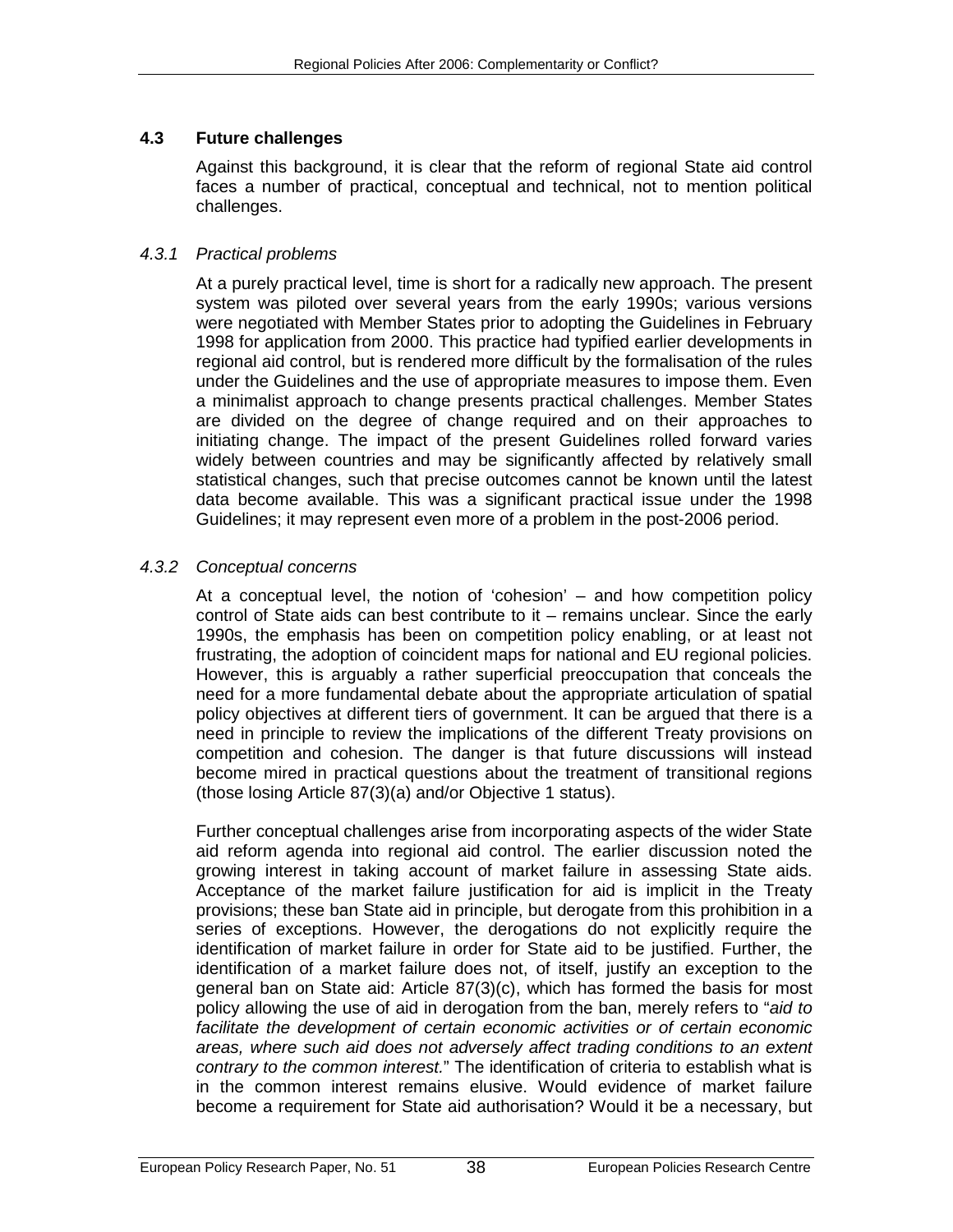### 4.3 Future challenges

Against this background, it is clear that the reform of regional State aid control faces a number of practical, conceptual and technical, not to mention political challenges.

#### *4.3.1 Practical problems*

At a purely practical level, time is short for a radically new approach. The present system was piloted over several years from the early 1990s; various versions were negotiated with Member States prior to adopting the Guidelines in February 1998 for application from 2000. This practice had typified earlier developments in regional aid control, but is rendered more difficult by the formalisation of the rules under the Guidelines and the use of appropriate measures to impose them. Even a minimalist approach to change presents practical challenges. Member States are divided on the degree of change required and on their approaches to initiating change. The impact of the present Guidelines rolled forward varies widely between countries and may be significantly affected by relatively small statistical changes, such that precise outcomes cannot be known until the latest data become available. This was a significant practical issue under the 1998 Guidelines; it may represent even more of a problem in the post-2006 period.

#### *4.3.2 Conceptual concerns*

At a conceptual level, the notion of 'cohesion' – and how competition policy control of State aids can best contribute to it – remains unclear. Since the early 1990s, the emphasis has been on competition policy enabling, or at least not frustrating, the adoption of coincident maps for national and EU regional policies. However, this is arguably a rather superficial preoccupation that conceals the need for a more fundamental debate about the appropriate articulation of spatial policy objectives at different tiers of government. It can be argued that there is a need in principle to review the implications of the different Treaty provisions on competition and cohesion. The danger is that future discussions will instead become mired in practical questions about the treatment of transitional regions (those losing Article 87(3)(a) and/or Objective 1 status).

Further conceptual challenges arise from incorporating aspects of the wider State aid reform agenda into regional aid control. The earlier discussion noted the growing interest in taking account of market failure in assessing State aids. Acceptance of the market failure justification for aid is implicit in the Treaty provisions; these ban State aid in principle, but derogate from this prohibition in a series of exceptions. However, the derogations do not explicitly require the identification of market failure in order for State aid to be justified. Further, the identification of a market failure does not, of itself, justify an exception to the general ban on State aid: Article 87(3)(c), which has formed the basis for most policy allowing the use of aid in derogation from the ban, merely refers to "*aid to facilitate the development of certain economic activities or of certain economic areas, where such aid does not adversely affect trading conditions to an extent contrary to the common interest.*" The identification of criteria to establish what is in the common interest remains elusive. Would evidence of market failure become a requirement for State aid authorisation? Would it be a necessary, but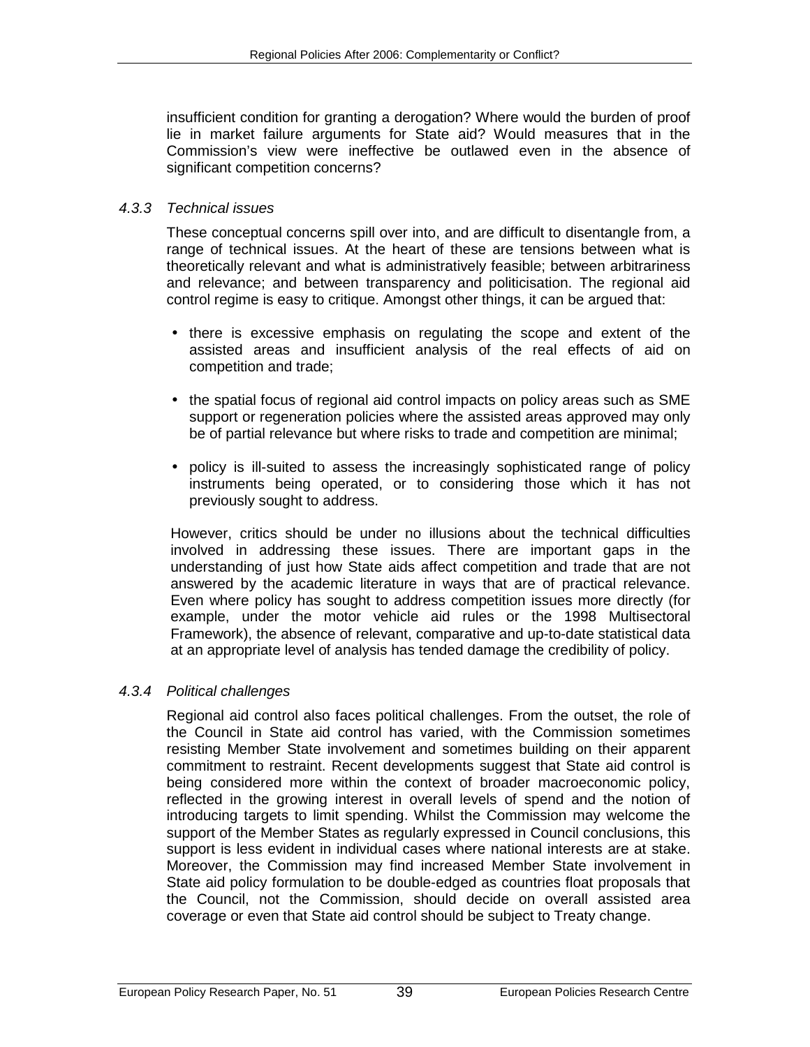insufficient condition for granting a derogation? Where would the burden of proof lie in market failure arguments for State aid? Would measures that in the Commission's view were ineffective be outlawed even in the absence of significant competition concerns?

#### *4.3.3 Technical issues*

These conceptual concerns spill over into, and are difficult to disentangle from, a range of technical issues. At the heart of these are tensions between what is theoretically relevant and what is administratively feasible; between arbitrariness and relevance; and between transparency and politicisation. The regional aid control regime is easy to critique. Amongst other things, it can be argued that:

- there is excessive emphasis on regulating the scope and extent of the assisted areas and insufficient analysis of the real effects of aid on competition and trade;
- the spatial focus of regional aid control impacts on policy areas such as SME support or regeneration policies where the assisted areas approved may only be of partial relevance but where risks to trade and competition are minimal;
- policy is ill-suited to assess the increasingly sophisticated range of policy instruments being operated, or to considering those which it has not previously sought to address.

However, critics should be under no illusions about the technical difficulties involved in addressing these issues. There are important gaps in the understanding of just how State aids affect competition and trade that are not answered by the academic literature in ways that are of practical relevance. Even where policy has sought to address competition issues more directly (for example, under the motor vehicle aid rules or the 1998 Multisectoral Framework), the absence of relevant, comparative and up-to-date statistical data at an appropriate level of analysis has tended damage the credibility of policy.

#### *4.3.4 Political challenges*

Regional aid control also faces political challenges. From the outset, the role of the Council in State aid control has varied, with the Commission sometimes resisting Member State involvement and sometimes building on their apparent commitment to restraint. Recent developments suggest that State aid control is being considered more within the context of broader macroeconomic policy, reflected in the growing interest in overall levels of spend and the notion of introducing targets to limit spending. Whilst the Commission may welcome the support of the Member States as regularly expressed in Council conclusions, this support is less evident in individual cases where national interests are at stake. Moreover, the Commission may find increased Member State involvement in State aid policy formulation to be double-edged as countries float proposals that the Council, not the Commission, should decide on overall assisted area coverage or even that State aid control should be subject to Treaty change.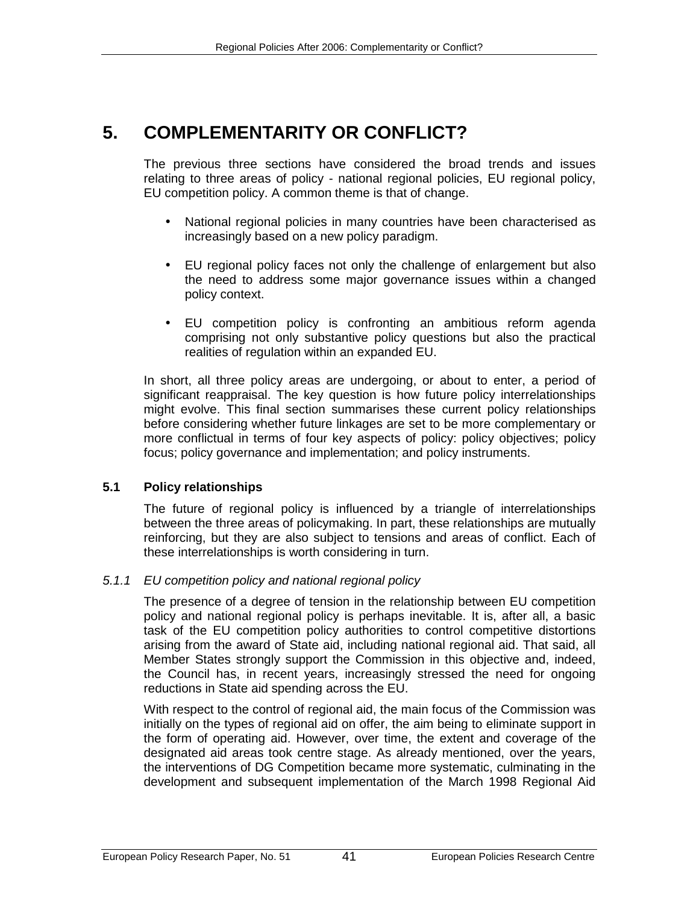# 5. COMPLEMENTARITY OR CONFLICT?

The previous three sections have considered the broad trends and issues relating to three areas of policy - national regional policies, EU regional policy, EU competition policy. A common theme is that of change.

- National regional policies in many countries have been characterised as increasingly based on a new policy paradigm.
- EU regional policy faces not only the challenge of enlargement but also the need to address some major governance issues within a changed policy context.
- EU competition policy is confronting an ambitious reform agenda comprising not only substantive policy questions but also the practical realities of regulation within an expanded EU.

In short, all three policy areas are undergoing, or about to enter, a period of significant reappraisal. The key question is how future policy interrelationships might evolve. This final section summarises these current policy relationships before considering whether future linkages are set to be more complementary or more conflictual in terms of four key aspects of policy: policy objectives; policy focus; policy governance and implementation; and policy instruments.

## 5.1 Policy relationships

The future of regional policy is influenced by a triangle of interrelationships between the three areas of policymaking. In part, these relationships are mutually reinforcing, but they are also subject to tensions and areas of conflict. Each of these interrelationships is worth considering in turn.

### *5.1.1 EU competition policy and national regional policy*

The presence of a degree of tension in the relationship between EU competition policy and national regional policy is perhaps inevitable. It is, after all, a basic task of the EU competition policy authorities to control competitive distortions arising from the award of State aid, including national regional aid. That said, all Member States strongly support the Commission in this objective and, indeed, the Council has, in recent years, increasingly stressed the need for ongoing reductions in State aid spending across the EU.

With respect to the control of regional aid, the main focus of the Commission was initially on the types of regional aid on offer, the aim being to eliminate support in the form of operating aid. However, over time, the extent and coverage of the designated aid areas took centre stage. As already mentioned, over the years, the interventions of DG Competition became more systematic, culminating in the development and subsequent implementation of the March 1998 Regional Aid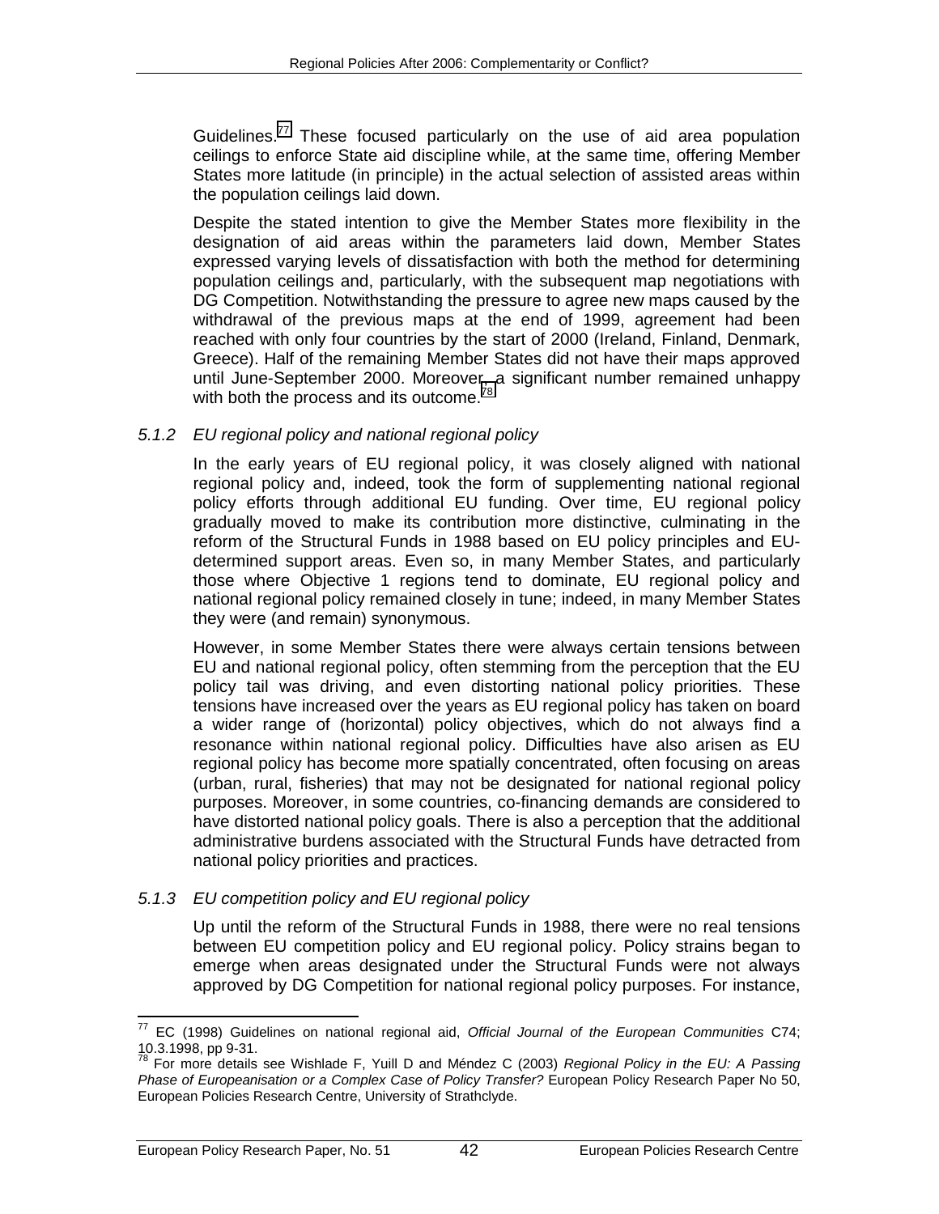Guidelines.[77] These focused particularly on the use of aid area population ceilings to enforce State aid discipline while, at the same time, offering Member States more latitude (in principle) in the actual selection of assisted areas within the population ceilings laid down.

Despite the stated intention to give the Member States more flexibility in the designation of aid areas within the parameters laid down, Member States expressed varying levels of dissatisfaction with both the method for determining population ceilings and, particularly, with the subsequent map negotiations with DG Competition. Notwithstanding the pressure to agree new maps caused by the withdrawal of the previous maps at the end of 1999, agreement had been reached with only four countries by the start of 2000 (Ireland, Finland, Denmark, Greece). Half of the remaining Member States did not have their maps approved until June-September 2000. Moreover, a significant number remained unhappy with both the process and its outcome.[78]

### *5.1.2 EU regional policy and national regional policy*

In the early years of EU regional policy, it was closely aligned with national regional policy and, indeed, took the form of supplementing national regional policy efforts through additional EU funding. Over time, EU regional policy gradually moved to make its contribution more distinctive, culminating in the reform of the Structural Funds in 1988 based on EU policy principles and EU-determined support areas. Even so, in many Member States, and particularly those where Objective 1 regions tend to dominate, EU regional policy and national regional policy remained closely in tune; indeed, in many Member States they were (and remain) synonymous.

However, in some Member States there were always certain tensions between EU and national regional policy, often stemming from the perception that the EU policy tail was driving, and even distorting national policy priorities. These tensions have increased over the years as EU regional policy has taken on board a wider range of (horizontal) policy objectives, which do not always find a resonance within national regional policy. Difficulties have also arisen as EU regional policy has become more spatially concentrated, often focusing on areas (urban, rural, fisheries) that may not be designated for national regional policy purposes. Moreover, in some countries, co-financing demands are considered to have distorted national policy goals. There is also a perception that the additional administrative burdens associated with the Structural Funds have detracted from national policy priorities and practices.

### *5.1.3 EU competition policy and EU regional policy*

Up until the reform of the Structural Funds in 1988, there were no real tensions between EU competition policy and EU regional policy. Policy strains began to emerge when areas designated under the Structural Funds were not always approved by DG Competition for national regional policy purposes. For instance,

---

[77] EC (1998) Guidelines on national regional aid, *Official Journal of the European Communities* C74; 10.3.1998, pp 9-31.

[78] For more details see Wishlade F, Yuill D and Méndez C (2003) *Regional Policy in the EU: A Passing Phase of Europeanisation or a Complex Case of Policy Transfer?* European Policy Research Paper No 50, European Policies Research Centre, University of Strathclyde.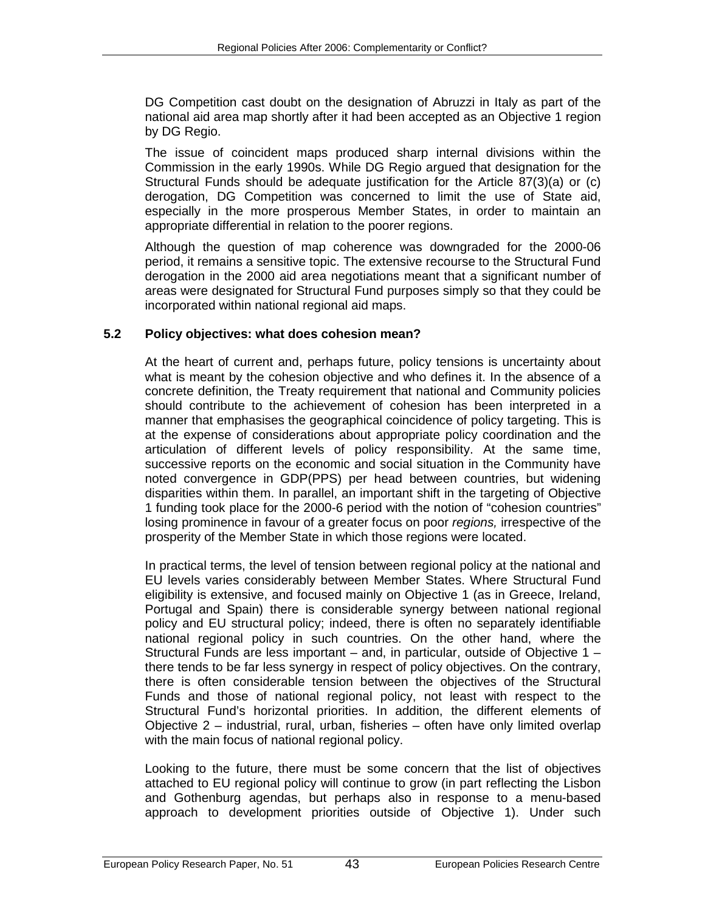DG Competition cast doubt on the designation of Abruzzi in Italy as part of the national aid area map shortly after it had been accepted as an Objective 1 region by DG Regio.

The issue of coincident maps produced sharp internal divisions within the Commission in the early 1990s. While DG Regio argued that designation for the Structural Funds should be adequate justification for the Article 87(3)(a) or (c) derogation, DG Competition was concerned to limit the use of State aid, especially in the more prosperous Member States, in order to maintain an appropriate differential in relation to the poorer regions.

Although the question of map coherence was downgraded for the 2000-06 period, it remains a sensitive topic. The extensive recourse to the Structural Fund derogation in the 2000 aid area negotiations meant that a significant number of areas were designated for Structural Fund purposes simply so that they could be incorporated within national regional aid maps.

### 5.2 Policy objectives: what does cohesion mean?

At the heart of current and, perhaps future, policy tensions is uncertainty about what is meant by the cohesion objective and who defines it. In the absence of a concrete definition, the Treaty requirement that national and Community policies should contribute to the achievement of cohesion has been interpreted in a manner that emphasises the geographical coincidence of policy targeting. This is at the expense of considerations about appropriate policy coordination and the articulation of different levels of policy responsibility. At the same time, successive reports on the economic and social situation in the Community have noted convergence in GDP(PPS) per head between countries, but widening disparities within them. In parallel, an important shift in the targeting of Objective 1 funding took place for the 2000-6 period with the notion of "cohesion countries" losing prominence in favour of a greater focus on poor *regions,* irrespective of the prosperity of the Member State in which those regions were located.

In practical terms, the level of tension between regional policy at the national and EU levels varies considerably between Member States. Where Structural Fund eligibility is extensive, and focused mainly on Objective 1 (as in Greece, Ireland, Portugal and Spain) there is considerable synergy between national regional policy and EU structural policy; indeed, there is often no separately identifiable national regional policy in such countries. On the other hand, where the Structural Funds are less important – and, in particular, outside of Objective 1 – there tends to be far less synergy in respect of policy objectives. On the contrary, there is often considerable tension between the objectives of the Structural Funds and those of national regional policy, not least with respect to the Structural Fund's horizontal priorities. In addition, the different elements of Objective 2 – industrial, rural, urban, fisheries – often have only limited overlap with the main focus of national regional policy.

Looking to the future, there must be some concern that the list of objectives attached to EU regional policy will continue to grow (in part reflecting the Lisbon and Gothenburg agendas, but perhaps also in response to a menu-based approach to development priorities outside of Objective 1). Under such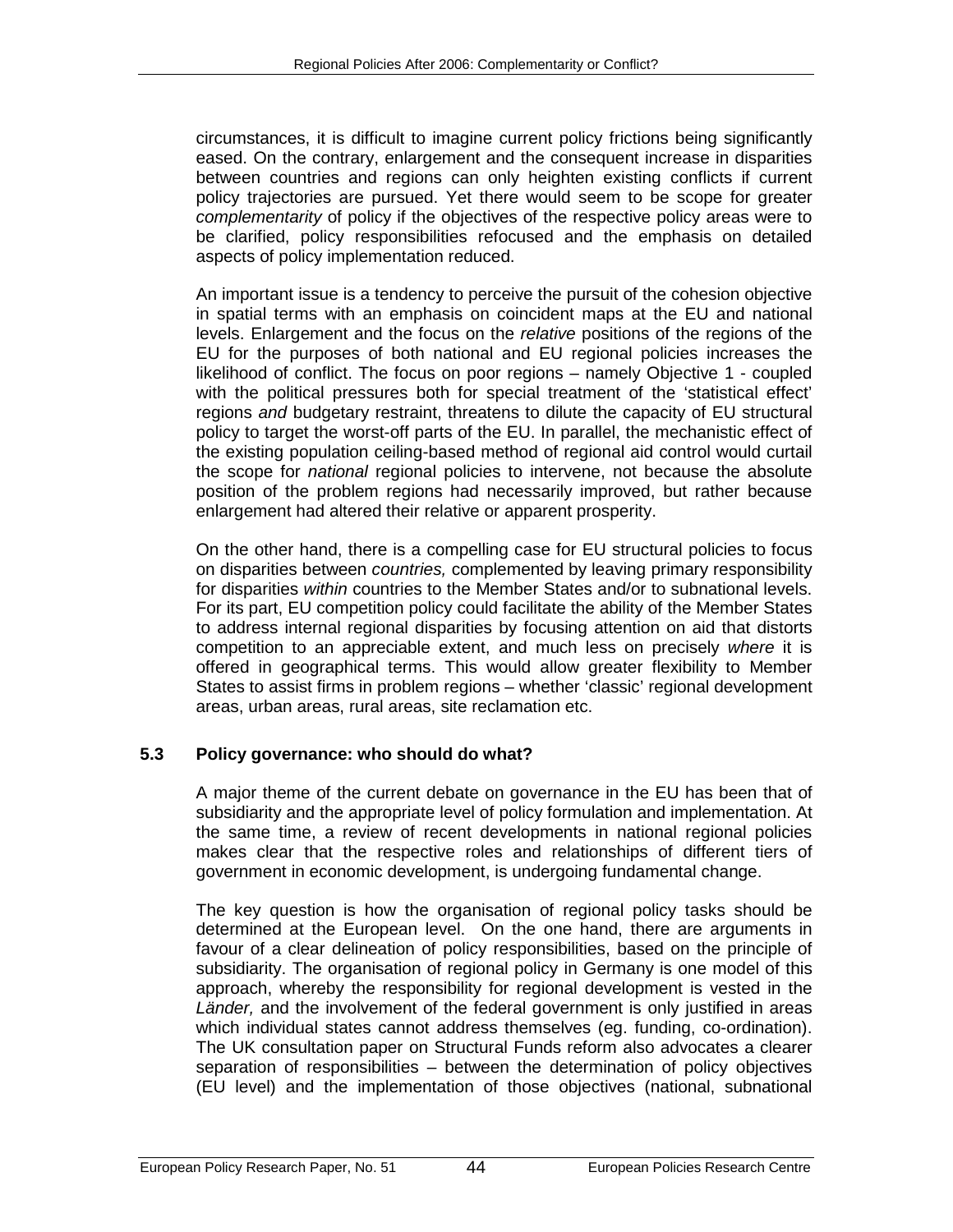circumstances, it is difficult to imagine current policy frictions being significantly eased. On the contrary, enlargement and the consequent increase in disparities between countries and regions can only heighten existing conflicts if current policy trajectories are pursued. Yet there would seem to be scope for greater *complementarity* of policy if the objectives of the respective policy areas were to be clarified, policy responsibilities refocused and the emphasis on detailed aspects of policy implementation reduced.

An important issue is a tendency to perceive the pursuit of the cohesion objective in spatial terms with an emphasis on coincident maps at the EU and national levels. Enlargement and the focus on the *relative* positions of the regions of the EU for the purposes of both national and EU regional policies increases the likelihood of conflict. The focus on poor regions – namely Objective 1 - coupled with the political pressures both for special treatment of the 'statistical effect' regions *and* budgetary restraint, threatens to dilute the capacity of EU structural policy to target the worst-off parts of the EU. In parallel, the mechanistic effect of the existing population ceiling-based method of regional aid control would curtail the scope for *national* regional policies to intervene, not because the absolute position of the problem regions had necessarily improved, but rather because enlargement had altered their relative or apparent prosperity.

On the other hand, there is a compelling case for EU structural policies to focus on disparities between *countries,* complemented by leaving primary responsibility for disparities *within* countries to the Member States and/or to subnational levels. For its part, EU competition policy could facilitate the ability of the Member States to address internal regional disparities by focusing attention on aid that distorts competition to an appreciable extent, and much less on precisely *where* it is offered in geographical terms. This would allow greater flexibility to Member States to assist firms in problem regions – whether 'classic' regional development areas, urban areas, rural areas, site reclamation etc.

### 5.3 Policy governance: who should do what?

A major theme of the current debate on governance in the EU has been that of subsidiarity and the appropriate level of policy formulation and implementation. At the same time, a review of recent developments in national regional policies makes clear that the respective roles and relationships of different tiers of government in economic development, is undergoing fundamental change.

The key question is how the organisation of regional policy tasks should be determined at the European level. On the one hand, there are arguments in favour of a clear delineation of policy responsibilities, based on the principle of subsidiarity. The organisation of regional policy in Germany is one model of this approach, whereby the responsibility for regional development is vested in the *Länder,* and the involvement of the federal government is only justified in areas which individual states cannot address themselves (eg. funding, co-ordination). The UK consultation paper on Structural Funds reform also advocates a clearer separation of responsibilities – between the determination of policy objectives (EU level) and the implementation of those objectives (national, subnational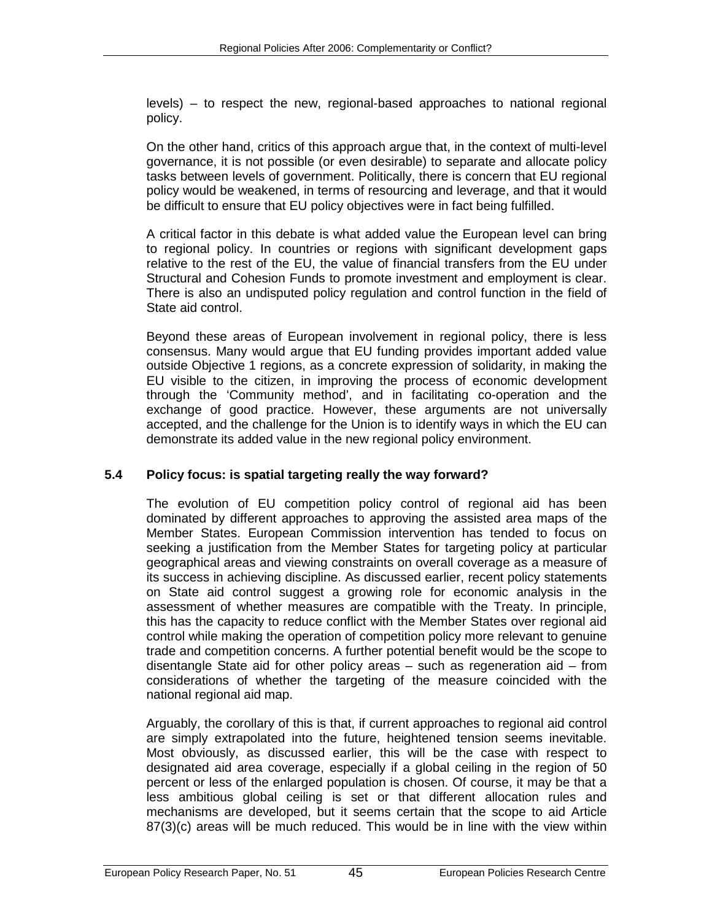levels) – to respect the new, regional-based approaches to national regional policy.

On the other hand, critics of this approach argue that, in the context of multi-level governance, it is not possible (or even desirable) to separate and allocate policy tasks between levels of government. Politically, there is concern that EU regional policy would be weakened, in terms of resourcing and leverage, and that it would be difficult to ensure that EU policy objectives were in fact being fulfilled.

A critical factor in this debate is what added value the European level can bring to regional policy. In countries or regions with significant development gaps relative to the rest of the EU, the value of financial transfers from the EU under Structural and Cohesion Funds to promote investment and employment is clear. There is also an undisputed policy regulation and control function in the field of State aid control.

Beyond these areas of European involvement in regional policy, there is less consensus. Many would argue that EU funding provides important added value outside Objective 1 regions, as a concrete expression of solidarity, in making the EU visible to the citizen, in improving the process of economic development through the 'Community method', and in facilitating co-operation and the exchange of good practice. However, these arguments are not universally accepted, and the challenge for the Union is to identify ways in which the EU can demonstrate its added value in the new regional policy environment.

### 5.4 Policy focus: is spatial targeting really the way forward?

The evolution of EU competition policy control of regional aid has been dominated by different approaches to approving the assisted area maps of the Member States. European Commission intervention has tended to focus on seeking a justification from the Member States for targeting policy at particular geographical areas and viewing constraints on overall coverage as a measure of its success in achieving discipline. As discussed earlier, recent policy statements on State aid control suggest a growing role for economic analysis in the assessment of whether measures are compatible with the Treaty. In principle, this has the capacity to reduce conflict with the Member States over regional aid control while making the operation of competition policy more relevant to genuine trade and competition concerns. A further potential benefit would be the scope to disentangle State aid for other policy areas – such as regeneration aid – from considerations of whether the targeting of the measure coincided with the national regional aid map.

Arguably, the corollary of this is that, if current approaches to regional aid control are simply extrapolated into the future, heightened tension seems inevitable. Most obviously, as discussed earlier, this will be the case with respect to designated aid area coverage, especially if a global ceiling in the region of 50 percent or less of the enlarged population is chosen. Of course, it may be that a less ambitious global ceiling is set or that different allocation rules and mechanisms are developed, but it seems certain that the scope to aid Article 87(3)(c) areas will be much reduced. This would be in line with the view within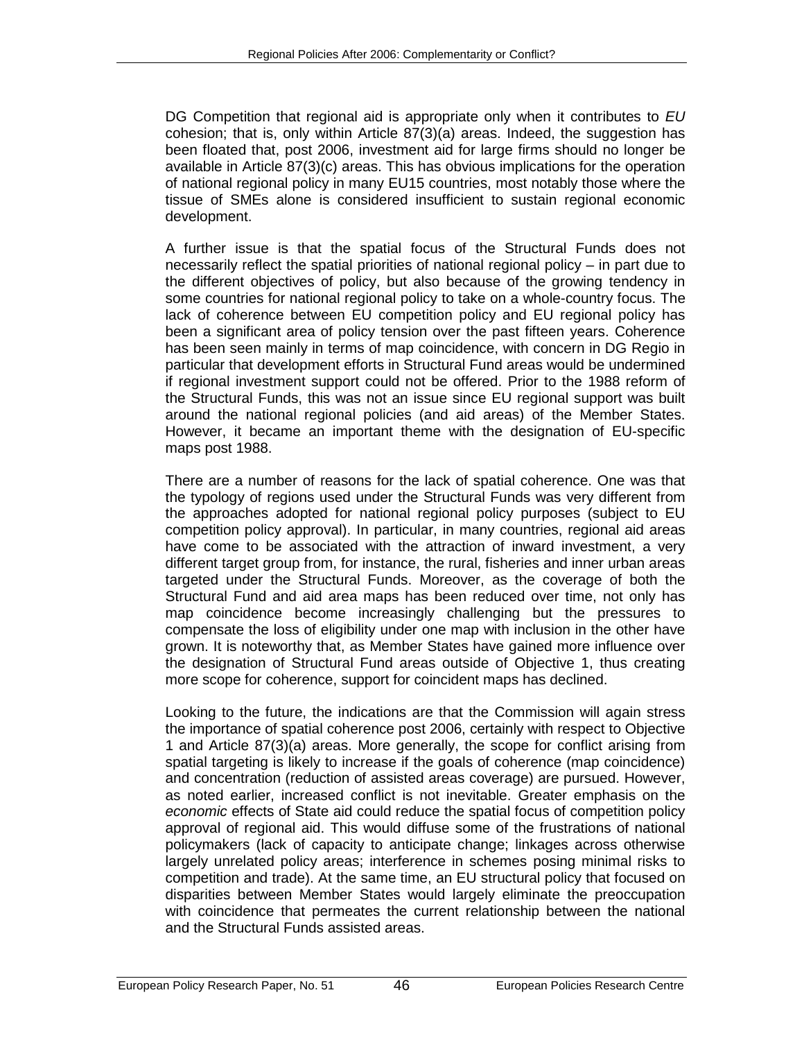DG Competition that regional aid is appropriate only when it contributes to *EU* cohesion; that is, only within Article 87(3)(a) areas. Indeed, the suggestion has been floated that, post 2006, investment aid for large firms should no longer be available in Article 87(3)(c) areas. This has obvious implications for the operation of national regional policy in many EU15 countries, most notably those where the tissue of SMEs alone is considered insufficient to sustain regional economic development.

A further issue is that the spatial focus of the Structural Funds does not necessarily reflect the spatial priorities of national regional policy – in part due to the different objectives of policy, but also because of the growing tendency in some countries for national regional policy to take on a whole-country focus. The lack of coherence between EU competition policy and EU regional policy has been a significant area of policy tension over the past fifteen years. Coherence has been seen mainly in terms of map coincidence, with concern in DG Regio in particular that development efforts in Structural Fund areas would be undermined if regional investment support could not be offered. Prior to the 1988 reform of the Structural Funds, this was not an issue since EU regional support was built around the national regional policies (and aid areas) of the Member States. However, it became an important theme with the designation of EU-specific maps post 1988.

There are a number of reasons for the lack of spatial coherence. One was that the typology of regions used under the Structural Funds was very different from the approaches adopted for national regional policy purposes (subject to EU competition policy approval). In particular, in many countries, regional aid areas have come to be associated with the attraction of inward investment, a very different target group from, for instance, the rural, fisheries and inner urban areas targeted under the Structural Funds. Moreover, as the coverage of both the Structural Fund and aid area maps has been reduced over time, not only has map coincidence become increasingly challenging but the pressures to compensate the loss of eligibility under one map with inclusion in the other have grown. It is noteworthy that, as Member States have gained more influence over the designation of Structural Fund areas outside of Objective 1, thus creating more scope for coherence, support for coincident maps has declined.

Looking to the future, the indications are that the Commission will again stress the importance of spatial coherence post 2006, certainly with respect to Objective 1 and Article 87(3)(a) areas. More generally, the scope for conflict arising from spatial targeting is likely to increase if the goals of coherence (map coincidence) and concentration (reduction of assisted areas coverage) are pursued. However, as noted earlier, increased conflict is not inevitable. Greater emphasis on the *economic* effects of State aid could reduce the spatial focus of competition policy approval of regional aid. This would diffuse some of the frustrations of national policymakers (lack of capacity to anticipate change; linkages across otherwise largely unrelated policy areas; interference in schemes posing minimal risks to competition and trade). At the same time, an EU structural policy that focused on disparities between Member States would largely eliminate the preoccupation with coincidence that permeates the current relationship between the national and the Structural Funds assisted areas.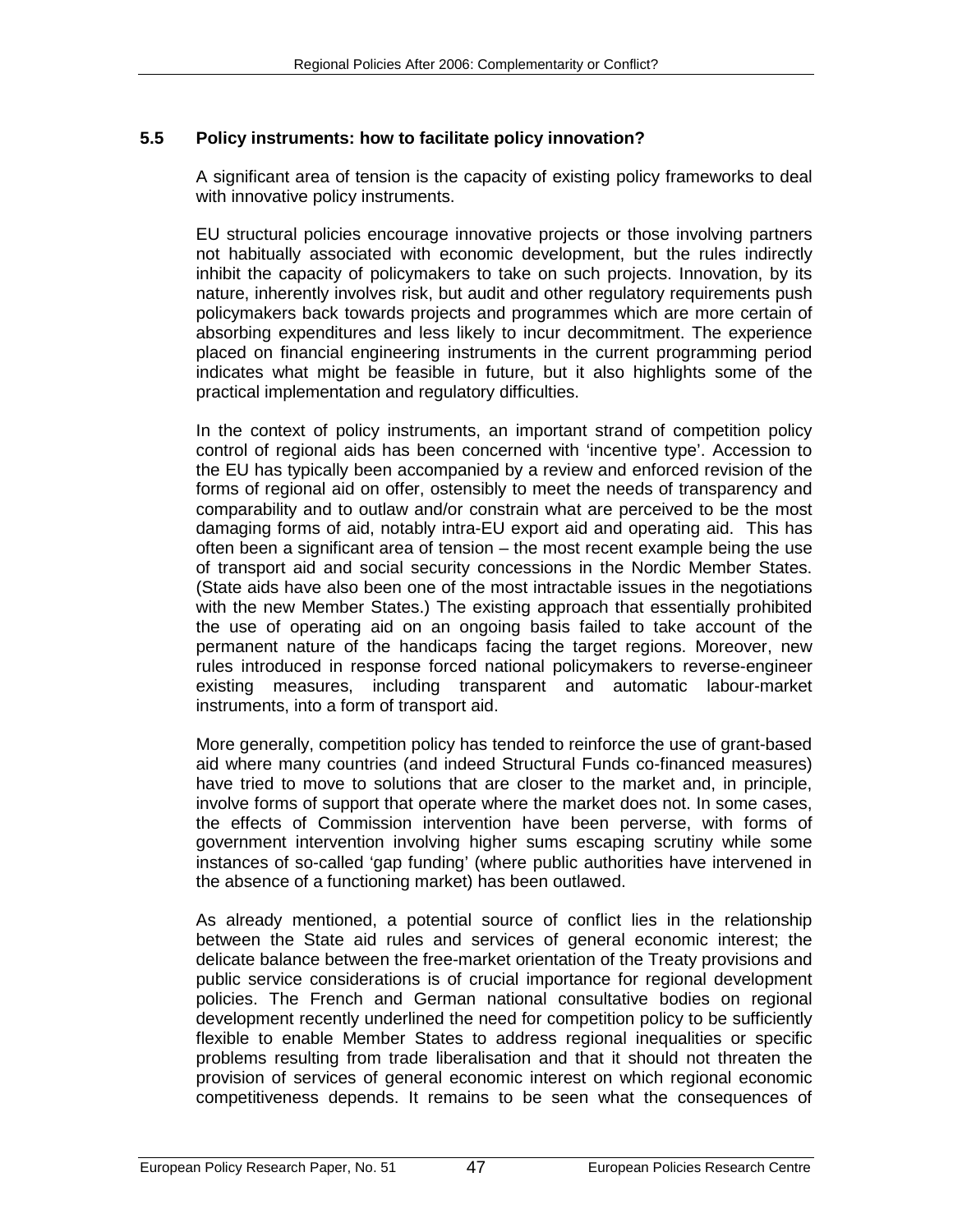### 5.5 Policy instruments: how to facilitate policy innovation?

A significant area of tension is the capacity of existing policy frameworks to deal with innovative policy instruments.

EU structural policies encourage innovative projects or those involving partners not habitually associated with economic development, but the rules indirectly inhibit the capacity of policymakers to take on such projects. Innovation, by its nature, inherently involves risk, but audit and other regulatory requirements push policymakers back towards projects and programmes which are more certain of absorbing expenditures and less likely to incur decommitment. The experience placed on financial engineering instruments in the current programming period indicates what might be feasible in future, but it also highlights some of the practical implementation and regulatory difficulties.

In the context of policy instruments, an important strand of competition policy control of regional aids has been concerned with 'incentive type'. Accession to the EU has typically been accompanied by a review and enforced revision of the forms of regional aid on offer, ostensibly to meet the needs of transparency and comparability and to outlaw and/or constrain what are perceived to be the most damaging forms of aid, notably intra-EU export aid and operating aid. This has often been a significant area of tension – the most recent example being the use of transport aid and social security concessions in the Nordic Member States. (State aids have also been one of the most intractable issues in the negotiations with the new Member States.) The existing approach that essentially prohibited the use of operating aid on an ongoing basis failed to take account of the permanent nature of the handicaps facing the target regions. Moreover, new rules introduced in response forced national policymakers to reverse-engineer existing measures, including transparent and automatic labour-market instruments, into a form of transport aid.

More generally, competition policy has tended to reinforce the use of grant-based aid where many countries (and indeed Structural Funds co-financed measures) have tried to move to solutions that are closer to the market and, in principle, involve forms of support that operate where the market does not. In some cases, the effects of Commission intervention have been perverse, with forms of government intervention involving higher sums escaping scrutiny while some instances of so-called 'gap funding' (where public authorities have intervened in the absence of a functioning market) has been outlawed.

As already mentioned, a potential source of conflict lies in the relationship between the State aid rules and services of general economic interest; the delicate balance between the free-market orientation of the Treaty provisions and public service considerations is of crucial importance for regional development policies. The French and German national consultative bodies on regional development recently underlined the need for competition policy to be sufficiently flexible to enable Member States to address regional inequalities or specific problems resulting from trade liberalisation and that it should not threaten the provision of services of general economic interest on which regional economic competitiveness depends. It remains to be seen what the consequences of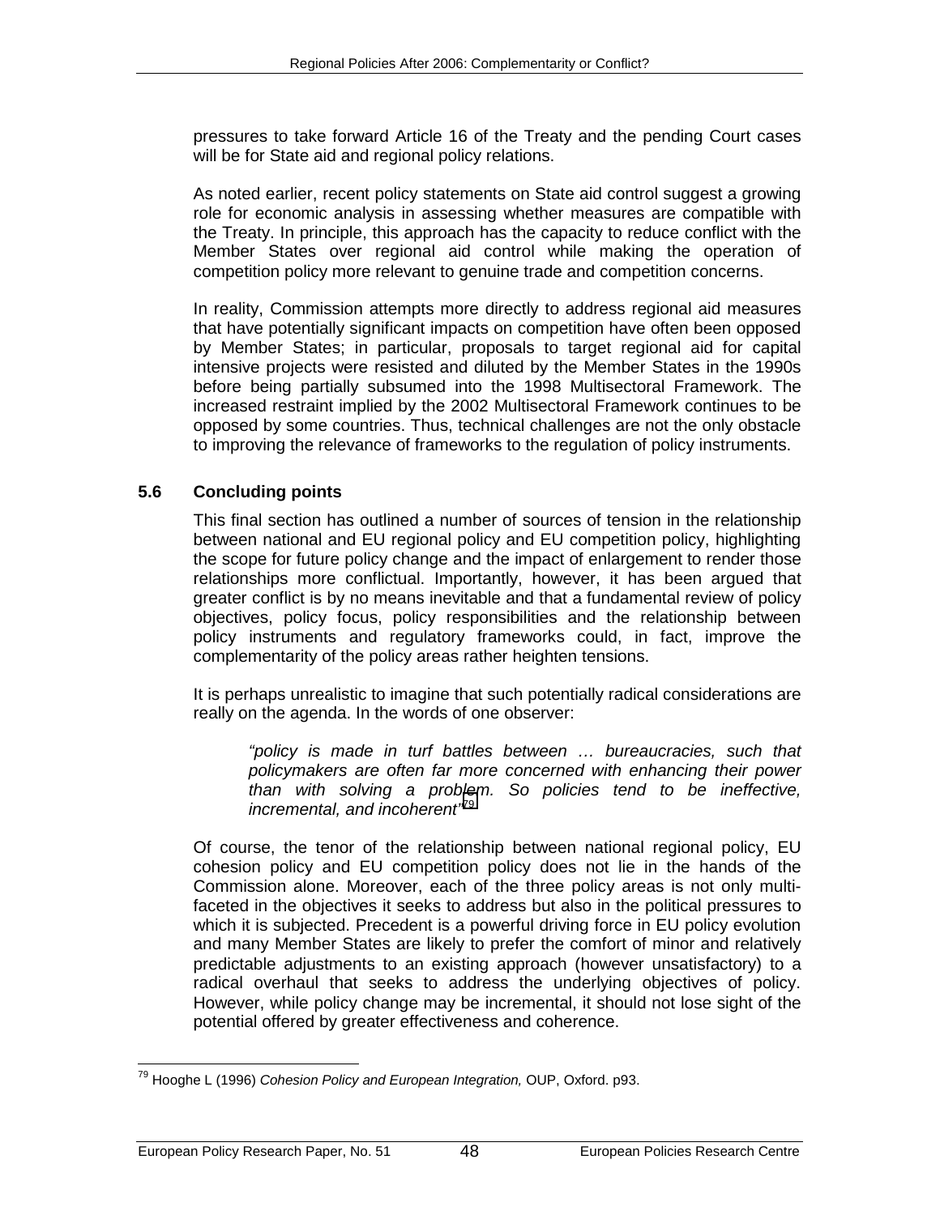pressures to take forward Article 16 of the Treaty and the pending Court cases will be for State aid and regional policy relations.

As noted earlier, recent policy statements on State aid control suggest a growing role for economic analysis in assessing whether measures are compatible with the Treaty. In principle, this approach has the capacity to reduce conflict with the Member States over regional aid control while making the operation of competition policy more relevant to genuine trade and competition concerns.

In reality, Commission attempts more directly to address regional aid measures that have potentially significant impacts on competition have often been opposed by Member States; in particular, proposals to target regional aid for capital intensive projects were resisted and diluted by the Member States in the 1990s before being partially subsumed into the 1998 Multisectoral Framework. The increased restraint implied by the 2002 Multisectoral Framework continues to be opposed by some countries. Thus, technical challenges are not the only obstacle to improving the relevance of frameworks to the regulation of policy instruments.

### 5.6 Concluding points

This final section has outlined a number of sources of tension in the relationship between national and EU regional policy and EU competition policy, highlighting the scope for future policy change and the impact of enlargement to render those relationships more conflictual. Importantly, however, it has been argued that greater conflict is by no means inevitable and that a fundamental review of policy objectives, policy focus, policy responsibilities and the relationship between policy instruments and regulatory frameworks could, in fact, improve the complementarity of the policy areas rather heighten tensions.

It is perhaps unrealistic to imagine that such potentially radical considerations are really on the agenda. In the words of one observer:

> *"policy is made in turf battles between … bureaucracies, such that policymakers are often far more concerned with enhancing their power than with solving a problem. So policies tend to be ineffective, incremental, and incoherent"*[79]

Of course, the tenor of the relationship between national regional policy, EU cohesion policy and EU competition policy does not lie in the hands of the Commission alone. Moreover, each of the three policy areas is not only multi-faceted in the objectives it seeks to address but also in the political pressures to which it is subjected. Precedent is a powerful driving force in EU policy evolution and many Member States are likely to prefer the comfort of minor and relatively predictable adjustments to an existing approach (however unsatisfactory) to a radical overhaul that seeks to address the underlying objectives of policy. However, while policy change may be incremental, it should not lose sight of the potential offered by greater effectiveness and coherence.

---

[79] Hooghe L (1996) *Cohesion Policy and European Integration,* OUP, Oxford. p93.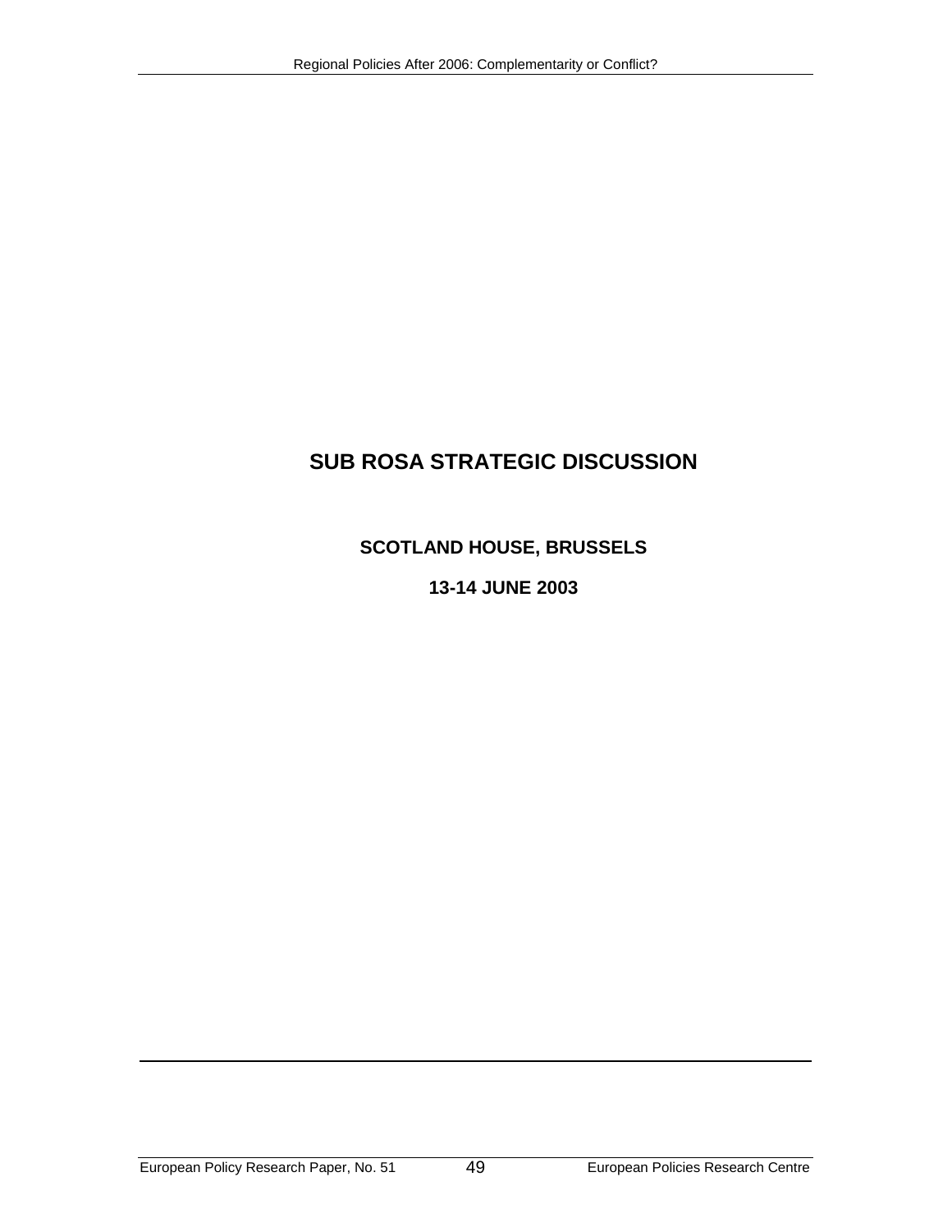# SUB ROSA STRATEGIC DISCUSSION

## SCOTLAND HOUSE, BRUSSELS

## 13-14 JUNE 2003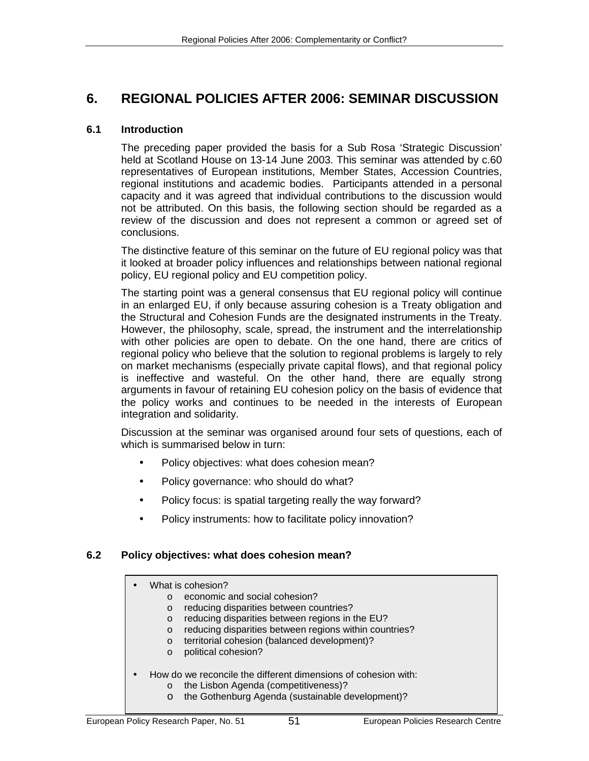# 6. REGIONAL POLICIES AFTER 2006: SEMINAR DISCUSSION

## 6.1 Introduction

The preceding paper provided the basis for a Sub Rosa 'Strategic Discussion' held at Scotland House on 13-14 June 2003. This seminar was attended by c.60 representatives of European institutions, Member States, Accession Countries, regional institutions and academic bodies. Participants attended in a personal capacity and it was agreed that individual contributions to the discussion would not be attributed. On this basis, the following section should be regarded as a review of the discussion and does not represent a common or agreed set of conclusions.

The distinctive feature of this seminar on the future of EU regional policy was that it looked at broader policy influences and relationships between national regional policy, EU regional policy and EU competition policy.

The starting point was a general consensus that EU regional policy will continue in an enlarged EU, if only because assuring cohesion is a Treaty obligation and the Structural and Cohesion Funds are the designated instruments in the Treaty. However, the philosophy, scale, spread, the instrument and the interrelationship with other policies are open to debate. On the one hand, there are critics of regional policy who believe that the solution to regional problems is largely to rely on market mechanisms (especially private capital flows), and that regional policy is ineffective and wasteful. On the other hand, there are equally strong arguments in favour of retaining EU cohesion policy on the basis of evidence that the policy works and continues to be needed in the interests of European integration and solidarity.

Discussion at the seminar was organised around four sets of questions, each of which is summarised below in turn:

- Policy objectives: what does cohesion mean?
- Policy governance: who should do what?
- Policy focus: is spatial targeting really the way forward?
- Policy instruments: how to facilitate policy innovation?

## 6.2 Policy objectives: what does cohesion mean?

- What is cohesion?
  - economic and social cohesion?
  - reducing disparities between countries?
  - reducing disparities between regions in the EU?
  - reducing disparities between regions within countries?
  - territorial cohesion (balanced development)?
  - political cohesion?
- How do we reconcile the different dimensions of cohesion with:
  - the Lisbon Agenda (competitiveness)?
  - the Gothenburg Agenda (sustainable development)?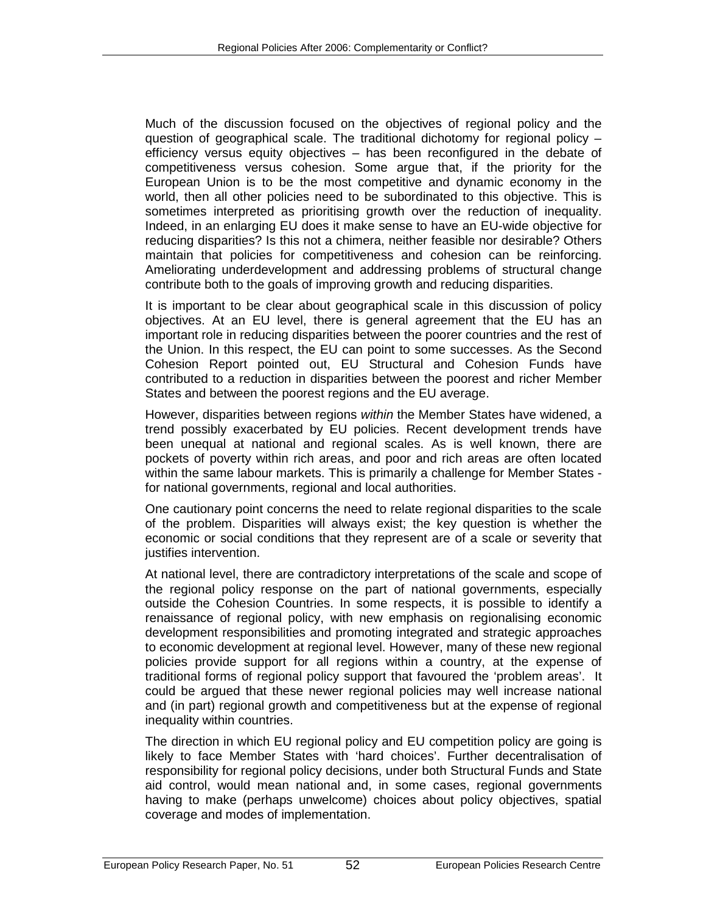Much of the discussion focused on the objectives of regional policy and the question of geographical scale. The traditional dichotomy for regional policy – efficiency versus equity objectives – has been reconfigured in the debate of competitiveness versus cohesion. Some argue that, if the priority for the European Union is to be the most competitive and dynamic economy in the world, then all other policies need to be subordinated to this objective. This is sometimes interpreted as prioritising growth over the reduction of inequality. Indeed, in an enlarging EU does it make sense to have an EU-wide objective for reducing disparities? Is this not a chimera, neither feasible nor desirable? Others maintain that policies for competitiveness and cohesion can be reinforcing. Ameliorating underdevelopment and addressing problems of structural change contribute both to the goals of improving growth and reducing disparities.

It is important to be clear about geographical scale in this discussion of policy objectives. At an EU level, there is general agreement that the EU has an important role in reducing disparities between the poorer countries and the rest of the Union. In this respect, the EU can point to some successes. As the Second Cohesion Report pointed out, EU Structural and Cohesion Funds have contributed to a reduction in disparities between the poorest and richer Member States and between the poorest regions and the EU average.

However, disparities between regions *within* the Member States have widened, a trend possibly exacerbated by EU policies. Recent development trends have been unequal at national and regional scales. As is well known, there are pockets of poverty within rich areas, and poor and rich areas are often located within the same labour markets. This is primarily a challenge for Member States - for national governments, regional and local authorities.

One cautionary point concerns the need to relate regional disparities to the scale of the problem. Disparities will always exist; the key question is whether the economic or social conditions that they represent are of a scale or severity that justifies intervention.

At national level, there are contradictory interpretations of the scale and scope of the regional policy response on the part of national governments, especially outside the Cohesion Countries. In some respects, it is possible to identify a renaissance of regional policy, with new emphasis on regionalising economic development responsibilities and promoting integrated and strategic approaches to economic development at regional level. However, many of these new regional policies provide support for all regions within a country, at the expense of traditional forms of regional policy support that favoured the 'problem areas'. It could be argued that these newer regional policies may well increase national and (in part) regional growth and competitiveness but at the expense of regional inequality within countries.

The direction in which EU regional policy and EU competition policy are going is likely to face Member States with 'hard choices'. Further decentralisation of responsibility for regional policy decisions, under both Structural Funds and State aid control, would mean national and, in some cases, regional governments having to make (perhaps unwelcome) choices about policy objectives, spatial coverage and modes of implementation.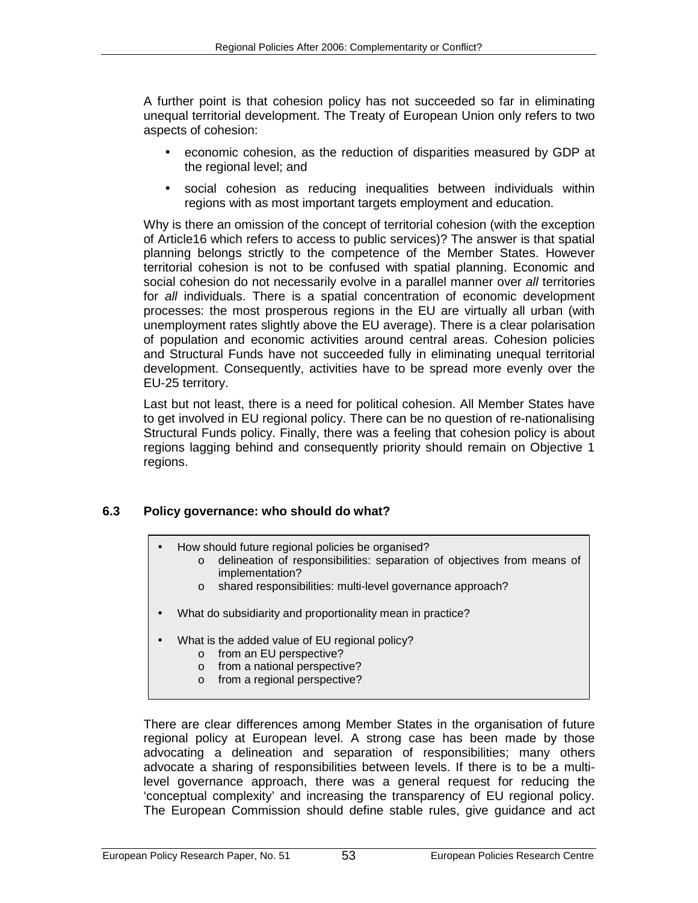A further point is that cohesion policy has not succeeded so far in eliminating unequal territorial development. The Treaty of European Union only refers to two aspects of cohesion:

- economic cohesion, as the reduction of disparities measured by GDP at the regional level; and
- social cohesion as reducing inequalities between individuals within regions with as most important targets employment and education.

Why is there an omission of the concept of territorial cohesion (with the exception of Article16 which refers to access to public services)? The answer is that spatial planning belongs strictly to the competence of the Member States. However territorial cohesion is not to be confused with spatial planning. Economic and social cohesion do not necessarily evolve in a parallel manner over *all* territories for *all* individuals. There is a spatial concentration of economic development processes: the most prosperous regions in the EU are virtually all urban (with unemployment rates slightly above the EU average). There is a clear polarisation of population and economic activities around central areas. Cohesion policies and Structural Funds have not succeeded fully in eliminating unequal territorial development. Consequently, activities have to be spread more evenly over the EU-25 territory.

Last but not least, there is a need for political cohesion. All Member States have to get involved in EU regional policy. There can be no question of re-nationalising Structural Funds policy. Finally, there was a feeling that cohesion policy is about regions lagging behind and consequently priority should remain on Objective 1 regions.

### 6.3 Policy governance: who should do what?

- How should future regional policies be organised?
  - delineation of responsibilities: separation of objectives from means of implementation?
  - shared responsibilities: multi-level governance approach?
- What do subsidiarity and proportionality mean in practice?
- What is the added value of EU regional policy?
  - from an EU perspective?
  - from a national perspective?
  - from a regional perspective?

There are clear differences among Member States in the organisation of future regional policy at European level. A strong case has been made by those advocating a delineation and separation of responsibilities; many others advocate a sharing of responsibilities between levels. If there is to be a multi-level governance approach, there was a general request for reducing the 'conceptual complexity' and increasing the transparency of EU regional policy. The European Commission should define stable rules, give guidance and act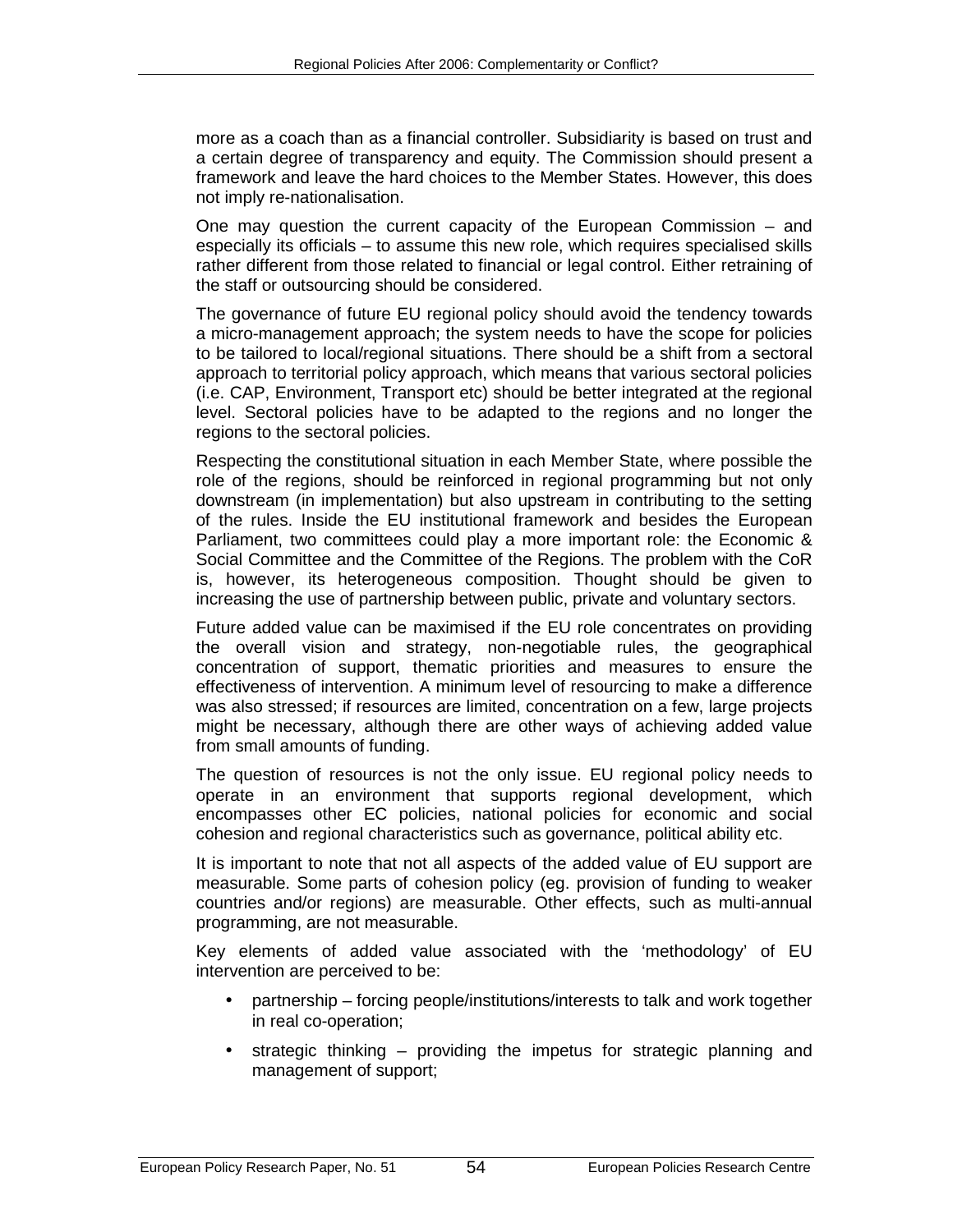more as a coach than as a financial controller. Subsidiarity is based on trust and a certain degree of transparency and equity. The Commission should present a framework and leave the hard choices to the Member States. However, this does not imply re-nationalisation.

One may question the current capacity of the European Commission – and especially its officials – to assume this new role, which requires specialised skills rather different from those related to financial or legal control. Either retraining of the staff or outsourcing should be considered.

The governance of future EU regional policy should avoid the tendency towards a micro-management approach; the system needs to have the scope for policies to be tailored to local/regional situations. There should be a shift from a sectoral approach to territorial policy approach, which means that various sectoral policies (i.e. CAP, Environment, Transport etc) should be better integrated at the regional level. Sectoral policies have to be adapted to the regions and no longer the regions to the sectoral policies.

Respecting the constitutional situation in each Member State, where possible the role of the regions, should be reinforced in regional programming but not only downstream (in implementation) but also upstream in contributing to the setting of the rules. Inside the EU institutional framework and besides the European Parliament, two committees could play a more important role: the Economic & Social Committee and the Committee of the Regions. The problem with the CoR is, however, its heterogeneous composition. Thought should be given to increasing the use of partnership between public, private and voluntary sectors.

Future added value can be maximised if the EU role concentrates on providing the overall vision and strategy, non-negotiable rules, the geographical concentration of support, thematic priorities and measures to ensure the effectiveness of intervention. A minimum level of resourcing to make a difference was also stressed; if resources are limited, concentration on a few, large projects might be necessary, although there are other ways of achieving added value from small amounts of funding.

The question of resources is not the only issue. EU regional policy needs to operate in an environment that supports regional development, which encompasses other EC policies, national policies for economic and social cohesion and regional characteristics such as governance, political ability etc.

It is important to note that not all aspects of the added value of EU support are measurable. Some parts of cohesion policy (eg. provision of funding to weaker countries and/or regions) are measurable. Other effects, such as multi-annual programming, are not measurable.

Key elements of added value associated with the 'methodology' of EU intervention are perceived to be:

- partnership – forcing people/institutions/interests to talk and work together in real co-operation;
- strategic thinking – providing the impetus for strategic planning and management of support;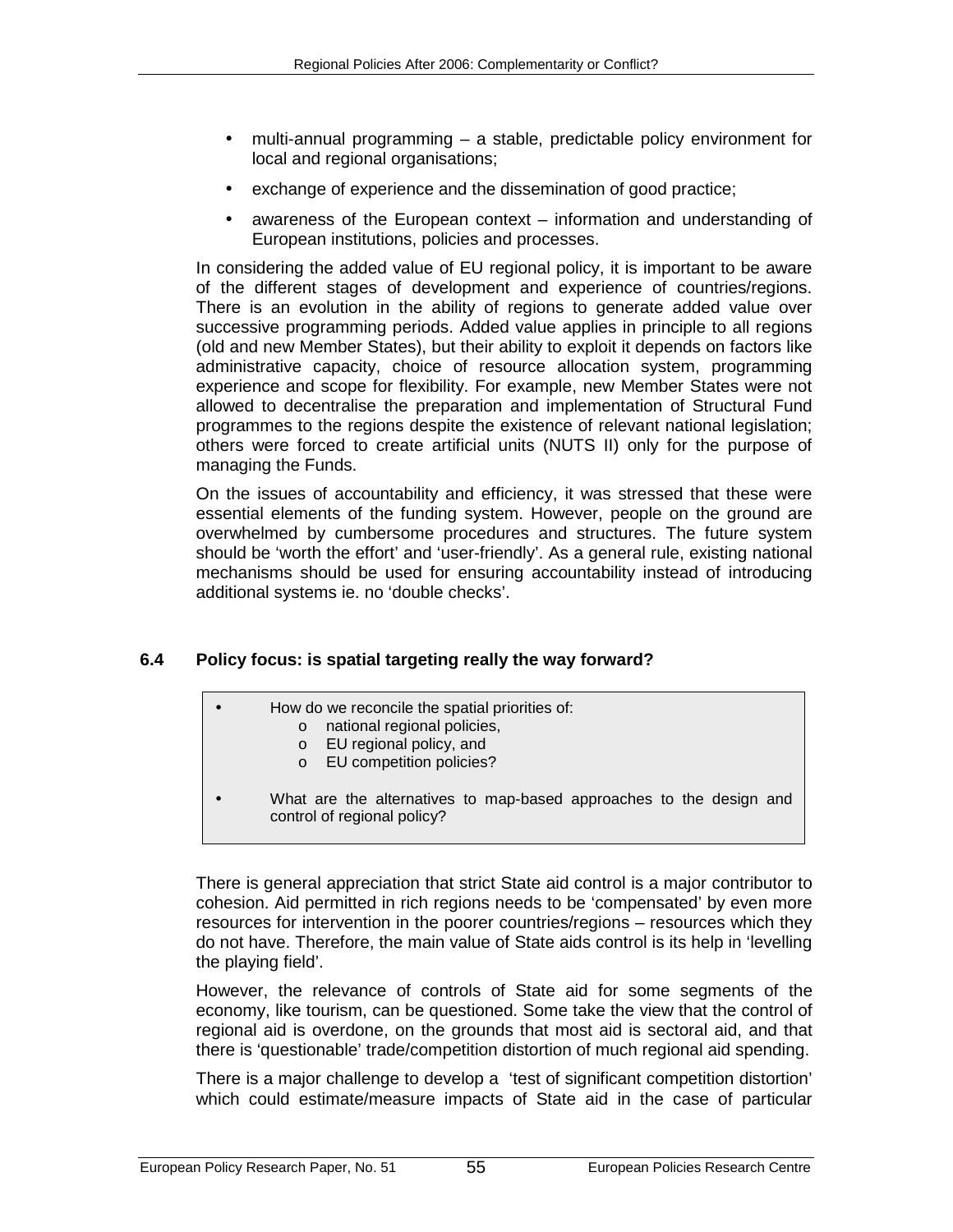- multi-annual programming – a stable, predictable policy environment for local and regional organisations;
- exchange of experience and the dissemination of good practice;
- awareness of the European context – information and understanding of European institutions, policies and processes.

In considering the added value of EU regional policy, it is important to be aware of the different stages of development and experience of countries/regions. There is an evolution in the ability of regions to generate added value over successive programming periods. Added value applies in principle to all regions (old and new Member States), but their ability to exploit it depends on factors like administrative capacity, choice of resource allocation system, programming experience and scope for flexibility. For example, new Member States were not allowed to decentralise the preparation and implementation of Structural Fund programmes to the regions despite the existence of relevant national legislation; others were forced to create artificial units (NUTS II) only for the purpose of managing the Funds.

On the issues of accountability and efficiency, it was stressed that these were essential elements of the funding system. However, people on the ground are overwhelmed by cumbersome procedures and structures. The future system should be 'worth the effort' and 'user-friendly'. As a general rule, existing national mechanisms should be used for ensuring accountability instead of introducing additional systems ie. no 'double checks'.

### 6.4 Policy focus: is spatial targeting really the way forward?

- How do we reconcile the spatial priorities of:
    - national regional policies,
    - EU regional policy, and
    - EU competition policies?
- What are the alternatives to map-based approaches to the design and control of regional policy?

There is general appreciation that strict State aid control is a major contributor to cohesion. Aid permitted in rich regions needs to be 'compensated' by even more resources for intervention in the poorer countries/regions – resources which they do not have. Therefore, the main value of State aids control is its help in 'levelling the playing field'.

However, the relevance of controls of State aid for some segments of the economy, like tourism, can be questioned. Some take the view that the control of regional aid is overdone, on the grounds that most aid is sectoral aid, and that there is 'questionable' trade/competition distortion of much regional aid spending.

There is a major challenge to develop a 'test of significant competition distortion' which could estimate/measure impacts of State aid in the case of particular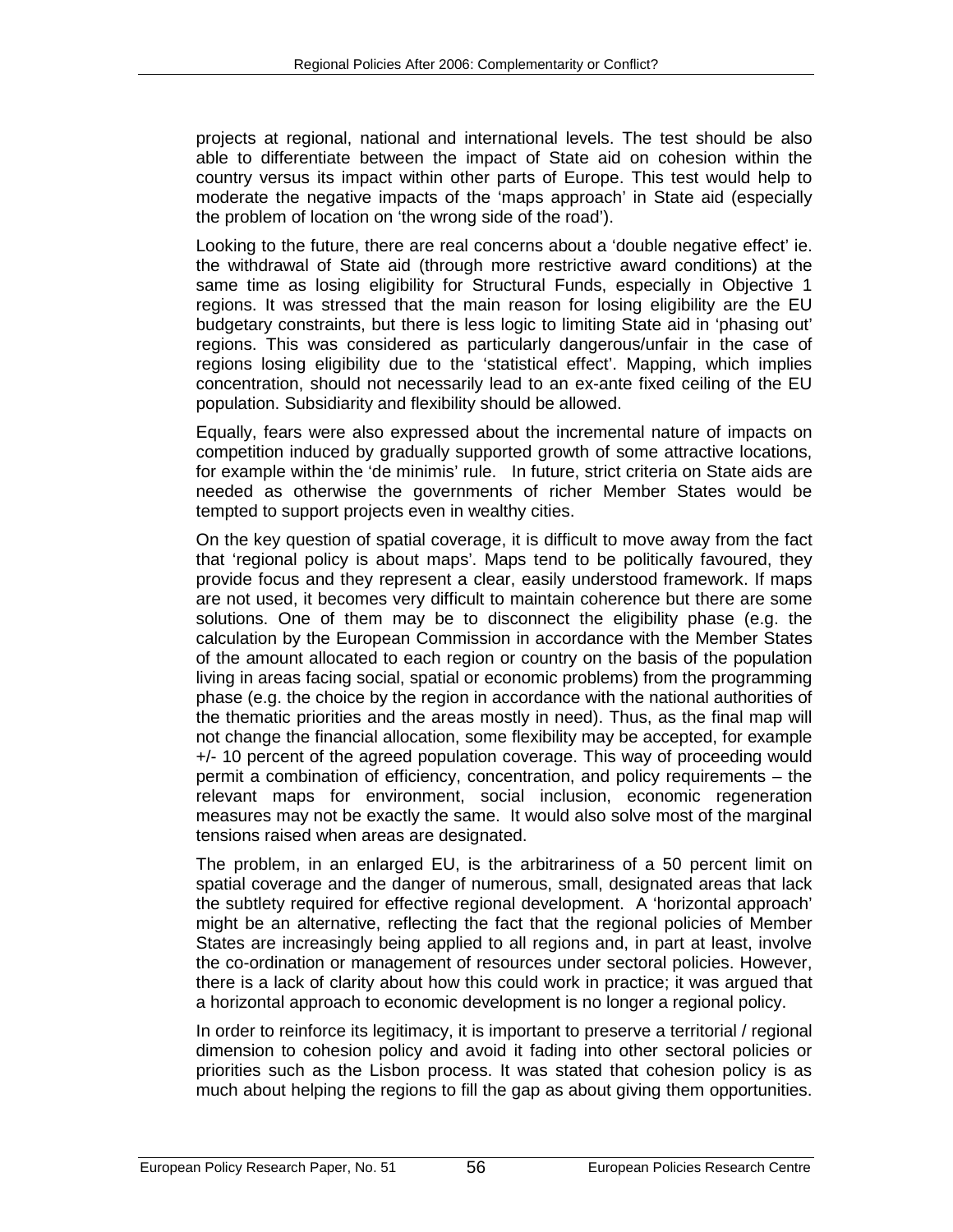projects at regional, national and international levels. The test should be also able to differentiate between the impact of State aid on cohesion within the country versus its impact within other parts of Europe. This test would help to moderate the negative impacts of the 'maps approach' in State aid (especially the problem of location on 'the wrong side of the road').

Looking to the future, there are real concerns about a 'double negative effect' ie. the withdrawal of State aid (through more restrictive award conditions) at the same time as losing eligibility for Structural Funds, especially in Objective 1 regions. It was stressed that the main reason for losing eligibility are the EU budgetary constraints, but there is less logic to limiting State aid in 'phasing out' regions. This was considered as particularly dangerous/unfair in the case of regions losing eligibility due to the 'statistical effect'. Mapping, which implies concentration, should not necessarily lead to an ex-ante fixed ceiling of the EU population. Subsidiarity and flexibility should be allowed.

Equally, fears were also expressed about the incremental nature of impacts on competition induced by gradually supported growth of some attractive locations, for example within the 'de minimis' rule. In future, strict criteria on State aids are needed as otherwise the governments of richer Member States would be tempted to support projects even in wealthy cities.

On the key question of spatial coverage, it is difficult to move away from the fact that 'regional policy is about maps'. Maps tend to be politically favoured, they provide focus and they represent a clear, easily understood framework. If maps are not used, it becomes very difficult to maintain coherence but there are some solutions. One of them may be to disconnect the eligibility phase (e.g. the calculation by the European Commission in accordance with the Member States of the amount allocated to each region or country on the basis of the population living in areas facing social, spatial or economic problems) from the programming phase (e.g. the choice by the region in accordance with the national authorities of the thematic priorities and the areas mostly in need). Thus, as the final map will not change the financial allocation, some flexibility may be accepted, for example +/- 10 percent of the agreed population coverage. This way of proceeding would permit a combination of efficiency, concentration, and policy requirements – the relevant maps for environment, social inclusion, economic regeneration measures may not be exactly the same. It would also solve most of the marginal tensions raised when areas are designated.

The problem, in an enlarged EU, is the arbitrariness of a 50 percent limit on spatial coverage and the danger of numerous, small, designated areas that lack the subtlety required for effective regional development. A 'horizontal approach' might be an alternative, reflecting the fact that the regional policies of Member States are increasingly being applied to all regions and, in part at least, involve the co-ordination or management of resources under sectoral policies. However, there is a lack of clarity about how this could work in practice; it was argued that a horizontal approach to economic development is no longer a regional policy.

In order to reinforce its legitimacy, it is important to preserve a territorial / regional dimension to cohesion policy and avoid it fading into other sectoral policies or priorities such as the Lisbon process. It was stated that cohesion policy is as much about helping the regions to fill the gap as about giving them opportunities.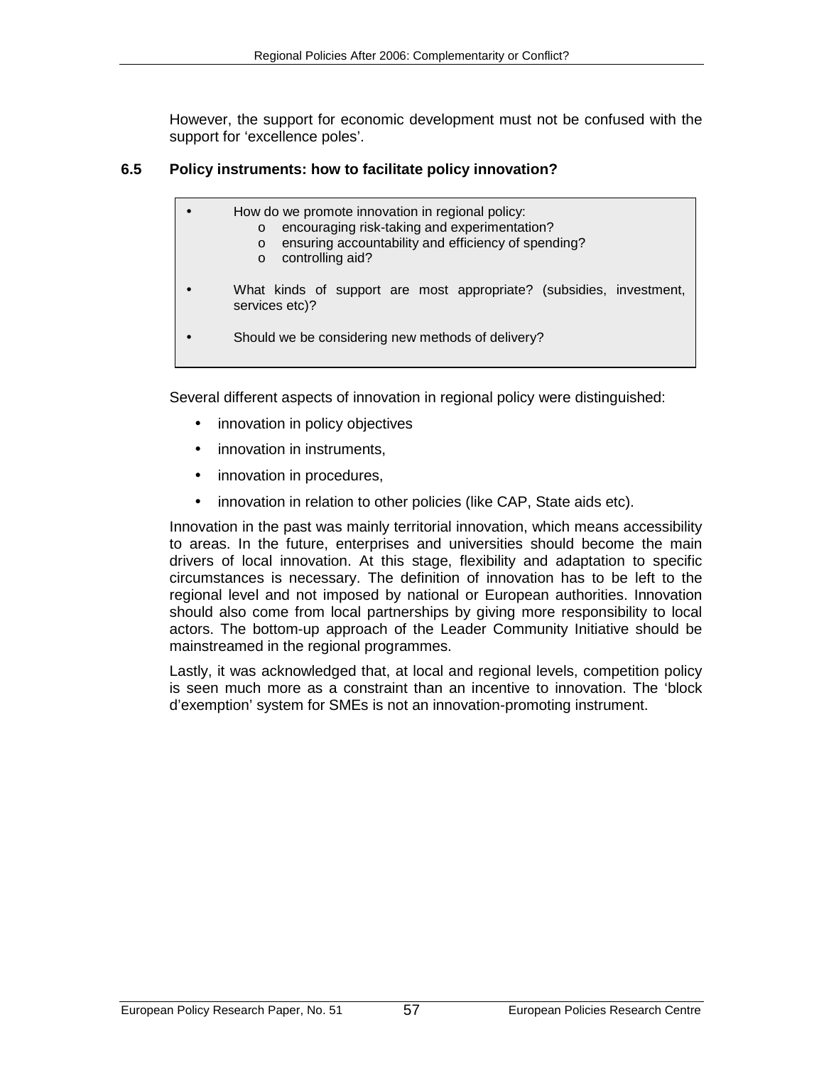However, the support for economic development must not be confused with the support for 'excellence poles'.

### 6.5 Policy instruments: how to facilitate policy innovation?

- How do we promote innovation in regional policy:
  - encouraging risk-taking and experimentation?
  - ensuring accountability and efficiency of spending?
  - controlling aid?
- What kinds of support are most appropriate? (subsidies, investment, services etc)?
- Should we be considering new methods of delivery?

Several different aspects of innovation in regional policy were distinguished:

- innovation in policy objectives
- innovation in instruments,
- innovation in procedures,
- innovation in relation to other policies (like CAP, State aids etc).

Innovation in the past was mainly territorial innovation, which means accessibility to areas. In the future, enterprises and universities should become the main drivers of local innovation. At this stage, flexibility and adaptation to specific circumstances is necessary. The definition of innovation has to be left to the regional level and not imposed by national or European authorities. Innovation should also come from local partnerships by giving more responsibility to local actors. The bottom-up approach of the Leader Community Initiative should be mainstreamed in the regional programmes.

Lastly, it was acknowledged that, at local and regional levels, competition policy is seen much more as a constraint than an incentive to innovation. The 'block d'exemption' system for SMEs is not an innovation-promoting instrument.